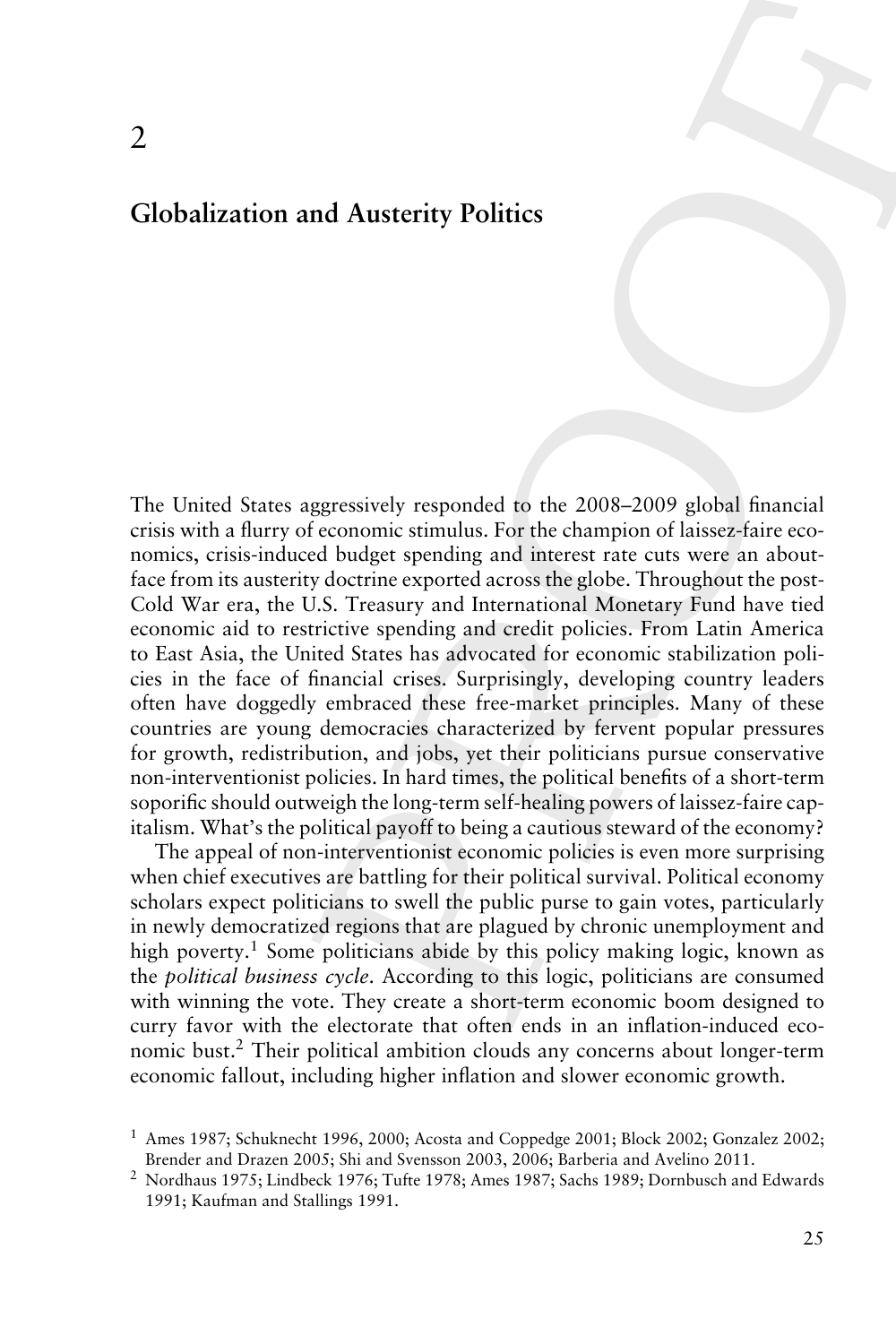# 2

# Globalization and Austerity Politics

The United States aggressively responded to the 2008–2009 global financial crisis with a flurry of economic stimulus. For the champion of laissez-faire economics, crisis-induced budget spending and interest rate cuts were an about-face from its austerity doctrine exported across the globe. Throughout the post-Cold War era, the U.S. Treasury and International Monetary Fund have tied economic aid to restrictive spending and credit policies. From Latin America to East Asia, the United States has advocated for economic stabilization policies in the face of financial crises. Surprisingly, developing country leaders often have doggedly embraced these free-market principles. Many of these countries are young democracies characterized by fervent popular pressures for growth, redistribution, and jobs, yet their politicians pursue conservative non-interventionist policies. In hard times, the political benefits of a short-term soporific should outweigh the long-term self-healing powers of laissez-faire capitalism. What's the political payoff to being a cautious steward of the economy?

The appeal of non-interventionist economic policies is even more surprising when chief executives are battling for their political survival. Political economy scholars expect politicians to swell the public purse to gain votes, particularly in newly democratized regions that are plagued by chronic unemployment and high poverty.[1] Some politicians abide by this policy making logic, known as the *political business cycle*. According to this logic, politicians are consumed with winning the vote. They create a short-term economic boom designed to curry favor with the electorate that often ends in an inflation-induced economic bust.[2] Their political ambition clouds any concerns about longer-term economic fallout, including higher inflation and slower economic growth.

[1] Ames 1987; Schuknecht 1996, 2000; Acosta and Coppedge 2001; Block 2002; Gonzalez 2002; Brender and Drazen 2005; Shi and Svensson 2003, 2006; Barberia and Avelino 2011.

[2] Nordhaus 1975; Lindbeck 1976; Tufte 1978; Ames 1987; Sachs 1989; Dornbusch and Edwards 1991; Kaufman and Stallings 1991.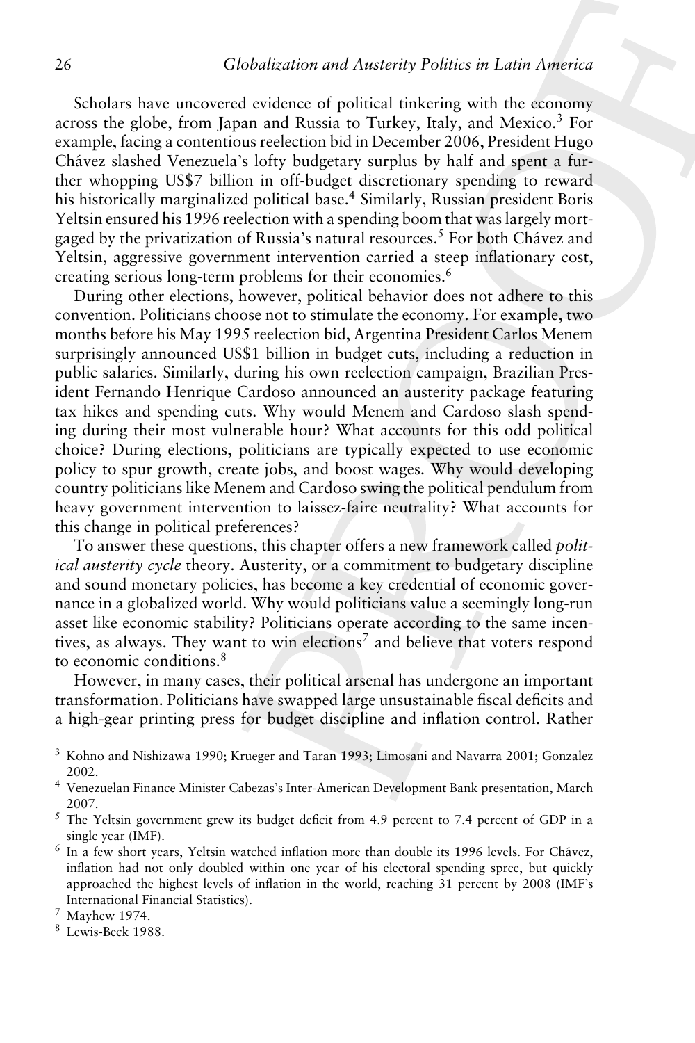Scholars have uncovered evidence of political tinkering with the economy across the globe, from Japan and Russia to Turkey, Italy, and Mexico.[3] For example, facing a contentious reelection bid in December 2006, President Hugo Chávez slashed Venezuela's lofty budgetary surplus by half and spent a further whopping US$7 billion in off-budget discretionary spending to reward his historically marginalized political base.[4] Similarly, Russian president Boris Yeltsin ensured his 1996 reelection with a spending boom that was largely mortgaged by the privatization of Russia's natural resources.[5] For both Chávez and Yeltsin, aggressive government intervention carried a steep inflationary cost, creating serious long-term problems for their economies.[6]

During other elections, however, political behavior does not adhere to this convention. Politicians choose not to stimulate the economy. For example, two months before his May 1995 reelection bid, Argentina President Carlos Menem surprisingly announced US$1 billion in budget cuts, including a reduction in public salaries. Similarly, during his own reelection campaign, Brazilian President Fernando Henrique Cardoso announced an austerity package featuring tax hikes and spending cuts. Why would Menem and Cardoso slash spending during their most vulnerable hour? What accounts for this odd political choice? During elections, politicians are typically expected to use economic policy to spur growth, create jobs, and boost wages. Why would developing country politicians like Menem and Cardoso swing the political pendulum from heavy government intervention to laissez-faire neutrality? What accounts for this change in political preferences?

To answer these questions, this chapter offers a new framework called *political austerity cycle* theory. Austerity, or a commitment to budgetary discipline and sound monetary policies, has become a key credential of economic governance in a globalized world. Why would politicians value a seemingly long-run asset like economic stability? Politicians operate according to the same incentives, as always. They want to win elections[7] and believe that voters respond to economic conditions.[8]

However, in many cases, their political arsenal has undergone an important transformation. Politicians have swapped large unsustainable fiscal deficits and a high-gear printing press for budget discipline and inflation control. Rather

[3] Kohno and Nishizawa 1990; Krueger and Taran 1993; Limosani and Navarra 2001; Gonzalez 2002.

[4] Venezuelan Finance Minister Cabezas's Inter-American Development Bank presentation, March 2007.

[5] The Yeltsin government grew its budget deficit from 4.9 percent to 7.4 percent of GDP in a single year (IMF).

[6] In a few short years, Yeltsin watched inflation more than double its 1996 levels. For Chávez, inflation had not only doubled within one year of his electoral spending spree, but quickly approached the highest levels of inflation in the world, reaching 31 percent by 2008 (IMF's International Financial Statistics).

[7] Mayhew 1974.

[8] Lewis-Beck 1988.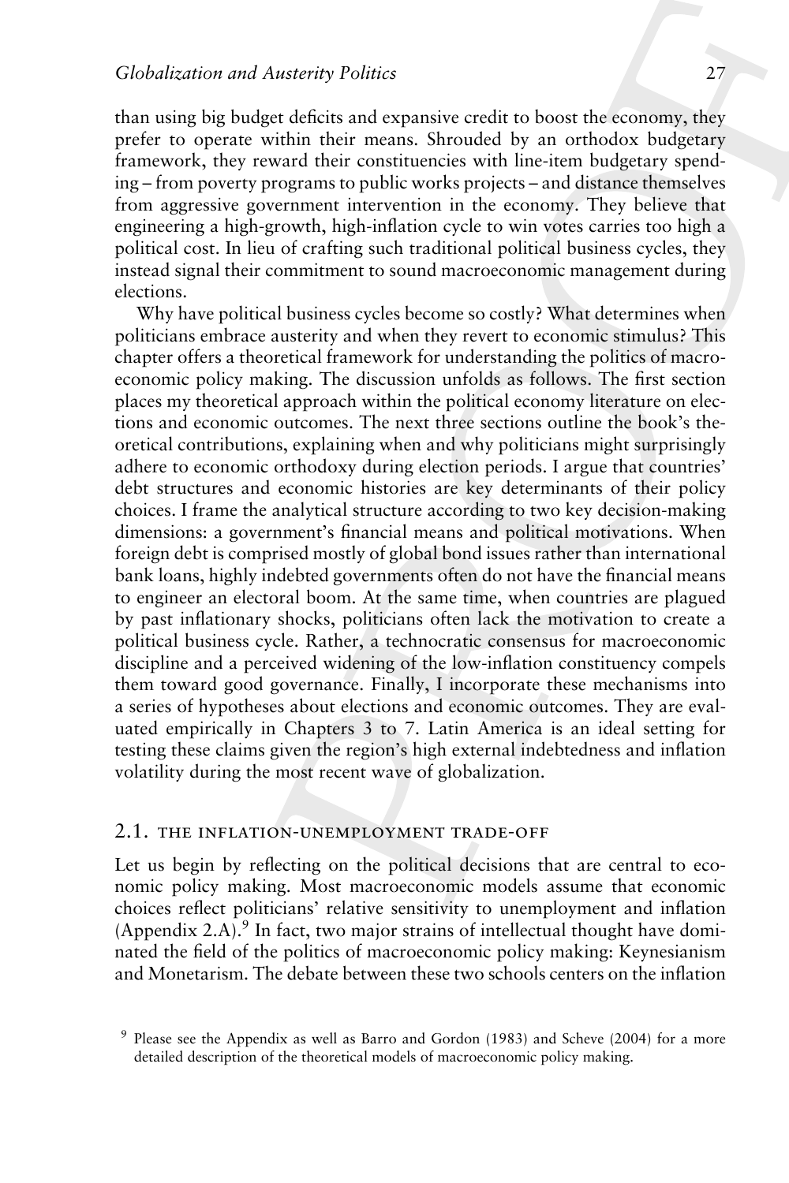than using big budget deficits and expansive credit to boost the economy, they prefer to operate within their means. Shrouded by an orthodox budgetary framework, they reward their constituencies with line-item budgetary spending – from poverty programs to public works projects – and distance themselves from aggressive government intervention in the economy. They believe that engineering a high-growth, high-inflation cycle to win votes carries too high a political cost. In lieu of crafting such traditional political business cycles, they instead signal their commitment to sound macroeconomic management during elections.

Why have political business cycles become so costly? What determines when politicians embrace austerity and when they revert to economic stimulus? This chapter offers a theoretical framework for understanding the politics of macroeconomic policy making. The discussion unfolds as follows. The first section places my theoretical approach within the political economy literature on elections and economic outcomes. The next three sections outline the book's theoretical contributions, explaining when and why politicians might surprisingly adhere to economic orthodoxy during election periods. I argue that countries' debt structures and economic histories are key determinants of their policy choices. I frame the analytical structure according to two key decision-making dimensions: a government's financial means and political motivations. When foreign debt is comprised mostly of global bond issues rather than international bank loans, highly indebted governments often do not have the financial means to engineer an electoral boom. At the same time, when countries are plagued by past inflationary shocks, politicians often lack the motivation to create a political business cycle. Rather, a technocratic consensus for macroeconomic discipline and a perceived widening of the low-inflation constituency compels them toward good governance. Finally, I incorporate these mechanisms into a series of hypotheses about elections and economic outcomes. They are evaluated empirically in Chapters 3 to 7. Latin America is an ideal setting for testing these claims given the region's high external indebtedness and inflation volatility during the most recent wave of globalization.

## 2.1. THE INFLATION-UNEMPLOYMENT TRADE-OFF

Let us begin by reflecting on the political decisions that are central to economic policy making. Most macroeconomic models assume that economic choices reflect politicians' relative sensitivity to unemployment and inflation (Appendix 2.A).[9] In fact, two major strains of intellectual thought have dominated the field of the politics of macroeconomic policy making: Keynesianism and Monetarism. The debate between these two schools centers on the inflation

[9] Please see the Appendix as well as Barro and Gordon (1983) and Scheve (2004) for a more detailed description of the theoretical models of macroeconomic policy making.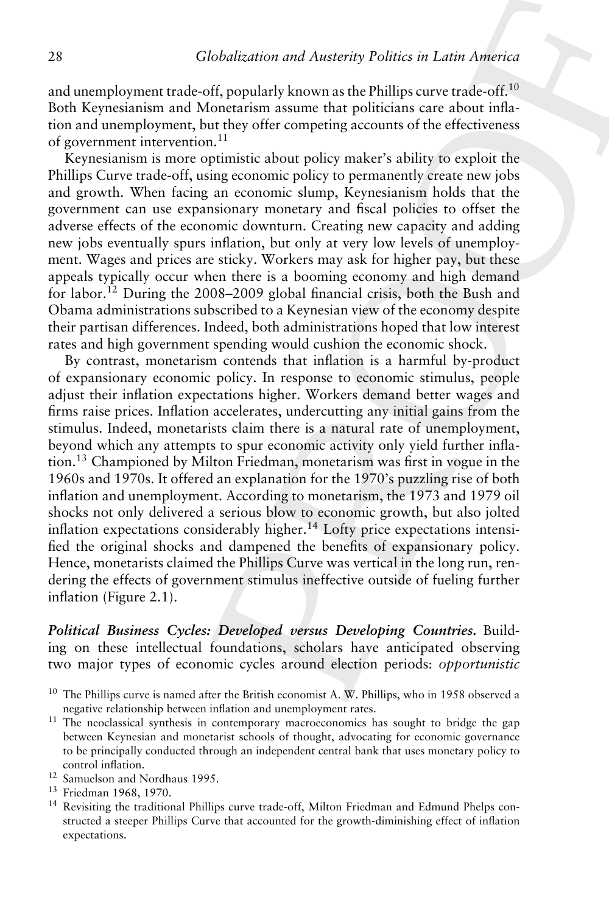and unemployment trade-off, popularly known as the Phillips curve trade-off.[10] Both Keynesianism and Monetarism assume that politicians care about inflation and unemployment, but they offer competing accounts of the effectiveness of government intervention.[11]

Keynesianism is more optimistic about policy maker's ability to exploit the Phillips Curve trade-off, using economic policy to permanently create new jobs and growth. When facing an economic slump, Keynesianism holds that the government can use expansionary monetary and fiscal policies to offset the adverse effects of the economic downturn. Creating new capacity and adding new jobs eventually spurs inflation, but only at very low levels of unemployment. Wages and prices are sticky. Workers may ask for higher pay, but these appeals typically occur when there is a booming economy and high demand for labor.[12] During the 2008–2009 global financial crisis, both the Bush and Obama administrations subscribed to a Keynesian view of the economy despite their partisan differences. Indeed, both administrations hoped that low interest rates and high government spending would cushion the economic shock.

By contrast, monetarism contends that inflation is a harmful by-product of expansionary economic policy. In response to economic stimulus, people adjust their inflation expectations higher. Workers demand better wages and firms raise prices. Inflation accelerates, undercutting any initial gains from the stimulus. Indeed, monetarists claim there is a natural rate of unemployment, beyond which any attempts to spur economic activity only yield further inflation.[13] Championed by Milton Friedman, monetarism was first in vogue in the 1960s and 1970s. It offered an explanation for the 1970's puzzling rise of both inflation and unemployment. According to monetarism, the 1973 and 1979 oil shocks not only delivered a serious blow to economic growth, but also jolted inflation expectations considerably higher.[14] Lofty price expectations intensified the original shocks and dampened the benefits of expansionary policy. Hence, monetarists claimed the Phillips Curve was vertical in the long run, rendering the effects of government stimulus ineffective outside of fueling further inflation (Figure 2.1).

***Political Business Cycles: Developed versus Developing Countries.*** Building on these intellectual foundations, scholars have anticipated observing two major types of economic cycles around election periods: *opportunistic*

[10] The Phillips curve is named after the British economist A. W. Phillips, who in 1958 observed a negative relationship between inflation and unemployment rates.

[11] The neoclassical synthesis in contemporary macroeconomics has sought to bridge the gap between Keynesian and monetarist schools of thought, advocating for economic governance to be principally conducted through an independent central bank that uses monetary policy to control inflation.

[12] Samuelson and Nordhaus 1995.

[13] Friedman 1968, 1970.

[14] Revisiting the traditional Phillips curve trade-off, Milton Friedman and Edmund Phelps constructed a steeper Phillips Curve that accounted for the growth-diminishing effect of inflation expectations.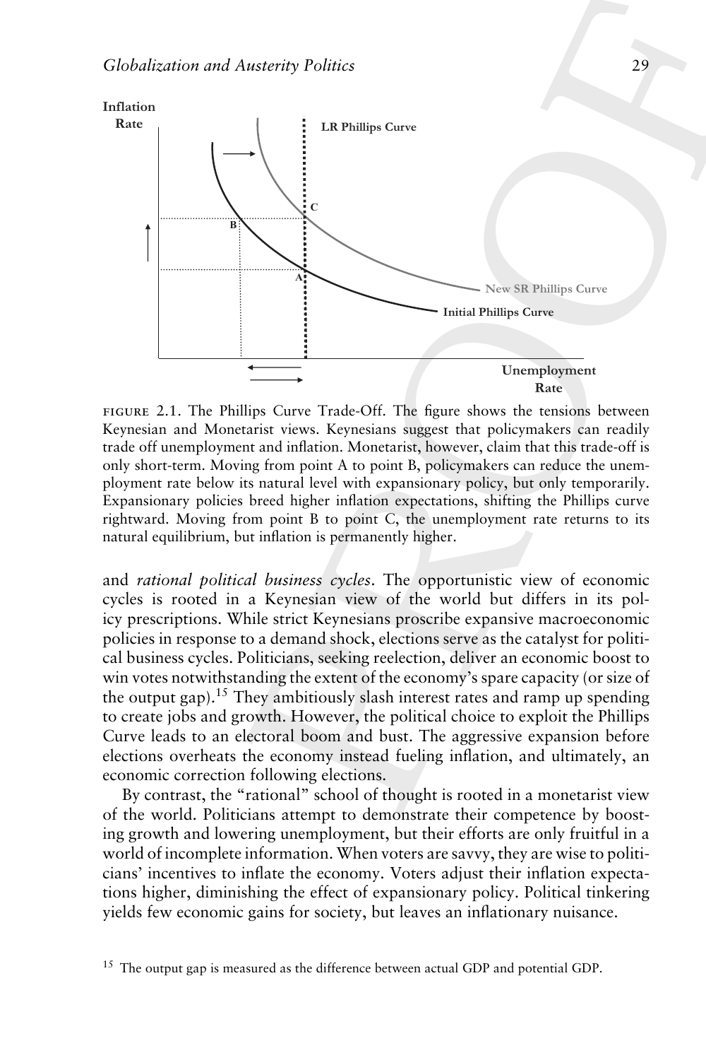FIGURE 2.1. The Phillips Curve Trade-Off. The figure shows the tensions between Keynesian and Monetarist views. Keynesians suggest that policymakers can readily trade off unemployment and inflation. Monetarist, however, claim that this trade-off is only short-term. Moving from point A to point B, policymakers can reduce the unemployment rate below its natural level with expansionary policy, but only temporarily. Expansionary policies breed higher inflation expectations, shifting the Phillips curve rightward. Moving from point B to point C, the unemployment rate returns to its natural equilibrium, but inflation is permanently higher.

and *rational political business cycles*. The opportunistic view of economic cycles is rooted in a Keynesian view of the world but differs in its policy prescriptions. While strict Keynesians proscribe expansive macroeconomic policies in response to a demand shock, elections serve as the catalyst for political business cycles. Politicians, seeking reelection, deliver an economic boost to win votes notwithstanding the extent of the economy's spare capacity (or size of the output gap).[15] They ambitiously slash interest rates and ramp up spending to create jobs and growth. However, the political choice to exploit the Phillips Curve leads to an electoral boom and bust. The aggressive expansion before elections overheats the economy instead fueling inflation, and ultimately, an economic correction following elections.

By contrast, the "rational" school of thought is rooted in a monetarist view of the world. Politicians attempt to demonstrate their competence by boosting growth and lowering unemployment, but their efforts are only fruitful in a world of incomplete information. When voters are savvy, they are wise to politicians' incentives to inflate the economy. Voters adjust their inflation expectations higher, diminishing the effect of expansionary policy. Political tinkering yields few economic gains for society, but leaves an inflationary nuisance.

[15] The output gap is measured as the difference between actual GDP and potential GDP.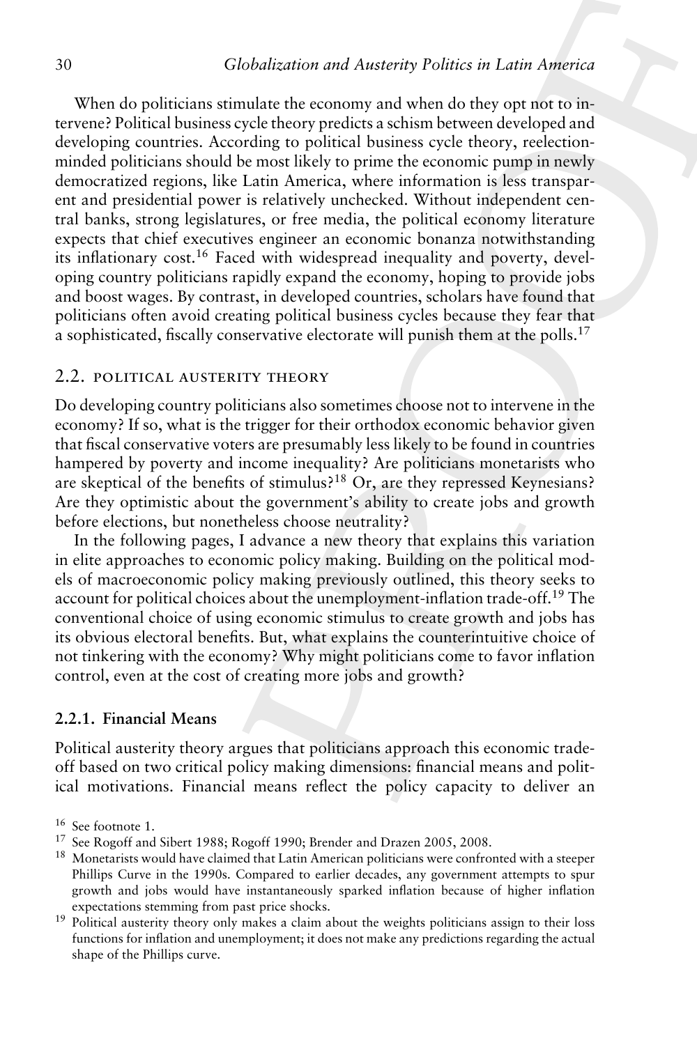When do politicians stimulate the economy and when do they opt not to intervene? Political business cycle theory predicts a schism between developed and developing countries. According to political business cycle theory, reelection-minded politicians should be most likely to prime the economic pump in newly democratized regions, like Latin America, where information is less transparent and presidential power is relatively unchecked. Without independent central banks, strong legislatures, or free media, the political economy literature expects that chief executives engineer an economic bonanza notwithstanding its inflationary cost.[16] Faced with widespread inequality and poverty, developing country politicians rapidly expand the economy, hoping to provide jobs and boost wages. By contrast, in developed countries, scholars have found that politicians often avoid creating political business cycles because they fear that a sophisticated, fiscally conservative electorate will punish them at the polls.[17]

## 2.2. Political Austerity Theory

Do developing country politicians also sometimes choose not to intervene in the economy? If so, what is the trigger for their orthodox economic behavior given that fiscal conservative voters are presumably less likely to be found in countries hampered by poverty and income inequality? Are politicians monetarists who are skeptical of the benefits of stimulus?[18] Or, are they repressed Keynesians? Are they optimistic about the government's ability to create jobs and growth before elections, but nonetheless choose neutrality?

In the following pages, I advance a new theory that explains this variation in elite approaches to economic policy making. Building on the political models of macroeconomic policy making previously outlined, this theory seeks to account for political choices about the unemployment-inflation trade-off.[19] The conventional choice of using economic stimulus to create growth and jobs has its obvious electoral benefits. But, what explains the counterintuitive choice of not tinkering with the economy? Why might politicians come to favor inflation control, even at the cost of creating more jobs and growth?

### 2.2.1. Financial Means

Political austerity theory argues that politicians approach this economic trade-off based on two critical policy making dimensions: financial means and political motivations. Financial means reflect the policy capacity to deliver an

[16] See footnote 1.

[17] See Rogoff and Sibert 1988; Rogoff 1990; Brender and Drazen 2005, 2008.

[18] Monetarists would have claimed that Latin American politicians were confronted with a steeper Phillips Curve in the 1990s. Compared to earlier decades, any government attempts to spur growth and jobs would have instantaneously sparked inflation because of higher inflation expectations stemming from past price shocks.

[19] Political austerity theory only makes a claim about the weights politicians assign to their loss functions for inflation and unemployment; it does not make any predictions regarding the actual shape of the Phillips curve.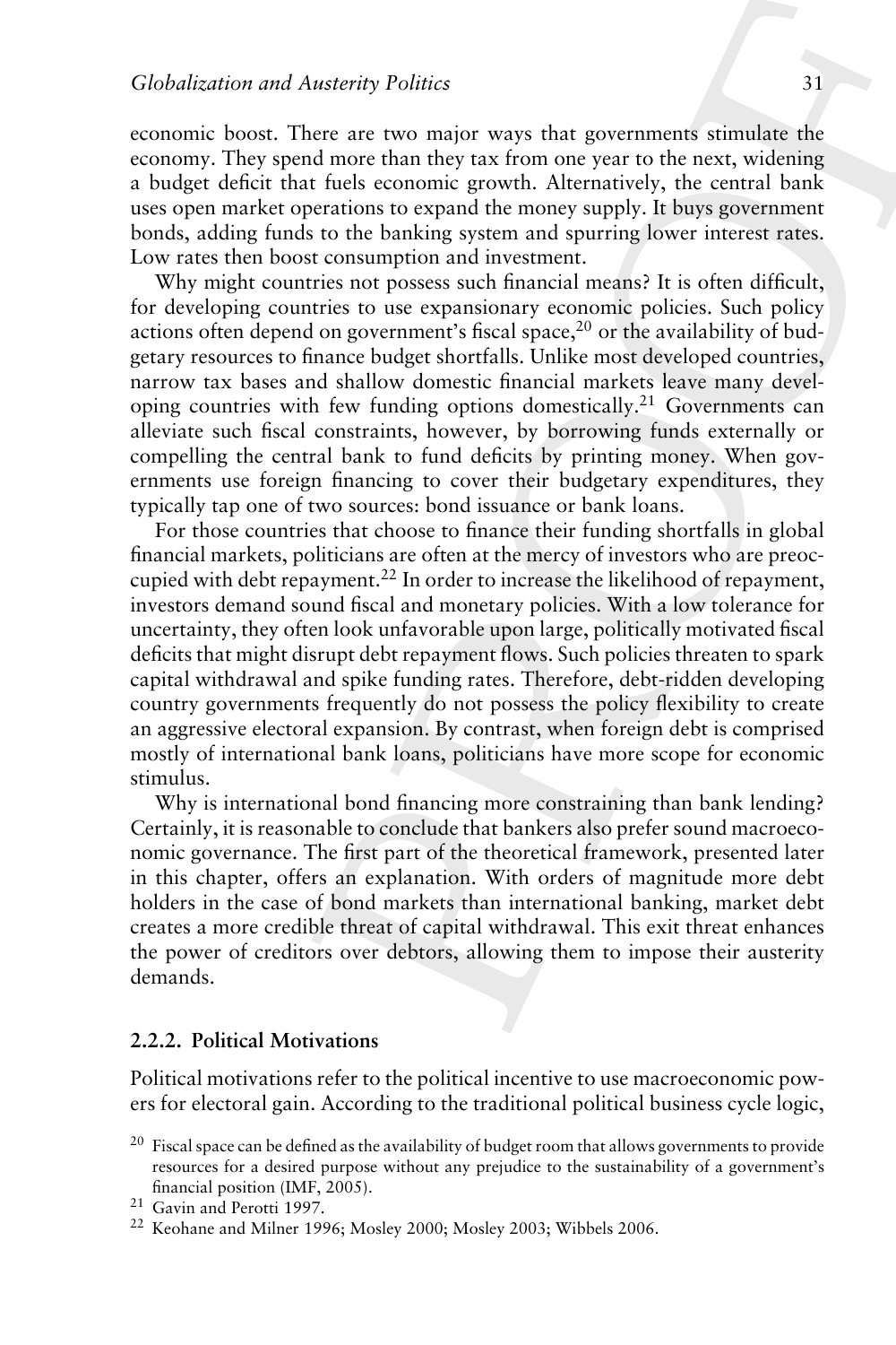economic boost. There are two major ways that governments stimulate the economy. They spend more than they tax from one year to the next, widening a budget deficit that fuels economic growth. Alternatively, the central bank uses open market operations to expand the money supply. It buys government bonds, adding funds to the banking system and spurring lower interest rates. Low rates then boost consumption and investment.

Why might countries not possess such financial means? It is often difficult, for developing countries to use expansionary economic policies. Such policy actions often depend on government's fiscal space,[20] or the availability of budgetary resources to finance budget shortfalls. Unlike most developed countries, narrow tax bases and shallow domestic financial markets leave many developing countries with few funding options domestically.[21] Governments can alleviate such fiscal constraints, however, by borrowing funds externally or compelling the central bank to fund deficits by printing money. When governments use foreign financing to cover their budgetary expenditures, they typically tap one of two sources: bond issuance or bank loans.

For those countries that choose to finance their funding shortfalls in global financial markets, politicians are often at the mercy of investors who are preoccupied with debt repayment.[22] In order to increase the likelihood of repayment, investors demand sound fiscal and monetary policies. With a low tolerance for uncertainty, they often look unfavorable upon large, politically motivated fiscal deficits that might disrupt debt repayment flows. Such policies threaten to spark capital withdrawal and spike funding rates. Therefore, debt-ridden developing country governments frequently do not possess the policy flexibility to create an aggressive electoral expansion. By contrast, when foreign debt is comprised mostly of international bank loans, politicians have more scope for economic stimulus.

Why is international bond financing more constraining than bank lending? Certainly, it is reasonable to conclude that bankers also prefer sound macroeconomic governance. The first part of the theoretical framework, presented later in this chapter, offers an explanation. With orders of magnitude more debt holders in the case of bond markets than international banking, market debt creates a more credible threat of capital withdrawal. This exit threat enhances the power of creditors over debtors, allowing them to impose their austerity demands.

### 2.2.2. Political Motivations

Political motivations refer to the political incentive to use macroeconomic powers for electoral gain. According to the traditional political business cycle logic,

[20] Fiscal space can be defined as the availability of budget room that allows governments to provide resources for a desired purpose without any prejudice to the sustainability of a government's financial position (IMF, 2005).

[21] Gavin and Perotti 1997.

[22] Keohane and Milner 1996; Mosley 2000; Mosley 2003; Wibbels 2006.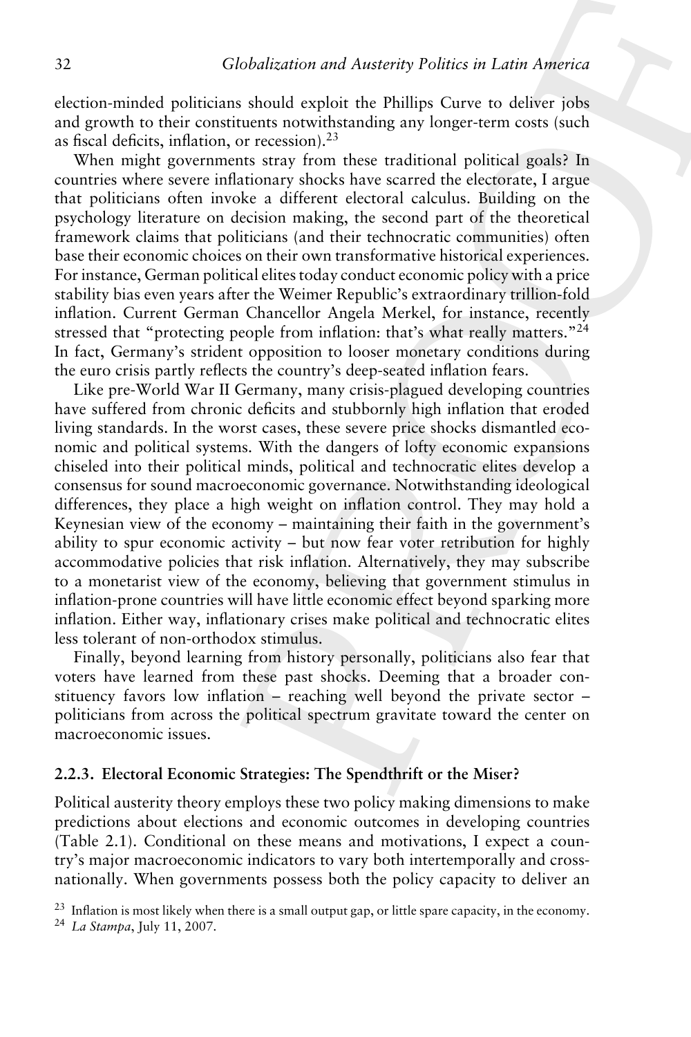election-minded politicians should exploit the Phillips Curve to deliver jobs and growth to their constituents notwithstanding any longer-term costs (such as fiscal deficits, inflation, or recession).[23]

When might governments stray from these traditional political goals? In countries where severe inflationary shocks have scarred the electorate, I argue that politicians often invoke a different electoral calculus. Building on the psychology literature on decision making, the second part of the theoretical framework claims that politicians (and their technocratic communities) often base their economic choices on their own transformative historical experiences. For instance, German political elites today conduct economic policy with a price stability bias even years after the Weimer Republic's extraordinary trillion-fold inflation. Current German Chancellor Angela Merkel, for instance, recently stressed that "protecting people from inflation: that's what really matters."[24] In fact, Germany's strident opposition to looser monetary conditions during the euro crisis partly reflects the country's deep-seated inflation fears.

Like pre-World War II Germany, many crisis-plagued developing countries have suffered from chronic deficits and stubbornly high inflation that eroded living standards. In the worst cases, these severe price shocks dismantled economic and political systems. With the dangers of lofty economic expansions chiseled into their political minds, political and technocratic elites develop a consensus for sound macroeconomic governance. Notwithstanding ideological differences, they place a high weight on inflation control. They may hold a Keynesian view of the economy – maintaining their faith in the government's ability to spur economic activity – but now fear voter retribution for highly accommodative policies that risk inflation. Alternatively, they may subscribe to a monetarist view of the economy, believing that government stimulus in inflation-prone countries will have little economic effect beyond sparking more inflation. Either way, inflationary crises make political and technocratic elites less tolerant of non-orthodox stimulus.

Finally, beyond learning from history personally, politicians also fear that voters have learned from these past shocks. Deeming that a broader constituency favors low inflation – reaching well beyond the private sector – politicians from across the political spectrum gravitate toward the center on macroeconomic issues.

### 2.2.3. Electoral Economic Strategies: The Spendthrift or the Miser?

Political austerity theory employs these two policy making dimensions to make predictions about elections and economic outcomes in developing countries (Table 2.1). Conditional on these means and motivations, I expect a country's major macroeconomic indicators to vary both intertemporally and cross-nationally. When governments possess both the policy capacity to deliver an

[23] Inflation is most likely when there is a small output gap, or little spare capacity, in the economy.

[24] *La Stampa*, July 11, 2007.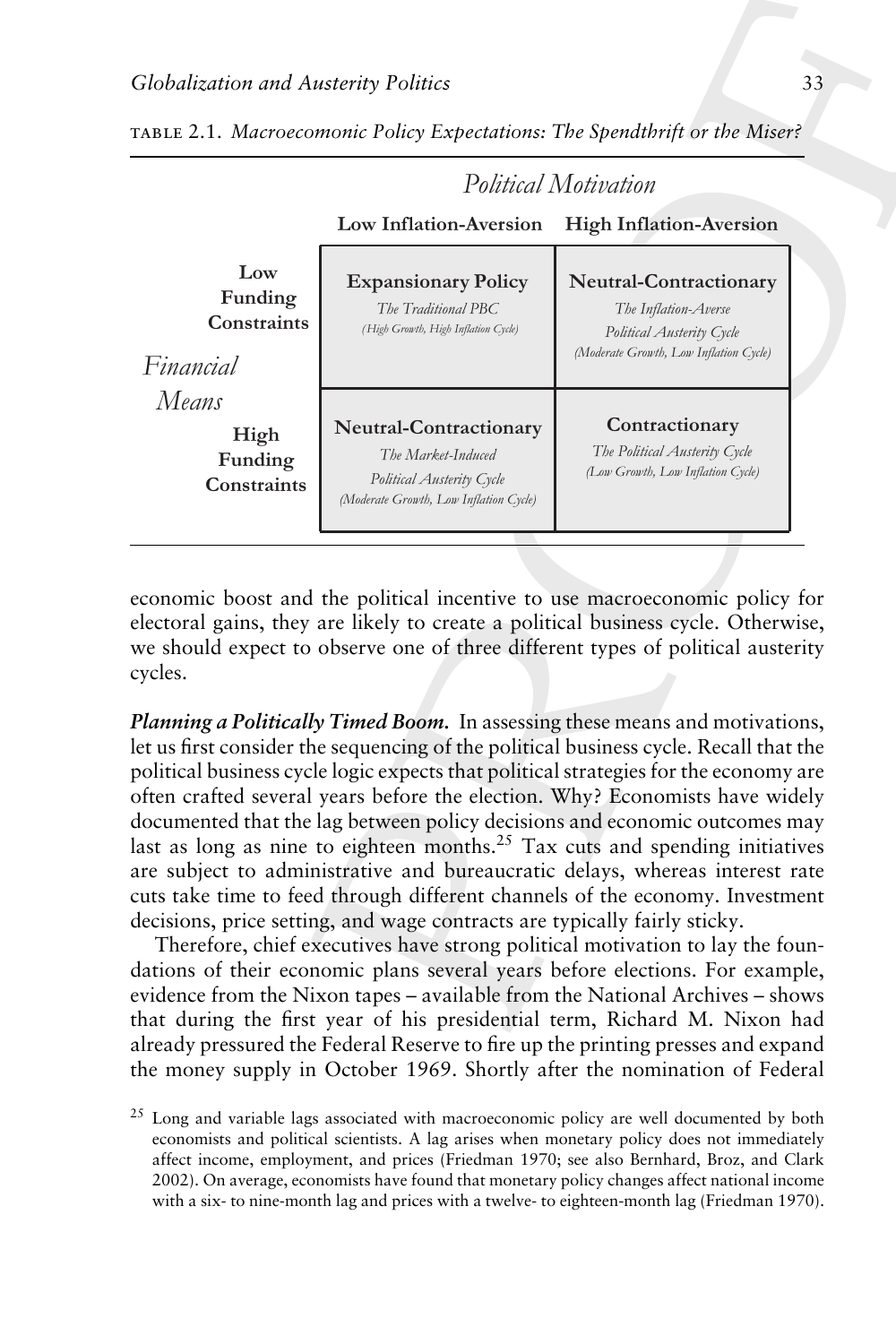TABLE 2.1. *Macroecomonic Policy Expectations: The Spendthrift or the Miser?*

| | | *Political Motivation* | |
|---|---|---|---|
| | | **Low Inflation-Aversion** | **High Inflation-Aversion** |
| *Financial Means* | **Low Funding Constraints** | **Expansionary Policy** *The Traditional PBC* *(High Growth, High Inflation Cycle)* | **Neutral-Contractionary** *The Inflation-Averse Political Austerity Cycle* *(Moderate Growth, Low Inflation Cycle)* |
| | **High Funding Constraints** | **Neutral-Contractionary** *The Market-Induced Political Austerity Cycle* *(Moderate Growth, Low Inflation Cycle)* | **Contractionary** *The Political Austerity Cycle* *(Low Growth, Low Inflation Cycle)* |

economic boost and the political incentive to use macroeconomic policy for electoral gains, they are likely to create a political business cycle. Otherwise, we should expect to observe one of three different types of political austerity cycles.

***Planning a Politically Timed Boom.*** In assessing these means and motivations, let us first consider the sequencing of the political business cycle. Recall that the political business cycle logic expects that political strategies for the economy are often crafted several years before the election. Why? Economists have widely documented that the lag between policy decisions and economic outcomes may last as long as nine to eighteen months.[25] Tax cuts and spending initiatives are subject to administrative and bureaucratic delays, whereas interest rate cuts take time to feed through different channels of the economy. Investment decisions, price setting, and wage contracts are typically fairly sticky.

Therefore, chief executives have strong political motivation to lay the foundations of their economic plans several years before elections. For example, evidence from the Nixon tapes – available from the National Archives – shows that during the first year of his presidential term, Richard M. Nixon had already pressured the Federal Reserve to fire up the printing presses and expand the money supply in October 1969. Shortly after the nomination of Federal

[25] Long and variable lags associated with macroeconomic policy are well documented by both economists and political scientists. A lag arises when monetary policy does not immediately affect income, employment, and prices (Friedman 1970; see also Bernhard, Broz, and Clark 2002). On average, economists have found that monetary policy changes affect national income with a six- to nine-month lag and prices with a twelve- to eighteen-month lag (Friedman 1970).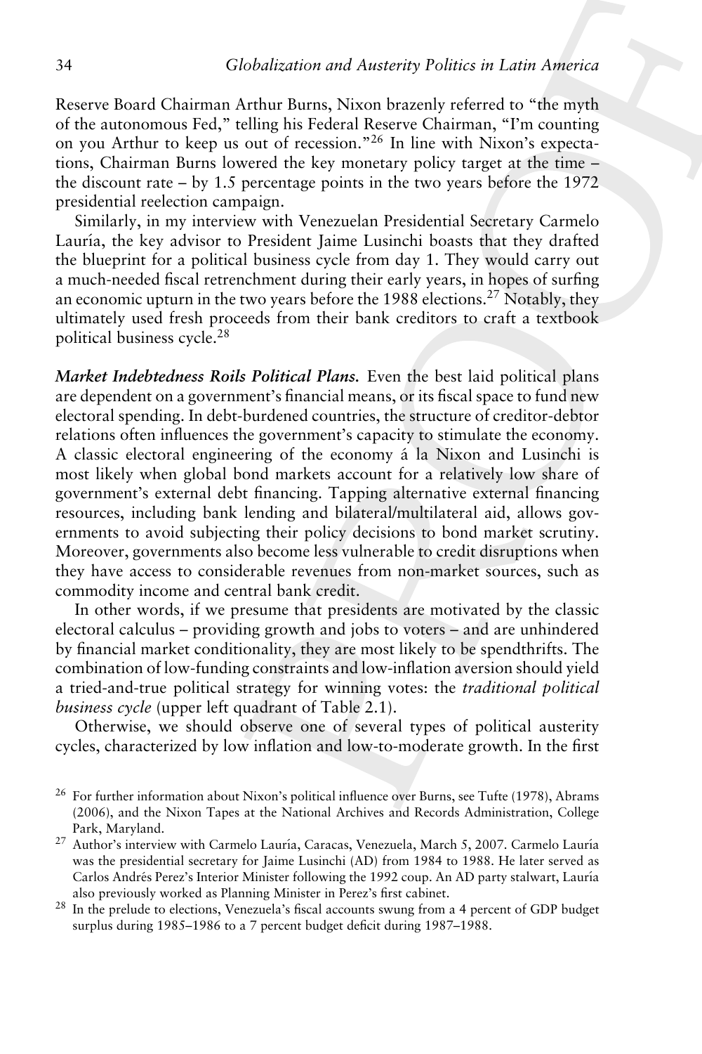Reserve Board Chairman Arthur Burns, Nixon brazenly referred to "the myth of the autonomous Fed," telling his Federal Reserve Chairman, "I'm counting on you Arthur to keep us out of recession."[26] In line with Nixon's expectations, Chairman Burns lowered the key monetary policy target at the time – the discount rate – by 1.5 percentage points in the two years before the 1972 presidential reelection campaign.

Similarly, in my interview with Venezuelan Presidential Secretary Carmelo Lauría, the key advisor to President Jaime Lusinchi boasts that they drafted the blueprint for a political business cycle from day 1. They would carry out a much-needed fiscal retrenchment during their early years, in hopes of surfing an economic upturn in the two years before the 1988 elections.[27] Notably, they ultimately used fresh proceeds from their bank creditors to craft a textbook political business cycle.[28]

***Market Indebtedness Roils Political Plans.*** Even the best laid political plans are dependent on a government's financial means, or its fiscal space to fund new electoral spending. In debt-burdened countries, the structure of creditor-debtor relations often influences the government's capacity to stimulate the economy. A classic electoral engineering of the economy á la Nixon and Lusinchi is most likely when global bond markets account for a relatively low share of government's external debt financing. Tapping alternative external financing resources, including bank lending and bilateral/multilateral aid, allows governments to avoid subjecting their policy decisions to bond market scrutiny. Moreover, governments also become less vulnerable to credit disruptions when they have access to considerable revenues from non-market sources, such as commodity income and central bank credit.

In other words, if we presume that presidents are motivated by the classic electoral calculus – providing growth and jobs to voters – and are unhindered by financial market conditionality, they are most likely to be spendthrifts. The combination of low-funding constraints and low-inflation aversion should yield a tried-and-true political strategy for winning votes: the *traditional political business cycle* (upper left quadrant of Table 2.1).

Otherwise, we should observe one of several types of political austerity cycles, characterized by low inflation and low-to-moderate growth. In the first

---

[26] For further information about Nixon's political influence over Burns, see Tufte (1978), Abrams (2006), and the Nixon Tapes at the National Archives and Records Administration, College Park, Maryland.

[27] Author's interview with Carmelo Lauría, Caracas, Venezuela, March 5, 2007. Carmelo Lauría was the presidential secretary for Jaime Lusinchi (AD) from 1984 to 1988. He later served as Carlos Andrés Perez's Interior Minister following the 1992 coup. An AD party stalwart, Lauría also previously worked as Planning Minister in Perez's first cabinet.

[28] In the prelude to elections, Venezuela's fiscal accounts swung from a 4 percent of GDP budget surplus during 1985–1986 to a 7 percent budget deficit during 1987–1988.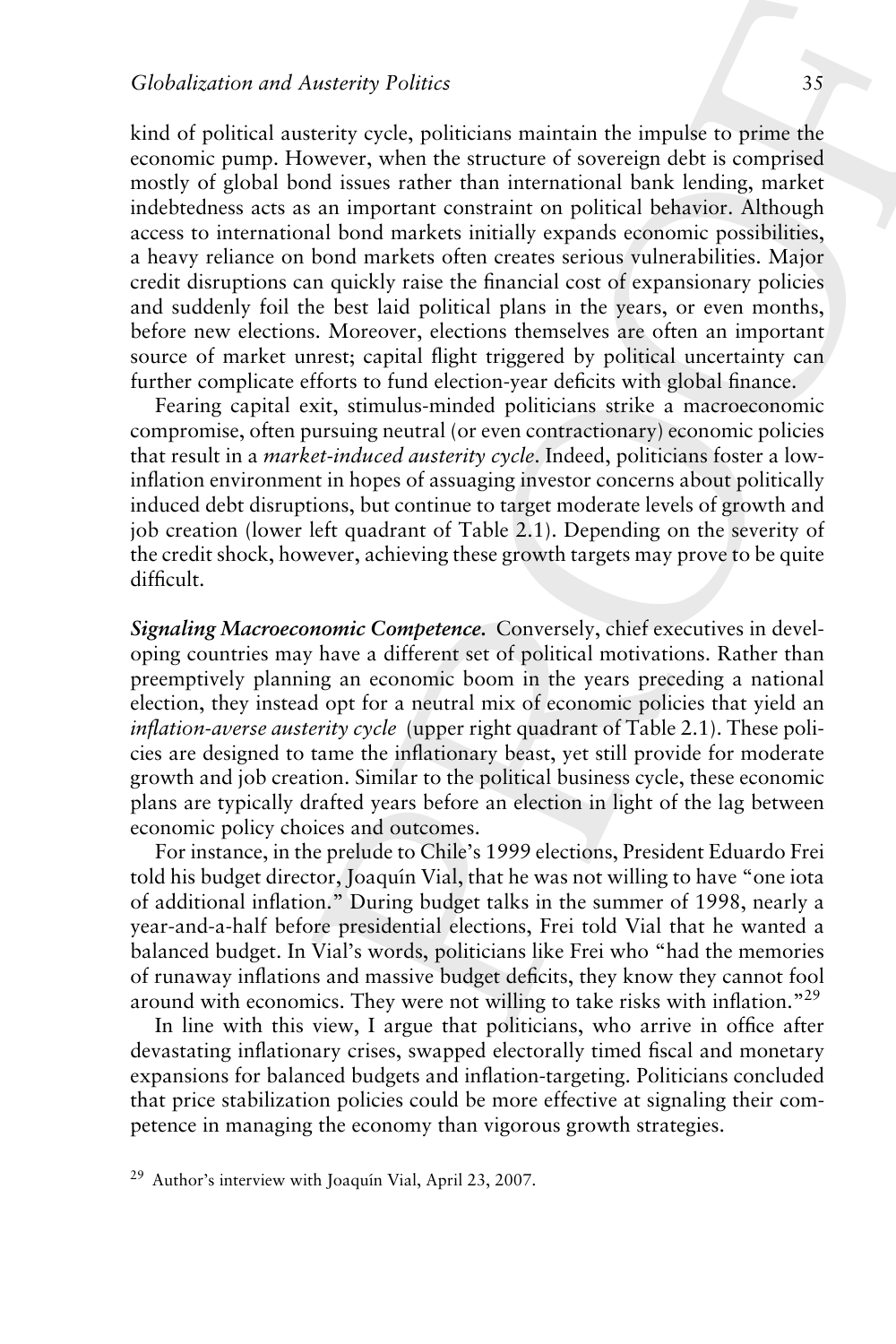kind of political austerity cycle, politicians maintain the impulse to prime the economic pump. However, when the structure of sovereign debt is comprised mostly of global bond issues rather than international bank lending, market indebtedness acts as an important constraint on political behavior. Although access to international bond markets initially expands economic possibilities, a heavy reliance on bond markets often creates serious vulnerabilities. Major credit disruptions can quickly raise the financial cost of expansionary policies and suddenly foil the best laid political plans in the years, or even months, before new elections. Moreover, elections themselves are often an important source of market unrest; capital flight triggered by political uncertainty can further complicate efforts to fund election-year deficits with global finance.

Fearing capital exit, stimulus-minded politicians strike a macroeconomic compromise, often pursuing neutral (or even contractionary) economic policies that result in a *market-induced austerity cycle*. Indeed, politicians foster a low-inflation environment in hopes of assuaging investor concerns about politically induced debt disruptions, but continue to target moderate levels of growth and job creation (lower left quadrant of Table 2.1). Depending on the severity of the credit shock, however, achieving these growth targets may prove to be quite difficult.

***Signaling Macroeconomic Competence.*** Conversely, chief executives in developing countries may have a different set of political motivations. Rather than preemptively planning an economic boom in the years preceding a national election, they instead opt for a neutral mix of economic policies that yield an *inflation-averse austerity cycle* (upper right quadrant of Table 2.1). These policies are designed to tame the inflationary beast, yet still provide for moderate growth and job creation. Similar to the political business cycle, these economic plans are typically drafted years before an election in light of the lag between economic policy choices and outcomes.

For instance, in the prelude to Chile's 1999 elections, President Eduardo Frei told his budget director, Joaquín Vial, that he was not willing to have "one iota of additional inflation." During budget talks in the summer of 1998, nearly a year-and-a-half before presidential elections, Frei told Vial that he wanted a balanced budget. In Vial's words, politicians like Frei who "had the memories of runaway inflations and massive budget deficits, they know they cannot fool around with economics. They were not willing to take risks with inflation."[29]

In line with this view, I argue that politicians, who arrive in office after devastating inflationary crises, swapped electorally timed fiscal and monetary expansions for balanced budgets and inflation-targeting. Politicians concluded that price stabilization policies could be more effective at signaling their competence in managing the economy than vigorous growth strategies.

[29] Author's interview with Joaquín Vial, April 23, 2007.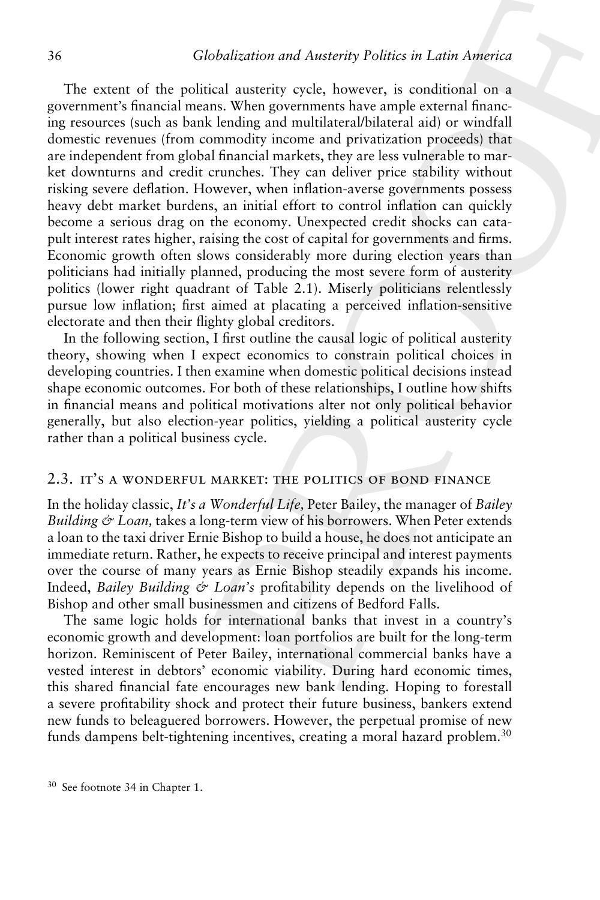The extent of the political austerity cycle, however, is conditional on a government's financial means. When governments have ample external financing resources (such as bank lending and multilateral/bilateral aid) or windfall domestic revenues (from commodity income and privatization proceeds) that are independent from global financial markets, they are less vulnerable to market downturns and credit crunches. They can deliver price stability without risking severe deflation. However, when inflation-averse governments possess heavy debt market burdens, an initial effort to control inflation can quickly become a serious drag on the economy. Unexpected credit shocks can catapult interest rates higher, raising the cost of capital for governments and firms. Economic growth often slows considerably more during election years than politicians had initially planned, producing the most severe form of austerity politics (lower right quadrant of Table 2.1). Miserly politicians relentlessly pursue low inflation; first aimed at placating a perceived inflation-sensitive electorate and then their flighty global creditors.

In the following section, I first outline the causal logic of political austerity theory, showing when I expect economics to constrain political choices in developing countries. I then examine when domestic political decisions instead shape economic outcomes. For both of these relationships, I outline how shifts in financial means and political motivations alter not only political behavior generally, but also election-year politics, yielding a political austerity cycle rather than a political business cycle.

## 2.3. It's a Wonderful Market: The Politics of Bond Finance

In the holiday classic, *It's a Wonderful Life,* Peter Bailey, the manager of *Bailey Building & Loan,* takes a long-term view of his borrowers. When Peter extends a loan to the taxi driver Ernie Bishop to build a house, he does not anticipate an immediate return. Rather, he expects to receive principal and interest payments over the course of many years as Ernie Bishop steadily expands his income. Indeed, *Bailey Building & Loan's* profitability depends on the livelihood of Bishop and other small businessmen and citizens of Bedford Falls.

The same logic holds for international banks that invest in a country's economic growth and development: loan portfolios are built for the long-term horizon. Reminiscent of Peter Bailey, international commercial banks have a vested interest in debtors' economic viability. During hard economic times, this shared financial fate encourages new bank lending. Hoping to forestall a severe profitability shock and protect their future business, bankers extend new funds to beleaguered borrowers. However, the perpetual promise of new funds dampens belt-tightening incentives, creating a moral hazard problem.[30]

[30] See footnote 34 in Chapter 1.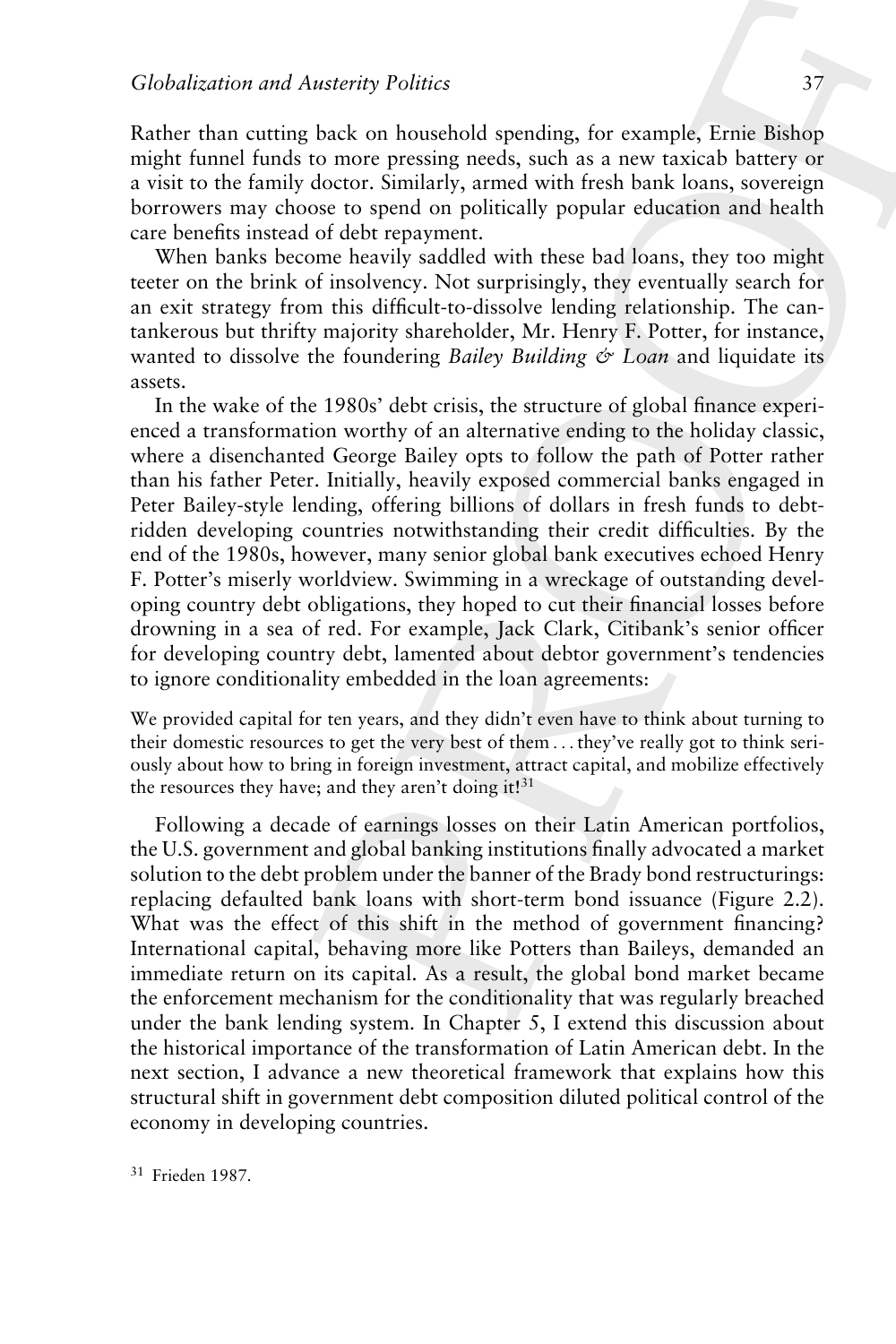Rather than cutting back on household spending, for example, Ernie Bishop might funnel funds to more pressing needs, such as a new taxicab battery or a visit to the family doctor. Similarly, armed with fresh bank loans, sovereign borrowers may choose to spend on politically popular education and health care benefits instead of debt repayment.

When banks become heavily saddled with these bad loans, they too might teeter on the brink of insolvency. Not surprisingly, they eventually search for an exit strategy from this difficult-to-dissolve lending relationship. The cantankerous but thrifty majority shareholder, Mr. Henry F. Potter, for instance, wanted to dissolve the foundering *Bailey Building & Loan* and liquidate its assets.

In the wake of the 1980s' debt crisis, the structure of global finance experienced a transformation worthy of an alternative ending to the holiday classic, where a disenchanted George Bailey opts to follow the path of Potter rather than his father Peter. Initially, heavily exposed commercial banks engaged in Peter Bailey-style lending, offering billions of dollars in fresh funds to debt-ridden developing countries notwithstanding their credit difficulties. By the end of the 1980s, however, many senior global bank executives echoed Henry F. Potter's miserly worldview. Swimming in a wreckage of outstanding developing country debt obligations, they hoped to cut their financial losses before drowning in a sea of red. For example, Jack Clark, Citibank's senior officer for developing country debt, lamented about debtor government's tendencies to ignore conditionality embedded in the loan agreements:

> We provided capital for ten years, and they didn't even have to think about turning to their domestic resources to get the very best of them . . . they've really got to think seriously about how to bring in foreign investment, attract capital, and mobilize effectively the resources they have; and they aren't doing it![31]

Following a decade of earnings losses on their Latin American portfolios, the U.S. government and global banking institutions finally advocated a market solution to the debt problem under the banner of the Brady bond restructurings: replacing defaulted bank loans with short-term bond issuance (Figure 2.2). What was the effect of this shift in the method of government financing? International capital, behaving more like Potters than Baileys, demanded an immediate return on its capital. As a result, the global bond market became the enforcement mechanism for the conditionality that was regularly breached under the bank lending system. In Chapter 5, I extend this discussion about the historical importance of the transformation of Latin American debt. In the next section, I advance a new theoretical framework that explains how this structural shift in government debt composition diluted political control of the economy in developing countries.

[31] Frieden 1987.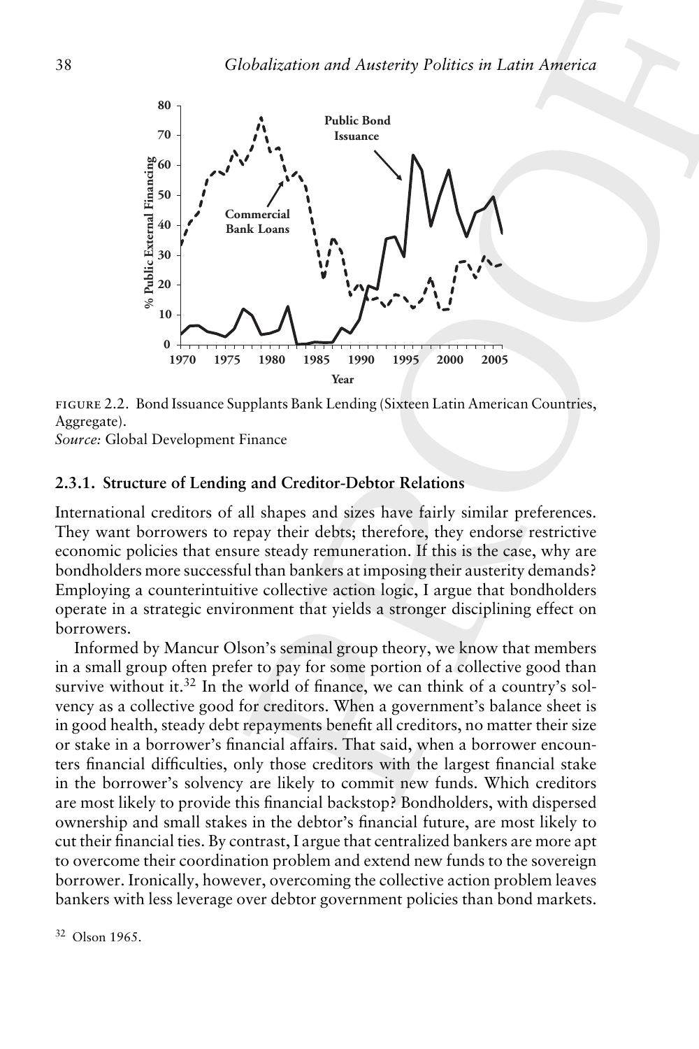Figure 2.2. Bond Issuance Supplants Bank Lending (Sixteen Latin American Countries, Aggregate).
*Source:* Global Development Finance

### 2.3.1. Structure of Lending and Creditor-Debtor Relations

International creditors of all shapes and sizes have fairly similar preferences. They want borrowers to repay their debts; therefore, they endorse restrictive economic policies that ensure steady remuneration. If this is the case, why are bondholders more successful than bankers at imposing their austerity demands? Employing a counterintuitive collective action logic, I argue that bondholders operate in a strategic environment that yields a stronger disciplining effect on borrowers.

Informed by Mancur Olson's seminal group theory, we know that members in a small group often prefer to pay for some portion of a collective good than survive without it.[32] In the world of finance, we can think of a country's solvency as a collective good for creditors. When a government's balance sheet is in good health, steady debt repayments benefit all creditors, no matter their size or stake in a borrower's financial affairs. That said, when a borrower encounters financial difficulties, only those creditors with the largest financial stake in the borrower's solvency are likely to commit new funds. Which creditors are most likely to provide this financial backstop? Bondholders, with dispersed ownership and small stakes in the debtor's financial future, are most likely to cut their financial ties. By contrast, I argue that centralized bankers are more apt to overcome their coordination problem and extend new funds to the sovereign borrower. Ironically, however, overcoming the collective action problem leaves bankers with less leverage over debtor government policies than bond markets.

[32] Olson 1965.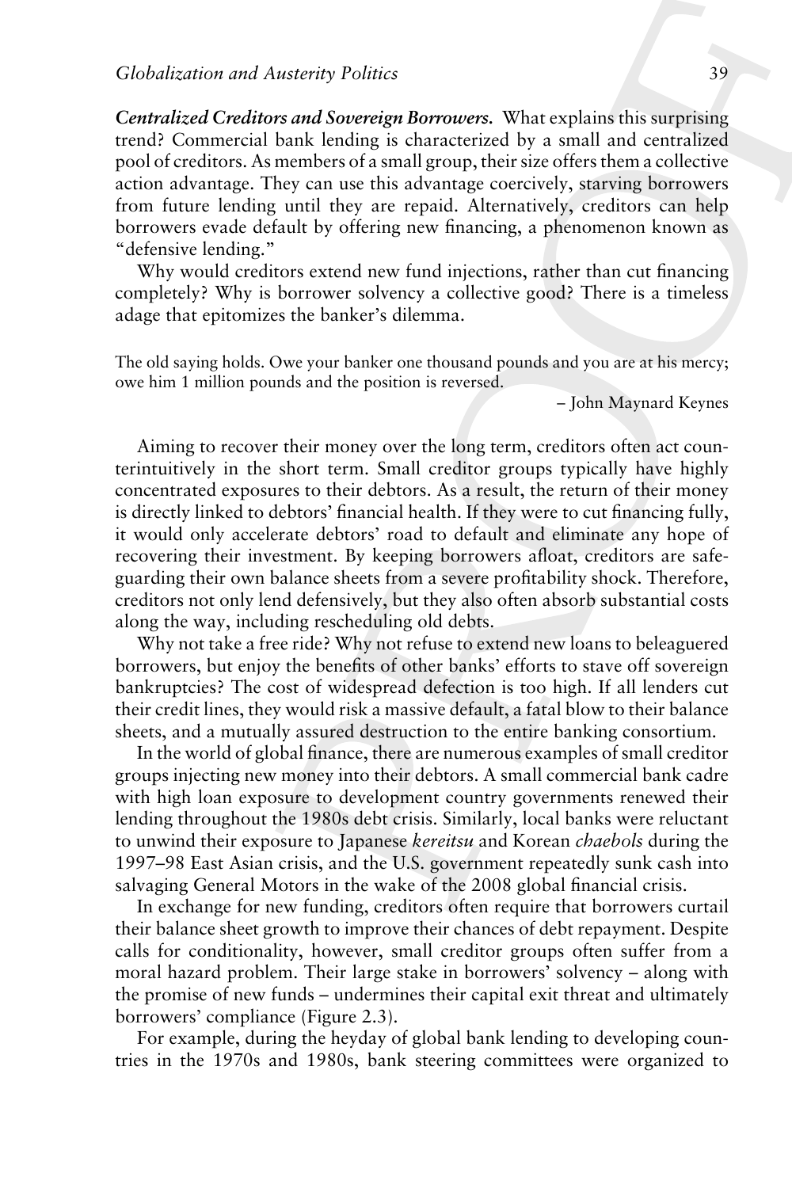***Centralized Creditors and Sovereign Borrowers.*** What explains this surprising trend? Commercial bank lending is characterized by a small and centralized pool of creditors. As members of a small group, their size offers them a collective action advantage. They can use this advantage coercively, starving borrowers from future lending until they are repaid. Alternatively, creditors can help borrowers evade default by offering new financing, a phenomenon known as "defensive lending."

Why would creditors extend new fund injections, rather than cut financing completely? Why is borrower solvency a collective good? There is a timeless adage that epitomizes the banker's dilemma.

> The old saying holds. Owe your banker one thousand pounds and you are at his mercy; owe him 1 million pounds and the position is reversed.
>
> – John Maynard Keynes

Aiming to recover their money over the long term, creditors often act counterintuitively in the short term. Small creditor groups typically have highly concentrated exposures to their debtors. As a result, the return of their money is directly linked to debtors' financial health. If they were to cut financing fully, it would only accelerate debtors' road to default and eliminate any hope of recovering their investment. By keeping borrowers afloat, creditors are safeguarding their own balance sheets from a severe profitability shock. Therefore, creditors not only lend defensively, but they also often absorb substantial costs along the way, including rescheduling old debts.

Why not take a free ride? Why not refuse to extend new loans to beleaguered borrowers, but enjoy the benefits of other banks' efforts to stave off sovereign bankruptcies? The cost of widespread defection is too high. If all lenders cut their credit lines, they would risk a massive default, a fatal blow to their balance sheets, and a mutually assured destruction to the entire banking consortium.

In the world of global finance, there are numerous examples of small creditor groups injecting new money into their debtors. A small commercial bank cadre with high loan exposure to development country governments renewed their lending throughout the 1980s debt crisis. Similarly, local banks were reluctant to unwind their exposure to Japanese *kereitsu* and Korean *chaebols* during the 1997–98 East Asian crisis, and the U.S. government repeatedly sunk cash into salvaging General Motors in the wake of the 2008 global financial crisis.

In exchange for new funding, creditors often require that borrowers curtail their balance sheet growth to improve their chances of debt repayment. Despite calls for conditionality, however, small creditor groups often suffer from a moral hazard problem. Their large stake in borrowers' solvency – along with the promise of new funds – undermines their capital exit threat and ultimately borrowers' compliance (Figure 2.3).

For example, during the heyday of global bank lending to developing countries in the 1970s and 1980s, bank steering committees were organized to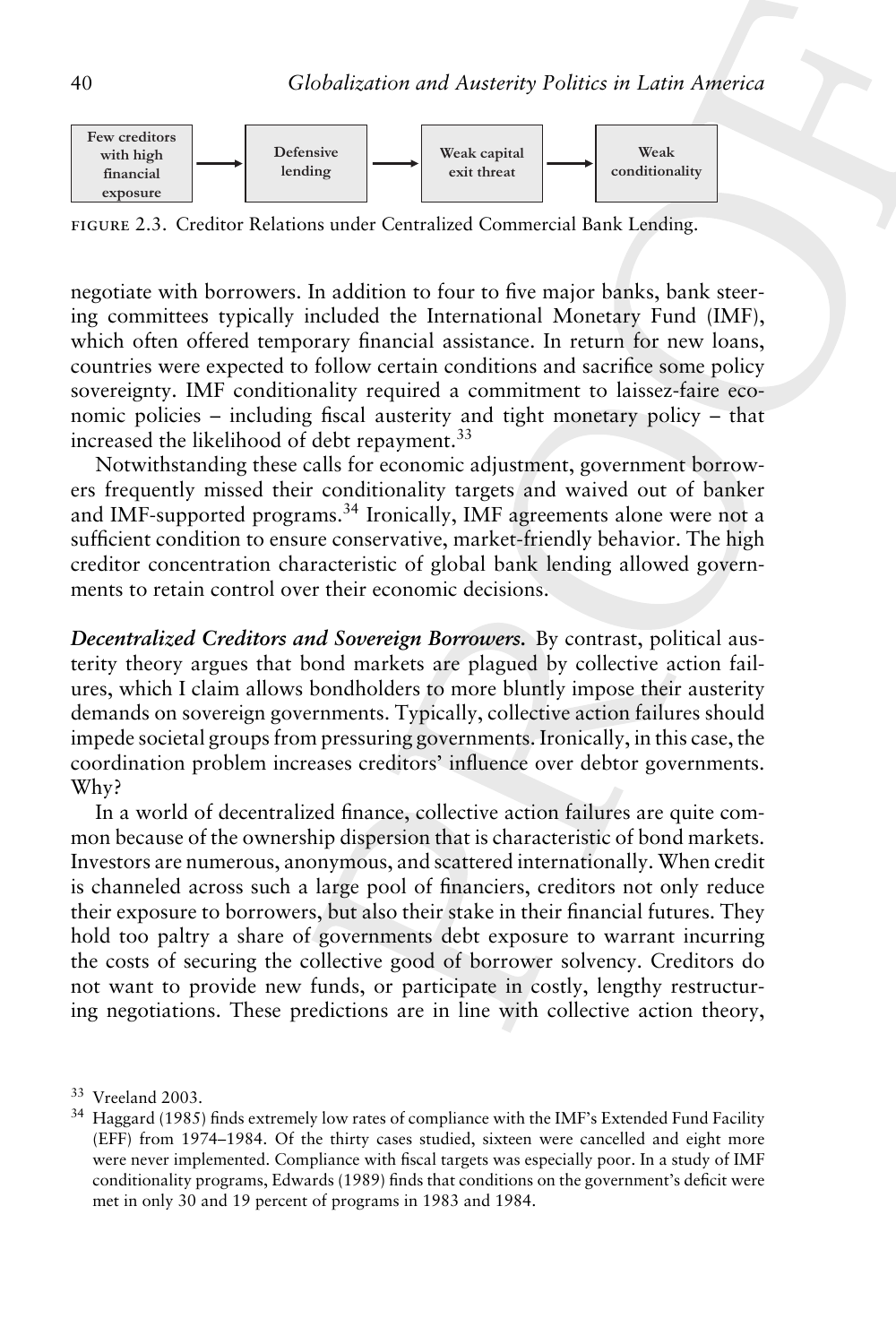Few creditors with high financial exposure → Defensive lending → Weak capital exit threat → Weak conditionality

FIGURE 2.3. Creditor Relations under Centralized Commercial Bank Lending.

negotiate with borrowers. In addition to four to five major banks, bank steering committees typically included the International Monetary Fund (IMF), which often offered temporary financial assistance. In return for new loans, countries were expected to follow certain conditions and sacrifice some policy sovereignty. IMF conditionality required a commitment to laissez-faire economic policies – including fiscal austerity and tight monetary policy – that increased the likelihood of debt repayment.[33]

Notwithstanding these calls for economic adjustment, government borrowers frequently missed their conditionality targets and waived out of banker and IMF-supported programs.[34] Ironically, IMF agreements alone were not a sufficient condition to ensure conservative, market-friendly behavior. The high creditor concentration characteristic of global bank lending allowed governments to retain control over their economic decisions.

***Decentralized Creditors and Sovereign Borrowers.*** By contrast, political austerity theory argues that bond markets are plagued by collective action failures, which I claim allows bondholders to more bluntly impose their austerity demands on sovereign governments. Typically, collective action failures should impede societal groups from pressuring governments. Ironically, in this case, the coordination problem increases creditors' influence over debtor governments. Why?

In a world of decentralized finance, collective action failures are quite common because of the ownership dispersion that is characteristic of bond markets. Investors are numerous, anonymous, and scattered internationally. When credit is channeled across such a large pool of financiers, creditors not only reduce their exposure to borrowers, but also their stake in their financial futures. They hold too paltry a share of governments debt exposure to warrant incurring the costs of securing the collective good of borrower solvency. Creditors do not want to provide new funds, or participate in costly, lengthy restructuring negotiations. These predictions are in line with collective action theory,

[33] Vreeland 2003.

[34] Haggard (1985) finds extremely low rates of compliance with the IMF's Extended Fund Facility (EFF) from 1974–1984. Of the thirty cases studied, sixteen were cancelled and eight more were never implemented. Compliance with fiscal targets was especially poor. In a study of IMF conditionality programs, Edwards (1989) finds that conditions on the government's deficit were met in only 30 and 19 percent of programs in 1983 and 1984.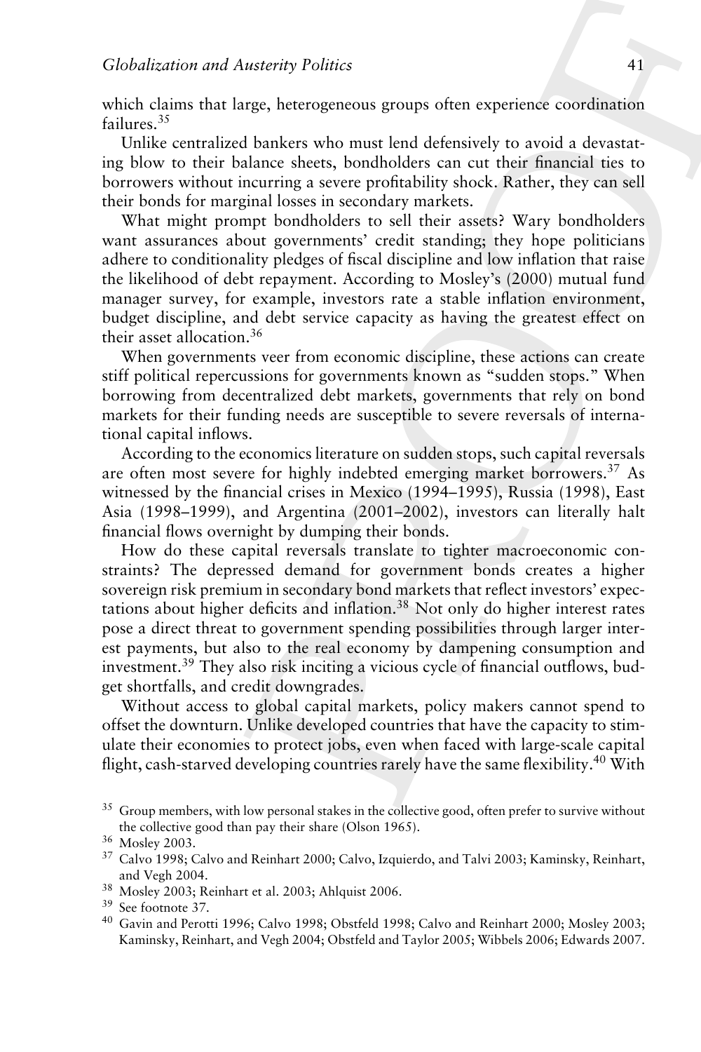which claims that large, heterogeneous groups often experience coordination failures.[35]

Unlike centralized bankers who must lend defensively to avoid a devastating blow to their balance sheets, bondholders can cut their financial ties to borrowers without incurring a severe profitability shock. Rather, they can sell their bonds for marginal losses in secondary markets.

What might prompt bondholders to sell their assets? Wary bondholders want assurances about governments' credit standing; they hope politicians adhere to conditionality pledges of fiscal discipline and low inflation that raise the likelihood of debt repayment. According to Mosley's (2000) mutual fund manager survey, for example, investors rate a stable inflation environment, budget discipline, and debt service capacity as having the greatest effect on their asset allocation.[36]

When governments veer from economic discipline, these actions can create stiff political repercussions for governments known as "sudden stops." When borrowing from decentralized debt markets, governments that rely on bond markets for their funding needs are susceptible to severe reversals of international capital inflows.

According to the economics literature on sudden stops, such capital reversals are often most severe for highly indebted emerging market borrowers.[37] As witnessed by the financial crises in Mexico (1994–1995), Russia (1998), East Asia (1998–1999), and Argentina (2001–2002), investors can literally halt financial flows overnight by dumping their bonds.

How do these capital reversals translate to tighter macroeconomic constraints? The depressed demand for government bonds creates a higher sovereign risk premium in secondary bond markets that reflect investors' expectations about higher deficits and inflation.[38] Not only do higher interest rates pose a direct threat to government spending possibilities through larger interest payments, but also to the real economy by dampening consumption and investment.[39] They also risk inciting a vicious cycle of financial outflows, budget shortfalls, and credit downgrades.

Without access to global capital markets, policy makers cannot spend to offset the downturn. Unlike developed countries that have the capacity to stimulate their economies to protect jobs, even when faced with large-scale capital flight, cash-starved developing countries rarely have the same flexibility.[40] With

[35] Group members, with low personal stakes in the collective good, often prefer to survive without the collective good than pay their share (Olson 1965).

[36] Mosley 2003.

[37] Calvo 1998; Calvo and Reinhart 2000; Calvo, Izquierdo, and Talvi 2003; Kaminsky, Reinhart, and Vegh 2004.

[38] Mosley 2003; Reinhart et al. 2003; Ahlquist 2006.

[39] See footnote 37.

[40] Gavin and Perotti 1996; Calvo 1998; Obstfeld 1998; Calvo and Reinhart 2000; Mosley 2003; Kaminsky, Reinhart, and Vegh 2004; Obstfeld and Taylor 2005; Wibbels 2006; Edwards 2007.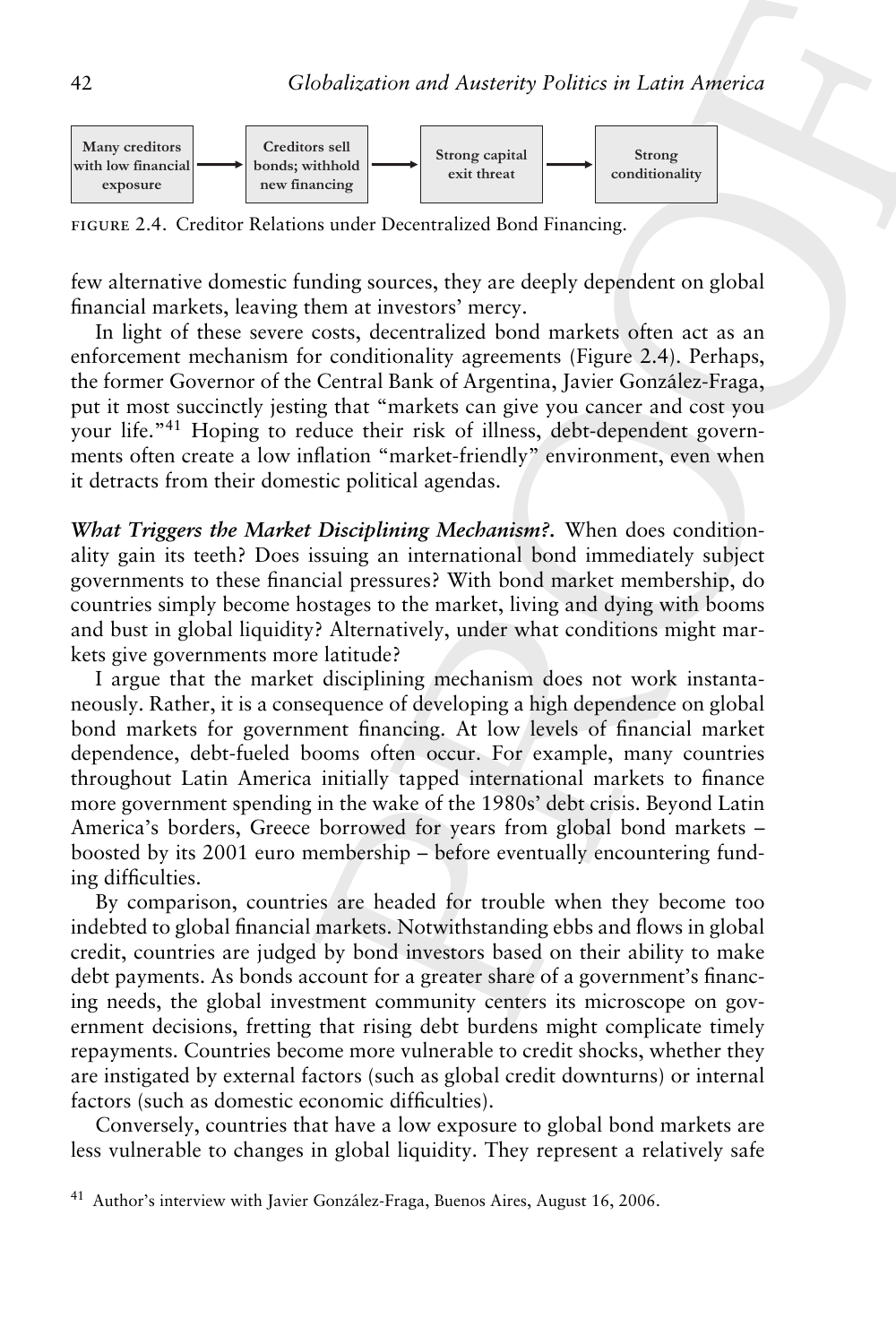Many creditors with low financial exposure → Creditors sell bonds; withhold new financing → Strong capital exit threat → Strong conditionality

FIGURE 2.4. Creditor Relations under Decentralized Bond Financing.

few alternative domestic funding sources, they are deeply dependent on global financial markets, leaving them at investors' mercy.

In light of these severe costs, decentralized bond markets often act as an enforcement mechanism for conditionality agreements (Figure 2.4). Perhaps, the former Governor of the Central Bank of Argentina, Javier González-Fraga, put it most succinctly jesting that "markets can give you cancer and cost you your life."[41] Hoping to reduce their risk of illness, debt-dependent governments often create a low inflation "market-friendly" environment, even when it detracts from their domestic political agendas.

***What Triggers the Market Disciplining Mechanism?.*** When does conditionality gain its teeth? Does issuing an international bond immediately subject governments to these financial pressures? With bond market membership, do countries simply become hostages to the market, living and dying with booms and bust in global liquidity? Alternatively, under what conditions might markets give governments more latitude?

I argue that the market disciplining mechanism does not work instantaneously. Rather, it is a consequence of developing a high dependence on global bond markets for government financing. At low levels of financial market dependence, debt-fueled booms often occur. For example, many countries throughout Latin America initially tapped international markets to finance more government spending in the wake of the 1980s' debt crisis. Beyond Latin America's borders, Greece borrowed for years from global bond markets – boosted by its 2001 euro membership – before eventually encountering funding difficulties.

By comparison, countries are headed for trouble when they become too indebted to global financial markets. Notwithstanding ebbs and flows in global credit, countries are judged by bond investors based on their ability to make debt payments. As bonds account for a greater share of a government's financing needs, the global investment community centers its microscope on government decisions, fretting that rising debt burdens might complicate timely repayments. Countries become more vulnerable to credit shocks, whether they are instigated by external factors (such as global credit downturns) or internal factors (such as domestic economic difficulties).

Conversely, countries that have a low exposure to global bond markets are less vulnerable to changes in global liquidity. They represent a relatively safe

[41] Author's interview with Javier González-Fraga, Buenos Aires, August 16, 2006.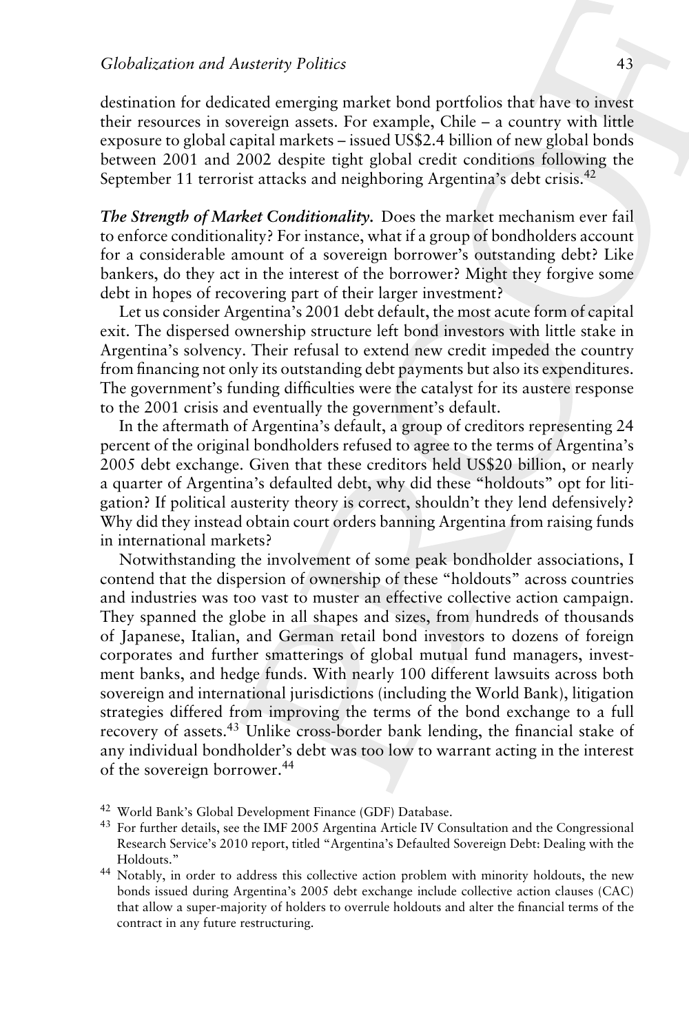destination for dedicated emerging market bond portfolios that have to invest their resources in sovereign assets. For example, Chile – a country with little exposure to global capital markets – issued US$2.4 billion of new global bonds between 2001 and 2002 despite tight global credit conditions following the September 11 terrorist attacks and neighboring Argentina's debt crisis.[42]

***The Strength of Market Conditionality.*** Does the market mechanism ever fail to enforce conditionality? For instance, what if a group of bondholders account for a considerable amount of a sovereign borrower's outstanding debt? Like bankers, do they act in the interest of the borrower? Might they forgive some debt in hopes of recovering part of their larger investment?

Let us consider Argentina's 2001 debt default, the most acute form of capital exit. The dispersed ownership structure left bond investors with little stake in Argentina's solvency. Their refusal to extend new credit impeded the country from financing not only its outstanding debt payments but also its expenditures. The government's funding difficulties were the catalyst for its austere response to the 2001 crisis and eventually the government's default.

In the aftermath of Argentina's default, a group of creditors representing 24 percent of the original bondholders refused to agree to the terms of Argentina's 2005 debt exchange. Given that these creditors held US$20 billion, or nearly a quarter of Argentina's defaulted debt, why did these "holdouts" opt for litigation? If political austerity theory is correct, shouldn't they lend defensively? Why did they instead obtain court orders banning Argentina from raising funds in international markets?

Notwithstanding the involvement of some peak bondholder associations, I contend that the dispersion of ownership of these "holdouts" across countries and industries was too vast to muster an effective collective action campaign. They spanned the globe in all shapes and sizes, from hundreds of thousands of Japanese, Italian, and German retail bond investors to dozens of foreign corporates and further smatterings of global mutual fund managers, investment banks, and hedge funds. With nearly 100 different lawsuits across both sovereign and international jurisdictions (including the World Bank), litigation strategies differed from improving the terms of the bond exchange to a full recovery of assets.[43] Unlike cross-border bank lending, the financial stake of any individual bondholder's debt was too low to warrant acting in the interest of the sovereign borrower.[44]

---

[42] World Bank's Global Development Finance (GDF) Database.

[43] For further details, see the IMF 2005 Argentina Article IV Consultation and the Congressional Research Service's 2010 report, titled "Argentina's Defaulted Sovereign Debt: Dealing with the Holdouts."

[44] Notably, in order to address this collective action problem with minority holdouts, the new bonds issued during Argentina's 2005 debt exchange include collective action clauses (CAC) that allow a super-majority of holders to overrule holdouts and alter the financial terms of the contract in any future restructuring.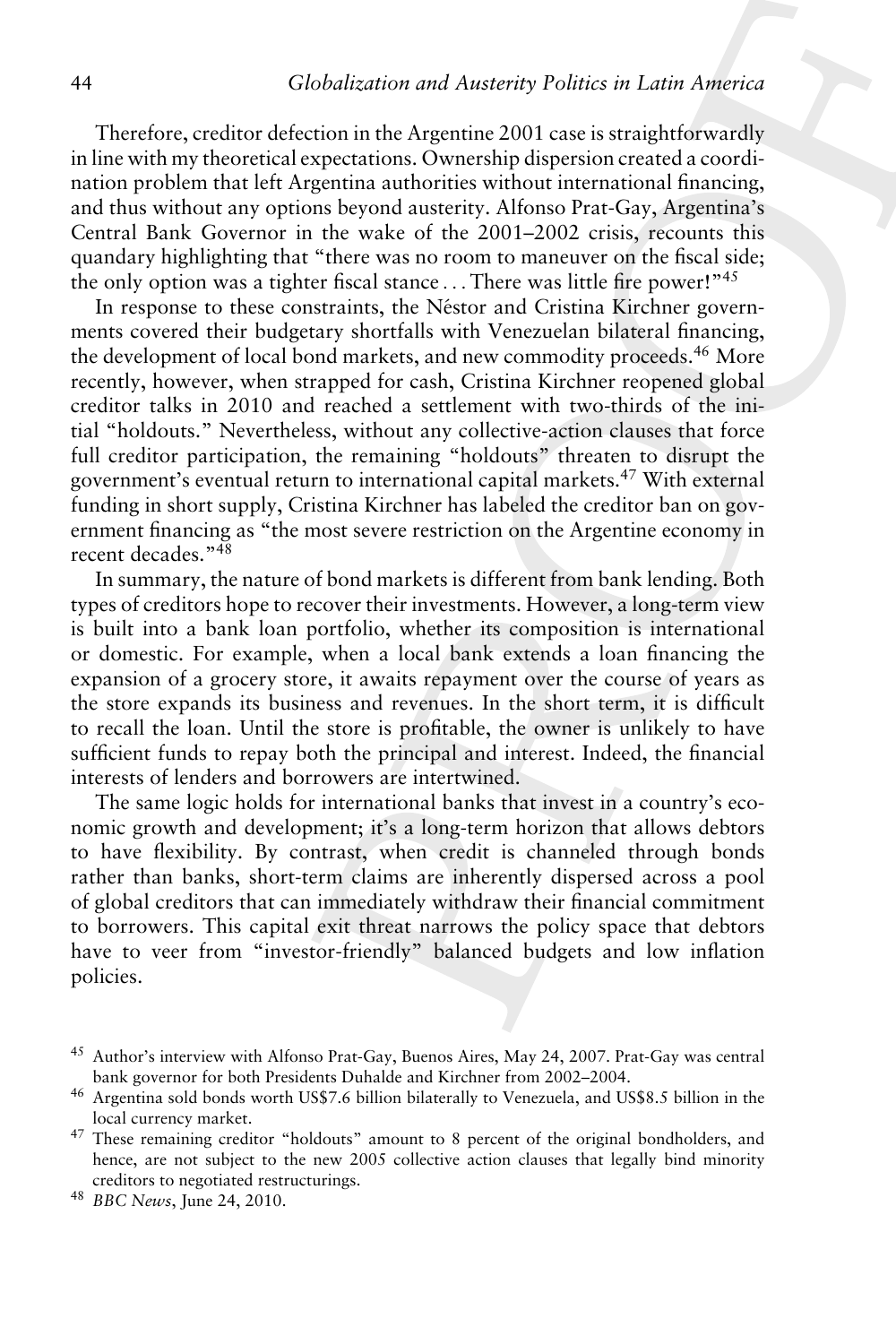Therefore, creditor defection in the Argentine 2001 case is straightforwardly in line with my theoretical expectations. Ownership dispersion created a coordination problem that left Argentina authorities without international financing, and thus without any options beyond austerity. Alfonso Prat-Gay, Argentina's Central Bank Governor in the wake of the 2001–2002 crisis, recounts this quandary highlighting that "there was no room to maneuver on the fiscal side; the only option was a tighter fiscal stance . . . There was little fire power!"[45]

In response to these constraints, the Néstor and Cristina Kirchner governments covered their budgetary shortfalls with Venezuelan bilateral financing, the development of local bond markets, and new commodity proceeds.[46] More recently, however, when strapped for cash, Cristina Kirchner reopened global creditor talks in 2010 and reached a settlement with two-thirds of the initial "holdouts." Nevertheless, without any collective-action clauses that force full creditor participation, the remaining "holdouts" threaten to disrupt the government's eventual return to international capital markets.[47] With external funding in short supply, Cristina Kirchner has labeled the creditor ban on government financing as "the most severe restriction on the Argentine economy in recent decades."[48]

In summary, the nature of bond markets is different from bank lending. Both types of creditors hope to recover their investments. However, a long-term view is built into a bank loan portfolio, whether its composition is international or domestic. For example, when a local bank extends a loan financing the expansion of a grocery store, it awaits repayment over the course of years as the store expands its business and revenues. In the short term, it is difficult to recall the loan. Until the store is profitable, the owner is unlikely to have sufficient funds to repay both the principal and interest. Indeed, the financial interests of lenders and borrowers are intertwined.

The same logic holds for international banks that invest in a country's economic growth and development; it's a long-term horizon that allows debtors to have flexibility. By contrast, when credit is channeled through bonds rather than banks, short-term claims are inherently dispersed across a pool of global creditors that can immediately withdraw their financial commitment to borrowers. This capital exit threat narrows the policy space that debtors have to veer from "investor-friendly" balanced budgets and low inflation policies.

---

[45] Author's interview with Alfonso Prat-Gay, Buenos Aires, May 24, 2007. Prat-Gay was central bank governor for both Presidents Duhalde and Kirchner from 2002–2004.

[46] Argentina sold bonds worth US$7.6 billion bilaterally to Venezuela, and US$8.5 billion in the local currency market.

[47] These remaining creditor "holdouts" amount to 8 percent of the original bondholders, and hence, are not subject to the new 2005 collective action clauses that legally bind minority creditors to negotiated restructurings.

[48] *BBC News*, June 24, 2010.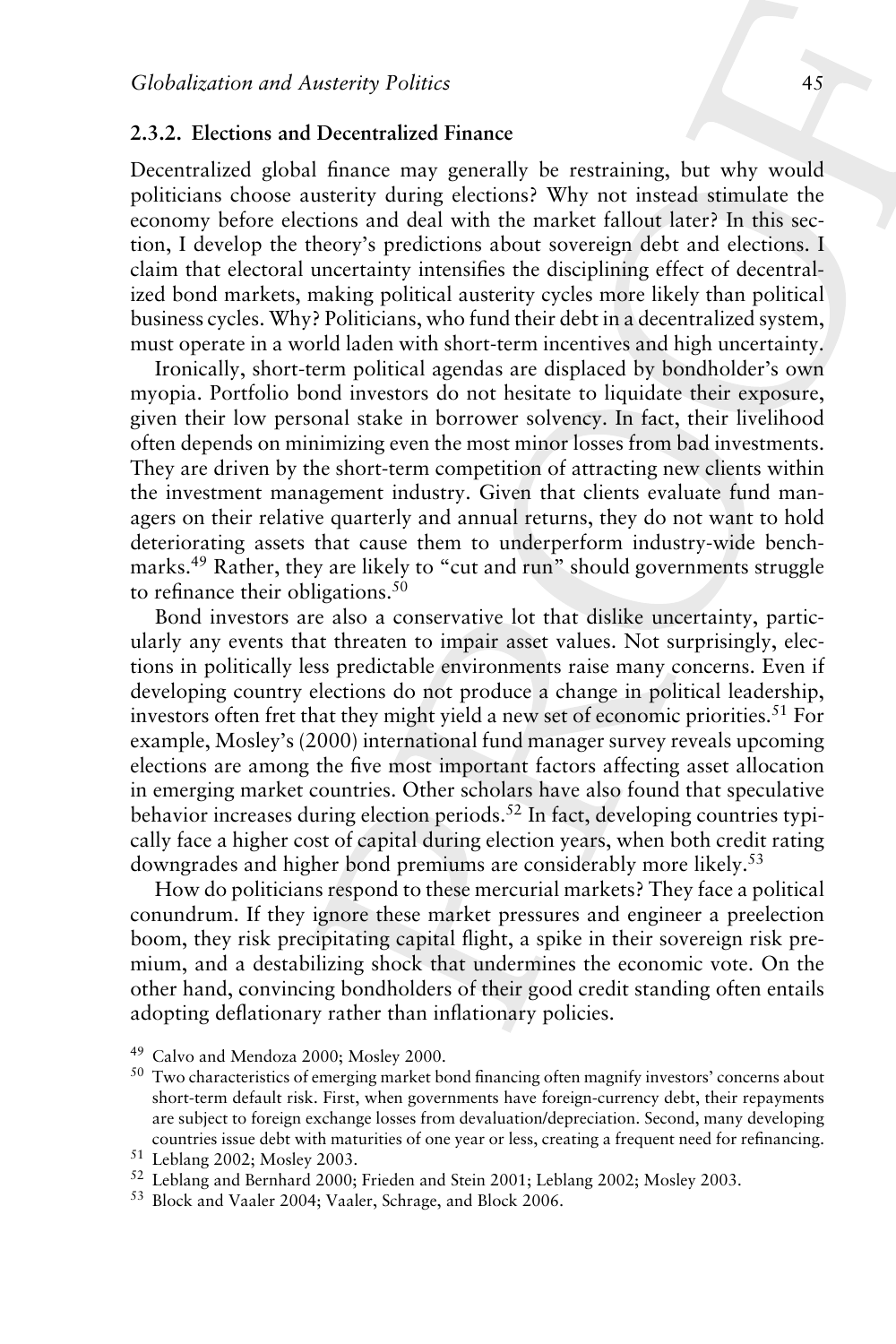### 2.3.2. Elections and Decentralized Finance

Decentralized global finance may generally be restraining, but why would politicians choose austerity during elections? Why not instead stimulate the economy before elections and deal with the market fallout later? In this section, I develop the theory's predictions about sovereign debt and elections. I claim that electoral uncertainty intensifies the disciplining effect of decentralized bond markets, making political austerity cycles more likely than political business cycles. Why? Politicians, who fund their debt in a decentralized system, must operate in a world laden with short-term incentives and high uncertainty.

Ironically, short-term political agendas are displaced by bondholder's own myopia. Portfolio bond investors do not hesitate to liquidate their exposure, given their low personal stake in borrower solvency. In fact, their livelihood often depends on minimizing even the most minor losses from bad investments. They are driven by the short-term competition of attracting new clients within the investment management industry. Given that clients evaluate fund managers on their relative quarterly and annual returns, they do not want to hold deteriorating assets that cause them to underperform industry-wide benchmarks.[49] Rather, they are likely to "cut and run" should governments struggle to refinance their obligations.[50]

Bond investors are also a conservative lot that dislike uncertainty, particularly any events that threaten to impair asset values. Not surprisingly, elections in politically less predictable environments raise many concerns. Even if developing country elections do not produce a change in political leadership, investors often fret that they might yield a new set of economic priorities.[51] For example, Mosley's (2000) international fund manager survey reveals upcoming elections are among the five most important factors affecting asset allocation in emerging market countries. Other scholars have also found that speculative behavior increases during election periods.[52] In fact, developing countries typically face a higher cost of capital during election years, when both credit rating downgrades and higher bond premiums are considerably more likely.[53]

How do politicians respond to these mercurial markets? They face a political conundrum. If they ignore these market pressures and engineer a preelection boom, they risk precipitating capital flight, a spike in their sovereign risk premium, and a destabilizing shock that undermines the economic vote. On the other hand, convincing bondholders of their good credit standing often entails adopting deflationary rather than inflationary policies.

[49] Calvo and Mendoza 2000; Mosley 2000.

[50] Two characteristics of emerging market bond financing often magnify investors' concerns about short-term default risk. First, when governments have foreign-currency debt, their repayments are subject to foreign exchange losses from devaluation/depreciation. Second, many developing countries issue debt with maturities of one year or less, creating a frequent need for refinancing.

[51] Leblang 2002; Mosley 2003.

[52] Leblang and Bernhard 2000; Frieden and Stein 2001; Leblang 2002; Mosley 2003.

[53] Block and Vaaler 2004; Vaaler, Schrage, and Block 2006.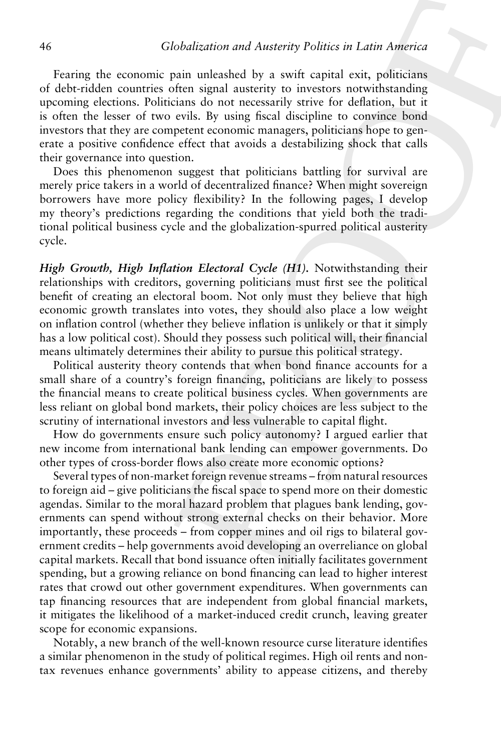Fearing the economic pain unleashed by a swift capital exit, politicians of debt-ridden countries often signal austerity to investors notwithstanding upcoming elections. Politicians do not necessarily strive for deflation, but it is often the lesser of two evils. By using fiscal discipline to convince bond investors that they are competent economic managers, politicians hope to generate a positive confidence effect that avoids a destabilizing shock that calls their governance into question.

Does this phenomenon suggest that politicians battling for survival are merely price takers in a world of decentralized finance? When might sovereign borrowers have more policy flexibility? In the following pages, I develop my theory's predictions regarding the conditions that yield both the traditional political business cycle and the globalization-spurred political austerity cycle.

***High Growth, High Inflation Electoral Cycle (H1).*** Notwithstanding their relationships with creditors, governing politicians must first see the political benefit of creating an electoral boom. Not only must they believe that high economic growth translates into votes, they should also place a low weight on inflation control (whether they believe inflation is unlikely or that it simply has a low political cost). Should they possess such political will, their financial means ultimately determines their ability to pursue this political strategy.

Political austerity theory contends that when bond finance accounts for a small share of a country's foreign financing, politicians are likely to possess the financial means to create political business cycles. When governments are less reliant on global bond markets, their policy choices are less subject to the scrutiny of international investors and less vulnerable to capital flight.

How do governments ensure such policy autonomy? I argued earlier that new income from international bank lending can empower governments. Do other types of cross-border flows also create more economic options?

Several types of non-market foreign revenue streams – from natural resources to foreign aid – give politicians the fiscal space to spend more on their domestic agendas. Similar to the moral hazard problem that plagues bank lending, governments can spend without strong external checks on their behavior. More importantly, these proceeds – from copper mines and oil rigs to bilateral government credits – help governments avoid developing an overreliance on global capital markets. Recall that bond issuance often initially facilitates government spending, but a growing reliance on bond financing can lead to higher interest rates that crowd out other government expenditures. When governments can tap financing resources that are independent from global financial markets, it mitigates the likelihood of a market-induced credit crunch, leaving greater scope for economic expansions.

Notably, a new branch of the well-known resource curse literature identifies a similar phenomenon in the study of political regimes. High oil rents and non-tax revenues enhance governments' ability to appease citizens, and thereby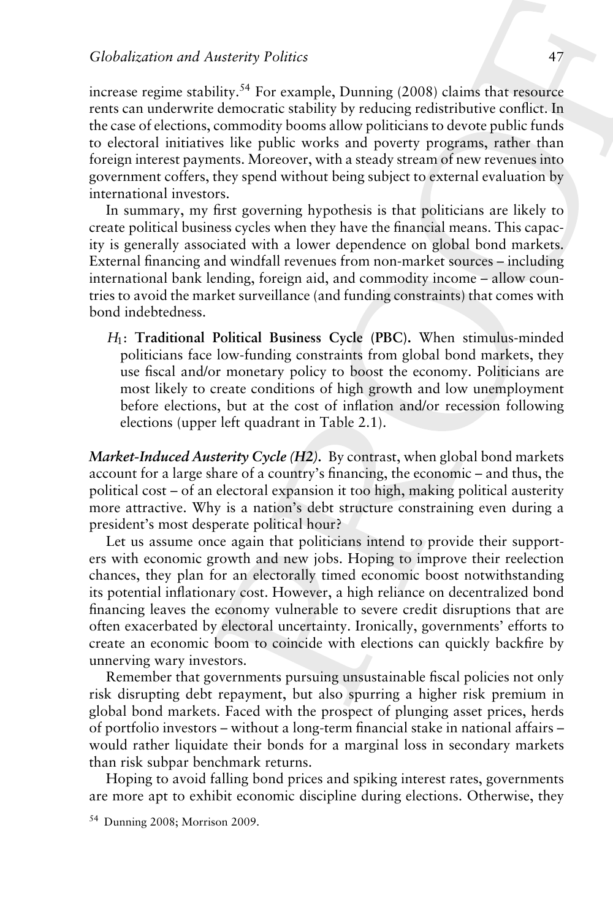increase regime stability.[54] For example, Dunning (2008) claims that resource rents can underwrite democratic stability by reducing redistributive conflict. In the case of elections, commodity booms allow politicians to devote public funds to electoral initiatives like public works and poverty programs, rather than foreign interest payments. Moreover, with a steady stream of new revenues into government coffers, they spend without being subject to external evaluation by international investors.

In summary, my first governing hypothesis is that politicians are likely to create political business cycles when they have the financial means. This capacity is generally associated with a lower dependence on global bond markets. External financing and windfall revenues from non-market sources – including international bank lending, foreign aid, and commodity income – allow countries to avoid the market surveillance (and funding constraints) that comes with bond indebtedness.

> $H_1$: **Traditional Political Business Cycle (PBC).** When stimulus-minded politicians face low-funding constraints from global bond markets, they use fiscal and/or monetary policy to boost the economy. Politicians are most likely to create conditions of high growth and low unemployment before elections, but at the cost of inflation and/or recession following elections (upper left quadrant in Table 2.1).

***Market-Induced Austerity Cycle (H2).*** By contrast, when global bond markets account for a large share of a country's financing, the economic – and thus, the political cost – of an electoral expansion it too high, making political austerity more attractive. Why is a nation's debt structure constraining even during a president's most desperate political hour?

Let us assume once again that politicians intend to provide their supporters with economic growth and new jobs. Hoping to improve their reelection chances, they plan for an electorally timed economic boost notwithstanding its potential inflationary cost. However, a high reliance on decentralized bond financing leaves the economy vulnerable to severe credit disruptions that are often exacerbated by electoral uncertainty. Ironically, governments' efforts to create an economic boom to coincide with elections can quickly backfire by unnerving wary investors.

Remember that governments pursuing unsustainable fiscal policies not only risk disrupting debt repayment, but also spurring a higher risk premium in global bond markets. Faced with the prospect of plunging asset prices, herds of portfolio investors – without a long-term financial stake in national affairs – would rather liquidate their bonds for a marginal loss in secondary markets than risk subpar benchmark returns.

Hoping to avoid falling bond prices and spiking interest rates, governments are more apt to exhibit economic discipline during elections. Otherwise, they

[54] Dunning 2008; Morrison 2009.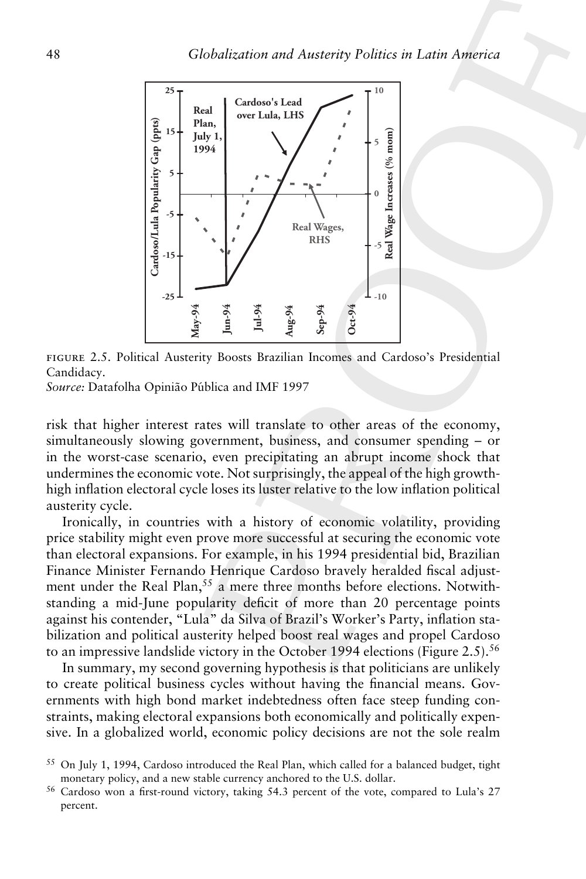FIGURE 2.5. Political Austerity Boosts Brazilian Incomes and Cardoso's Presidential Candidacy.
*Source:* Datafolha Opinião Pública and IMF 1997

risk that higher interest rates will translate to other areas of the economy, simultaneously slowing government, business, and consumer spending – or in the worst-case scenario, even precipitating an abrupt income shock that undermines the economic vote. Not surprisingly, the appeal of the high growth-high inflation electoral cycle loses its luster relative to the low inflation political austerity cycle.

Ironically, in countries with a history of economic volatility, providing price stability might even prove more successful at securing the economic vote than electoral expansions. For example, in his 1994 presidential bid, Brazilian Finance Minister Fernando Henrique Cardoso bravely heralded fiscal adjustment under the Real Plan,[55] a mere three months before elections. Notwithstanding a mid-June popularity deficit of more than 20 percentage points against his contender, "Lula" da Silva of Brazil's Worker's Party, inflation stabilization and political austerity helped boost real wages and propel Cardoso to an impressive landslide victory in the October 1994 elections (Figure 2.5).[56]

In summary, my second governing hypothesis is that politicians are unlikely to create political business cycles without having the financial means. Governments with high bond market indebtedness often face steep funding constraints, making electoral expansions both economically and politically expensive. In a globalized world, economic policy decisions are not the sole realm

[55] On July 1, 1994, Cardoso introduced the Real Plan, which called for a balanced budget, tight monetary policy, and a new stable currency anchored to the U.S. dollar.

[56] Cardoso won a first-round victory, taking 54.3 percent of the vote, compared to Lula's 27 percent.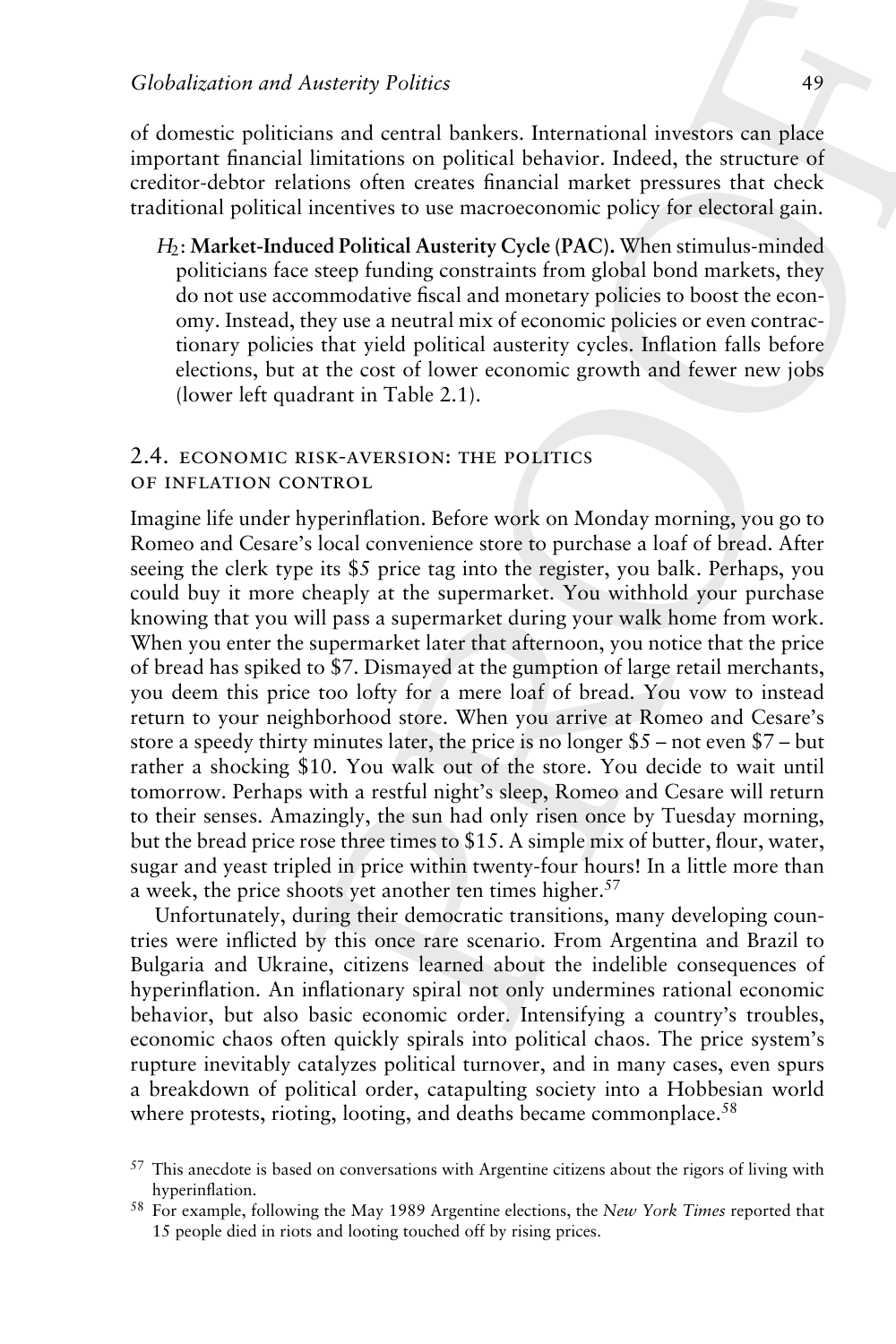of domestic politicians and central bankers. International investors can place important financial limitations on political behavior. Indeed, the structure of creditor-debtor relations often creates financial market pressures that check traditional political incentives to use macroeconomic policy for electoral gain.

> $H_2$: **Market-Induced Political Austerity Cycle (PAC).** When stimulus-minded politicians face steep funding constraints from global bond markets, they do not use accommodative fiscal and monetary policies to boost the economy. Instead, they use a neutral mix of economic policies or even contractionary policies that yield political austerity cycles. Inflation falls before elections, but at the cost of lower economic growth and fewer new jobs (lower left quadrant in Table 2.1).

## 2.4. ECONOMIC RISK-AVERSION: THE POLITICS OF INFLATION CONTROL

Imagine life under hyperinflation. Before work on Monday morning, you go to Romeo and Cesare's local convenience store to purchase a loaf of bread. After seeing the clerk type its $5 price tag into the register, you balk. Perhaps, you could buy it more cheaply at the supermarket. You withhold your purchase knowing that you will pass a supermarket during your walk home from work. When you enter the supermarket later that afternoon, you notice that the price of bread has spiked to $7. Dismayed at the gumption of large retail merchants, you deem this price too lofty for a mere loaf of bread. You vow to instead return to your neighborhood store. When you arrive at Romeo and Cesare's store a speedy thirty minutes later, the price is no longer $5 – not even $7 – but rather a shocking $10. You walk out of the store. You decide to wait until tomorrow. Perhaps with a restful night's sleep, Romeo and Cesare will return to their senses. Amazingly, the sun had only risen once by Tuesday morning, but the bread price rose three times to $15. A simple mix of butter, flour, water, sugar and yeast tripled in price within twenty-four hours! In a little more than a week, the price shoots yet another ten times higher.[57]

Unfortunately, during their democratic transitions, many developing countries were inflicted by this once rare scenario. From Argentina and Brazil to Bulgaria and Ukraine, citizens learned about the indelible consequences of hyperinflation. An inflationary spiral not only undermines rational economic behavior, but also basic economic order. Intensifying a country's troubles, economic chaos often quickly spirals into political chaos. The price system's rupture inevitably catalyzes political turnover, and in many cases, even spurs a breakdown of political order, catapulting society into a Hobbesian world where protests, rioting, looting, and deaths became commonplace.[58]

---

[57] This anecdote is based on conversations with Argentine citizens about the rigors of living with hyperinflation.

[58] For example, following the May 1989 Argentine elections, the *New York Times* reported that 15 people died in riots and looting touched off by rising prices.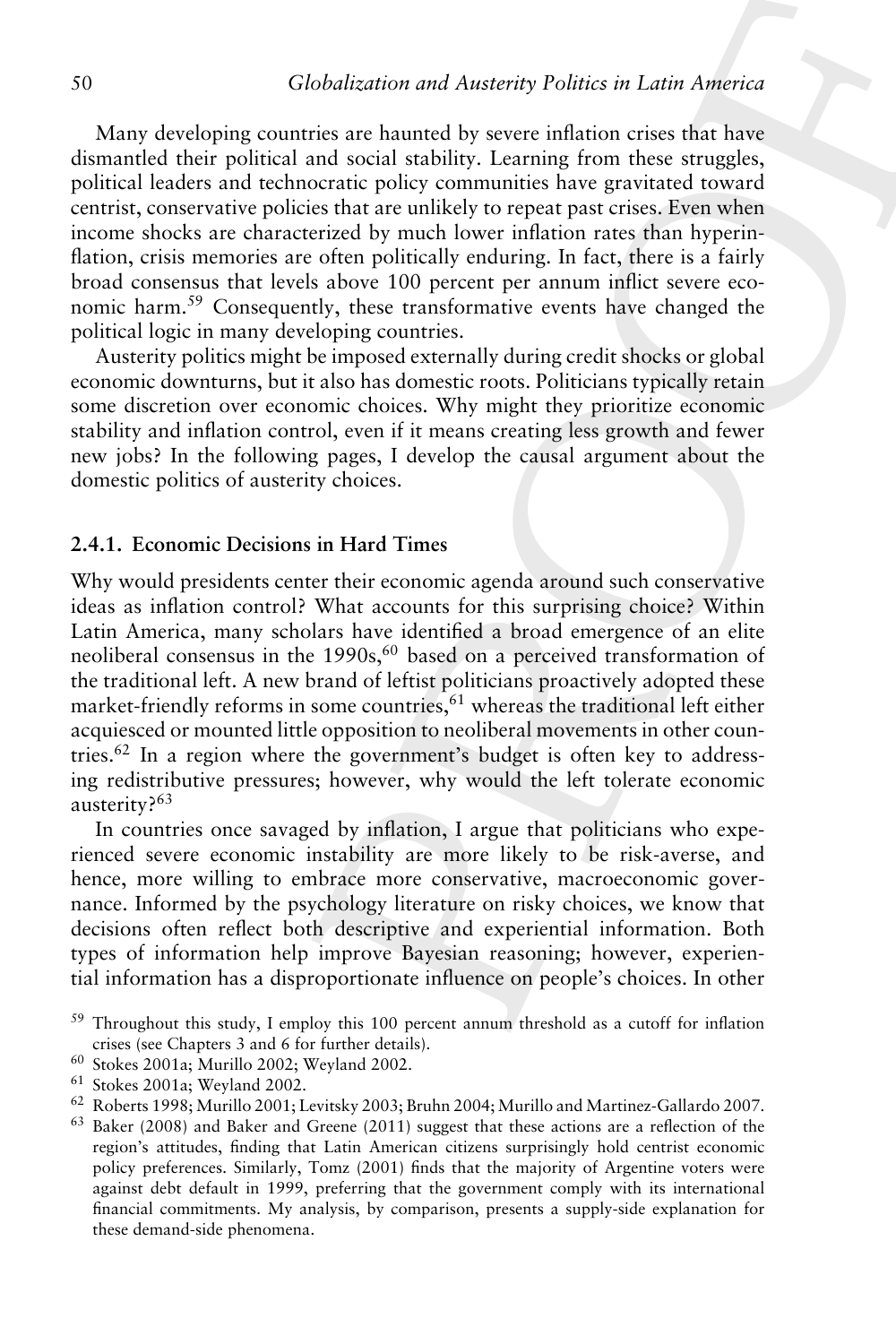Many developing countries are haunted by severe inflation crises that have dismantled their political and social stability. Learning from these struggles, political leaders and technocratic policy communities have gravitated toward centrist, conservative policies that are unlikely to repeat past crises. Even when income shocks are characterized by much lower inflation rates than hyperinflation, crisis memories are often politically enduring. In fact, there is a fairly broad consensus that levels above 100 percent per annum inflict severe economic harm.[59] Consequently, these transformative events have changed the political logic in many developing countries.

Austerity politics might be imposed externally during credit shocks or global economic downturns, but it also has domestic roots. Politicians typically retain some discretion over economic choices. Why might they prioritize economic stability and inflation control, even if it means creating less growth and fewer new jobs? In the following pages, I develop the causal argument about the domestic politics of austerity choices.

### 2.4.1. Economic Decisions in Hard Times

Why would presidents center their economic agenda around such conservative ideas as inflation control? What accounts for this surprising choice? Within Latin America, many scholars have identified a broad emergence of an elite neoliberal consensus in the 1990s,[60] based on a perceived transformation of the traditional left. A new brand of leftist politicians proactively adopted these market-friendly reforms in some countries,[61] whereas the traditional left either acquiesced or mounted little opposition to neoliberal movements in other countries.[62] In a region where the government's budget is often key to addressing redistributive pressures; however, why would the left tolerate economic austerity?[63]

In countries once savaged by inflation, I argue that politicians who experienced severe economic instability are more likely to be risk-averse, and hence, more willing to embrace more conservative, macroeconomic governance. Informed by the psychology literature on risky choices, we know that decisions often reflect both descriptive and experiential information. Both types of information help improve Bayesian reasoning; however, experiential information has a disproportionate influence on people's choices. In other

[59] Throughout this study, I employ this 100 percent annum threshold as a cutoff for inflation crises (see Chapters 3 and 6 for further details).

[60] Stokes 2001a; Murillo 2002; Weyland 2002.

[61] Stokes 2001a; Weyland 2002.

[62] Roberts 1998; Murillo 2001; Levitsky 2003; Bruhn 2004; Murillo and Martinez-Gallardo 2007.

[63] Baker (2008) and Baker and Greene (2011) suggest that these actions are a reflection of the region's attitudes, finding that Latin American citizens surprisingly hold centrist economic policy preferences. Similarly, Tomz (2001) finds that the majority of Argentine voters were against debt default in 1999, preferring that the government comply with its international financial commitments. My analysis, by comparison, presents a supply-side explanation for these demand-side phenomena.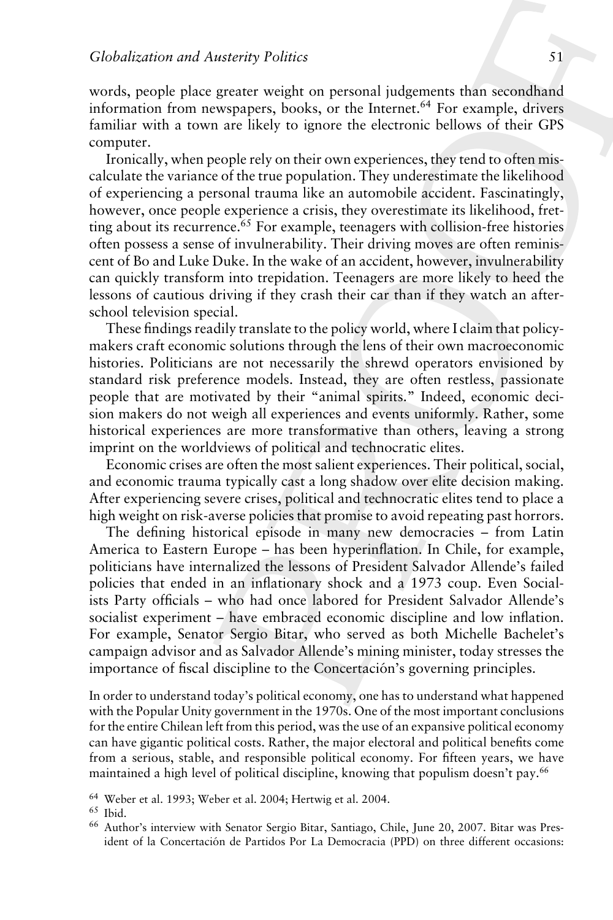words, people place greater weight on personal judgements than secondhand information from newspapers, books, or the Internet.[64] For example, drivers familiar with a town are likely to ignore the electronic bellows of their GPS computer.

Ironically, when people rely on their own experiences, they tend to often miscalculate the variance of the true population. They underestimate the likelihood of experiencing a personal trauma like an automobile accident. Fascinatingly, however, once people experience a crisis, they overestimate its likelihood, fretting about its recurrence.[65] For example, teenagers with collision-free histories often possess a sense of invulnerability. Their driving moves are often reminiscent of Bo and Luke Duke. In the wake of an accident, however, invulnerability can quickly transform into trepidation. Teenagers are more likely to heed the lessons of cautious driving if they crash their car than if they watch an after-school television special.

These findings readily translate to the policy world, where I claim that policymakers craft economic solutions through the lens of their own macroeconomic histories. Politicians are not necessarily the shrewd operators envisioned by standard risk preference models. Instead, they are often restless, passionate people that are motivated by their "animal spirits." Indeed, economic decision makers do not weigh all experiences and events uniformly. Rather, some historical experiences are more transformative than others, leaving a strong imprint on the worldviews of political and technocratic elites.

Economic crises are often the most salient experiences. Their political, social, and economic trauma typically cast a long shadow over elite decision making. After experiencing severe crises, political and technocratic elites tend to place a high weight on risk-averse policies that promise to avoid repeating past horrors.

The defining historical episode in many new democracies – from Latin America to Eastern Europe – has been hyperinflation. In Chile, for example, politicians have internalized the lessons of President Salvador Allende's failed policies that ended in an inflationary shock and a 1973 coup. Even Socialists Party officials – who had once labored for President Salvador Allende's socialist experiment – have embraced economic discipline and low inflation. For example, Senator Sergio Bitar, who served as both Michelle Bachelet's campaign advisor and as Salvador Allende's mining minister, today stresses the importance of fiscal discipline to the Concertación's governing principles.

> In order to understand today's political economy, one has to understand what happened with the Popular Unity government in the 1970s. One of the most important conclusions for the entire Chilean left from this period, was the use of an expansive political economy can have gigantic political costs. Rather, the major electoral and political benefits come from a serious, stable, and responsible political economy. For fifteen years, we have maintained a high level of political discipline, knowing that populism doesn't pay.[66]

[64] Weber et al. 1993; Weber et al. 2004; Hertwig et al. 2004.

[65] Ibid.

[66] Author's interview with Senator Sergio Bitar, Santiago, Chile, June 20, 2007. Bitar was President of la Concertación de Partidos Por La Democracia (PPD) on three different occasions: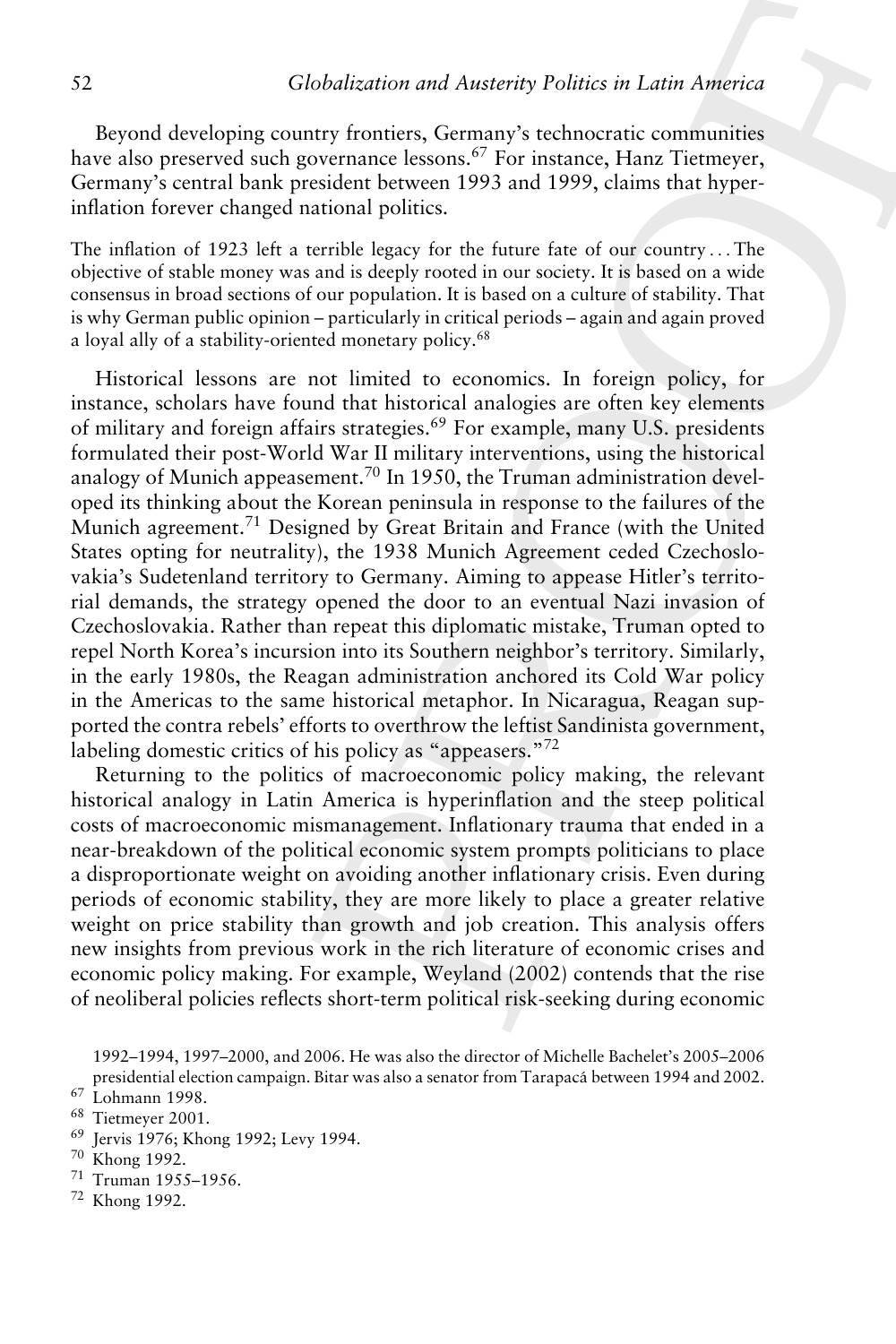Beyond developing country frontiers, Germany's technocratic communities have also preserved such governance lessons.[67] For instance, Hanz Tietmeyer, Germany's central bank president between 1993 and 1999, claims that hyperinflation forever changed national politics.

> The inflation of 1923 left a terrible legacy for the future fate of our country . . . The objective of stable money was and is deeply rooted in our society. It is based on a wide consensus in broad sections of our population. It is based on a culture of stability. That is why German public opinion – particularly in critical periods – again and again proved a loyal ally of a stability-oriented monetary policy.[68]

Historical lessons are not limited to economics. In foreign policy, for instance, scholars have found that historical analogies are often key elements of military and foreign affairs strategies.[69] For example, many U.S. presidents formulated their post-World War II military interventions, using the historical analogy of Munich appeasement.[70] In 1950, the Truman administration developed its thinking about the Korean peninsula in response to the failures of the Munich agreement.[71] Designed by Great Britain and France (with the United States opting for neutrality), the 1938 Munich Agreement ceded Czechoslovakia's Sudetenland territory to Germany. Aiming to appease Hitler's territorial demands, the strategy opened the door to an eventual Nazi invasion of Czechoslovakia. Rather than repeat this diplomatic mistake, Truman opted to repel North Korea's incursion into its Southern neighbor's territory. Similarly, in the early 1980s, the Reagan administration anchored its Cold War policy in the Americas to the same historical metaphor. In Nicaragua, Reagan supported the contra rebels' efforts to overthrow the leftist Sandinista government, labeling domestic critics of his policy as "appeasers."[72]

Returning to the politics of macroeconomic policy making, the relevant historical analogy in Latin America is hyperinflation and the steep political costs of macroeconomic mismanagement. Inflationary trauma that ended in a near-breakdown of the political economic system prompts politicians to place a disproportionate weight on avoiding another inflationary crisis. Even during periods of economic stability, they are more likely to place a greater relative weight on price stability than growth and job creation. This analysis offers new insights from previous work in the rich literature of economic crises and economic policy making. For example, Weyland (2002) contends that the rise of neoliberal policies reflects short-term political risk-seeking during economic

1992–1994, 1997–2000, and 2006. He was also the director of Michelle Bachelet's 2005–2006 presidential election campaign. Bitar was also a senator from Tarapacá between 1994 and 2002.

[67] Lohmann 1998.

[68] Tietmeyer 2001.

[69] Jervis 1976; Khong 1992; Levy 1994.

[70] Khong 1992.

[71] Truman 1955–1956.

[72] Khong 1992.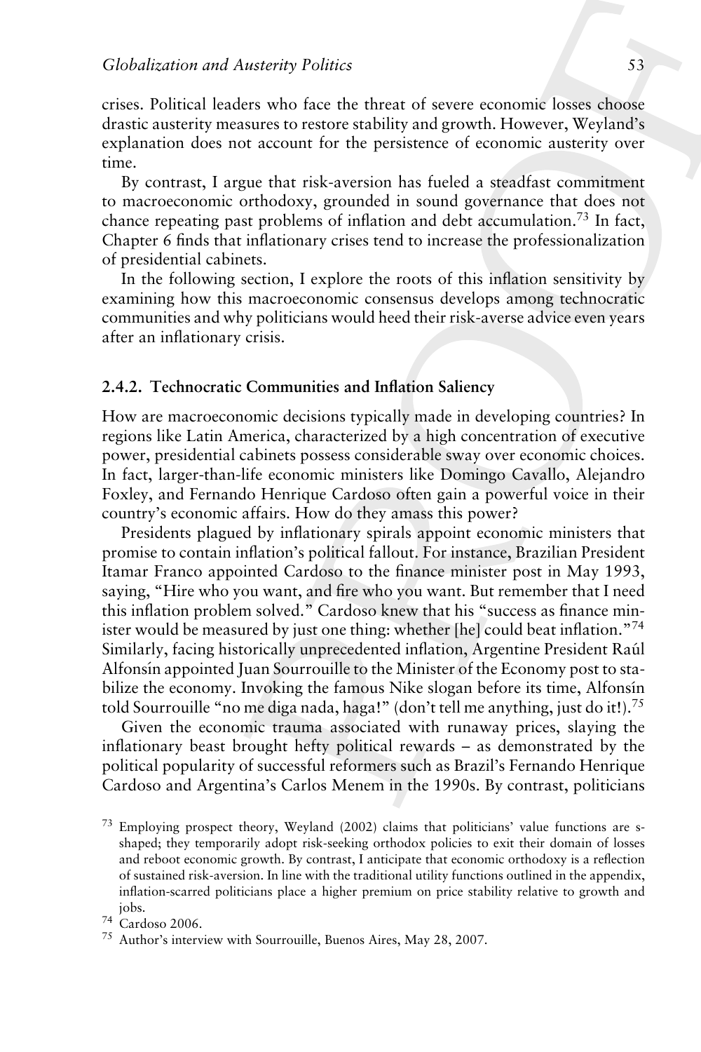crises. Political leaders who face the threat of severe economic losses choose drastic austerity measures to restore stability and growth. However, Weyland's explanation does not account for the persistence of economic austerity over time.

By contrast, I argue that risk-aversion has fueled a steadfast commitment to macroeconomic orthodoxy, grounded in sound governance that does not chance repeating past problems of inflation and debt accumulation.[73] In fact, Chapter 6 finds that inflationary crises tend to increase the professionalization of presidential cabinets.

In the following section, I explore the roots of this inflation sensitivity by examining how this macroeconomic consensus develops among technocratic communities and why politicians would heed their risk-averse advice even years after an inflationary crisis.

### 2.4.2. Technocratic Communities and Inflation Saliency

How are macroeconomic decisions typically made in developing countries? In regions like Latin America, characterized by a high concentration of executive power, presidential cabinets possess considerable sway over economic choices. In fact, larger-than-life economic ministers like Domingo Cavallo, Alejandro Foxley, and Fernando Henrique Cardoso often gain a powerful voice in their country's economic affairs. How do they amass this power?

Presidents plagued by inflationary spirals appoint economic ministers that promise to contain inflation's political fallout. For instance, Brazilian President Itamar Franco appointed Cardoso to the finance minister post in May 1993, saying, "Hire who you want, and fire who you want. But remember that I need this inflation problem solved." Cardoso knew that his "success as finance minister would be measured by just one thing: whether [he] could beat inflation."[74] Similarly, facing historically unprecedented inflation, Argentine President Raúl Alfonsín appointed Juan Sourrouille to the Minister of the Economy post to stabilize the economy. Invoking the famous Nike slogan before its time, Alfonsín told Sourrouille "no me diga nada, haga!" (don't tell me anything, just do it!).[75]

Given the economic trauma associated with runaway prices, slaying the inflationary beast brought hefty political rewards – as demonstrated by the political popularity of successful reformers such as Brazil's Fernando Henrique Cardoso and Argentina's Carlos Menem in the 1990s. By contrast, politicians

---

[73] Employing prospect theory, Weyland (2002) claims that politicians' value functions are s-shaped; they temporarily adopt risk-seeking orthodox policies to exit their domain of losses and reboot economic growth. By contrast, I anticipate that economic orthodoxy is a reflection of sustained risk-aversion. In line with the traditional utility functions outlined in the appendix, inflation-scarred politicians place a higher premium on price stability relative to growth and jobs.

[74] Cardoso 2006.

[75] Author's interview with Sourrouille, Buenos Aires, May 28, 2007.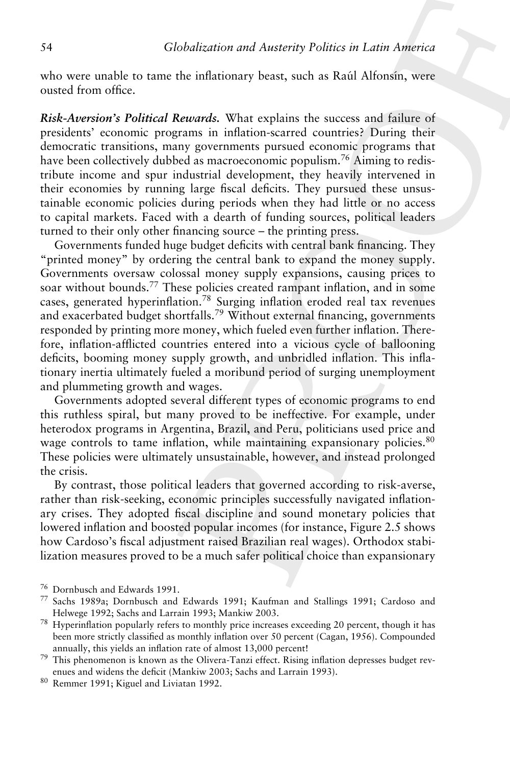who were unable to tame the inflationary beast, such as Raúl Alfonsín, were ousted from office.

***Risk-Aversion's Political Rewards.*** What explains the success and failure of presidents' economic programs in inflation-scarred countries? During their democratic transitions, many governments pursued economic programs that have been collectively dubbed as macroeconomic populism.[76] Aiming to redistribute income and spur industrial development, they heavily intervened in their economies by running large fiscal deficits. They pursued these unsustainable economic policies during periods when they had little or no access to capital markets. Faced with a dearth of funding sources, political leaders turned to their only other financing source – the printing press.

Governments funded huge budget deficits with central bank financing. They "printed money" by ordering the central bank to expand the money supply. Governments oversaw colossal money supply expansions, causing prices to soar without bounds.[77] These policies created rampant inflation, and in some cases, generated hyperinflation.[78] Surging inflation eroded real tax revenues and exacerbated budget shortfalls.[79] Without external financing, governments responded by printing more money, which fueled even further inflation. Therefore, inflation-afflicted countries entered into a vicious cycle of ballooning deficits, booming money supply growth, and unbridled inflation. This inflationary inertia ultimately fueled a moribund period of surging unemployment and plummeting growth and wages.

Governments adopted several different types of economic programs to end this ruthless spiral, but many proved to be ineffective. For example, under heterodox programs in Argentina, Brazil, and Peru, politicians used price and wage controls to tame inflation, while maintaining expansionary policies.[80] These policies were ultimately unsustainable, however, and instead prolonged the crisis.

By contrast, those political leaders that governed according to risk-averse, rather than risk-seeking, economic principles successfully navigated inflationary crises. They adopted fiscal discipline and sound monetary policies that lowered inflation and boosted popular incomes (for instance, Figure 2.5 shows how Cardoso's fiscal adjustment raised Brazilian real wages). Orthodox stabilization measures proved to be a much safer political choice than expansionary

[76] Dornbusch and Edwards 1991.

[77] Sachs 1989a; Dornbusch and Edwards 1991; Kaufman and Stallings 1991; Cardoso and Helwege 1992; Sachs and Larrain 1993; Mankiw 2003.

[78] Hyperinflation popularly refers to monthly price increases exceeding 20 percent, though it has been more strictly classified as monthly inflation over 50 percent (Cagan, 1956). Compounded annually, this yields an inflation rate of almost 13,000 percent!

[79] This phenomenon is known as the Olivera-Tanzi effect. Rising inflation depresses budget revenues and widens the deficit (Mankiw 2003; Sachs and Larrain 1993).

[80] Remmer 1991; Kiguel and Liviatan 1992.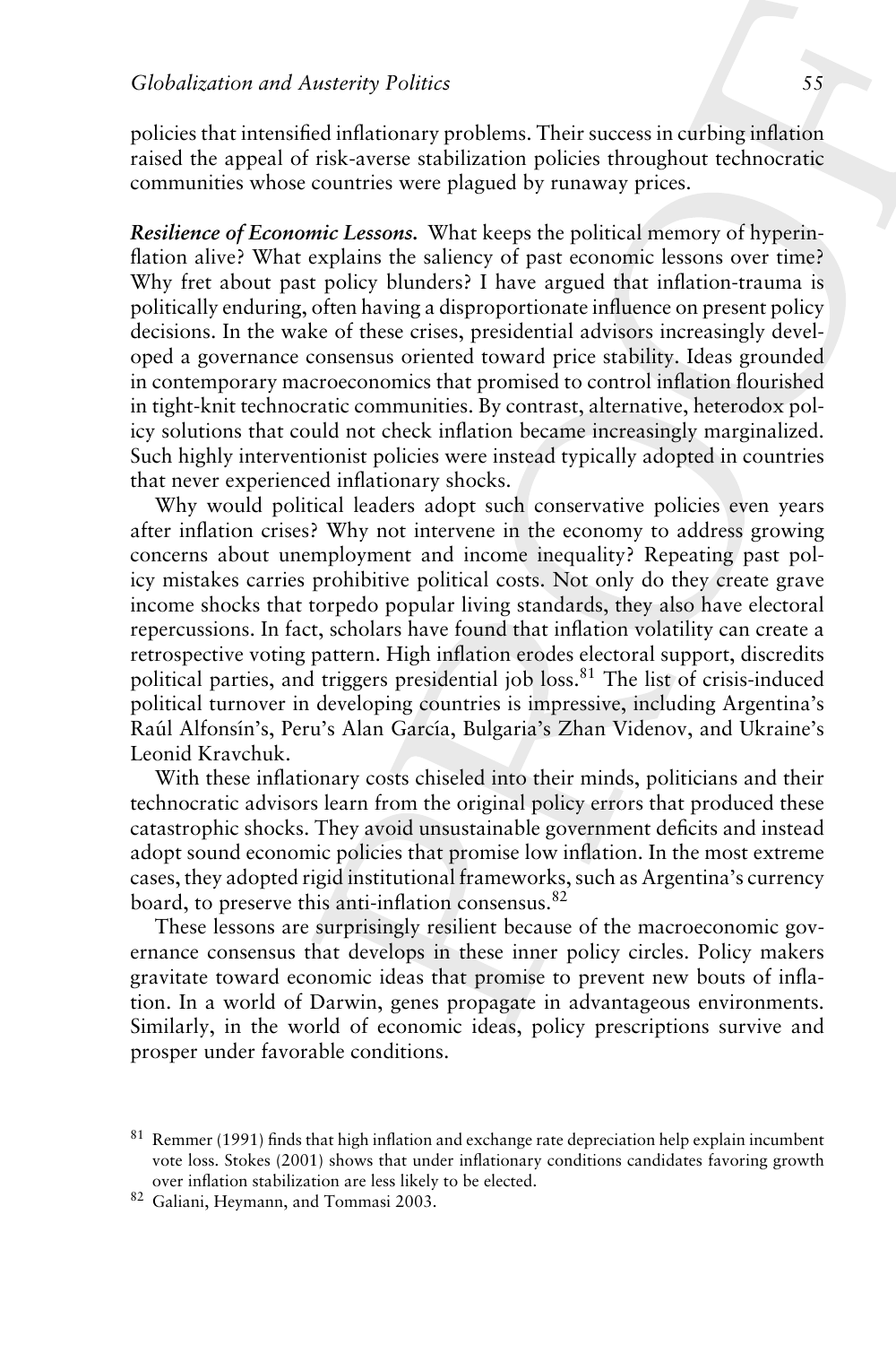policies that intensified inflationary problems. Their success in curbing inflation raised the appeal of risk-averse stabilization policies throughout technocratic communities whose countries were plagued by runaway prices.

***Resilience of Economic Lessons.*** What keeps the political memory of hyperinflation alive? What explains the saliency of past economic lessons over time? Why fret about past policy blunders? I have argued that inflation-trauma is politically enduring, often having a disproportionate influence on present policy decisions. In the wake of these crises, presidential advisors increasingly developed a governance consensus oriented toward price stability. Ideas grounded in contemporary macroeconomics that promised to control inflation flourished in tight-knit technocratic communities. By contrast, alternative, heterodox policy solutions that could not check inflation became increasingly marginalized. Such highly interventionist policies were instead typically adopted in countries that never experienced inflationary shocks.

Why would political leaders adopt such conservative policies even years after inflation crises? Why not intervene in the economy to address growing concerns about unemployment and income inequality? Repeating past policy mistakes carries prohibitive political costs. Not only do they create grave income shocks that torpedo popular living standards, they also have electoral repercussions. In fact, scholars have found that inflation volatility can create a retrospective voting pattern. High inflation erodes electoral support, discredits political parties, and triggers presidential job loss.[81] The list of crisis-induced political turnover in developing countries is impressive, including Argentina's Raúl Alfonsín's, Peru's Alan García, Bulgaria's Zhan Videnov, and Ukraine's Leonid Kravchuk.

With these inflationary costs chiseled into their minds, politicians and their technocratic advisors learn from the original policy errors that produced these catastrophic shocks. They avoid unsustainable government deficits and instead adopt sound economic policies that promise low inflation. In the most extreme cases, they adopted rigid institutional frameworks, such as Argentina's currency board, to preserve this anti-inflation consensus.[82]

These lessons are surprisingly resilient because of the macroeconomic governance consensus that develops in these inner policy circles. Policy makers gravitate toward economic ideas that promise to prevent new bouts of inflation. In a world of Darwin, genes propagate in advantageous environments. Similarly, in the world of economic ideas, policy prescriptions survive and prosper under favorable conditions.

---

[81] Remmer (1991) finds that high inflation and exchange rate depreciation help explain incumbent vote loss. Stokes (2001) shows that under inflationary conditions candidates favoring growth over inflation stabilization are less likely to be elected.

[82] Galiani, Heymann, and Tommasi 2003.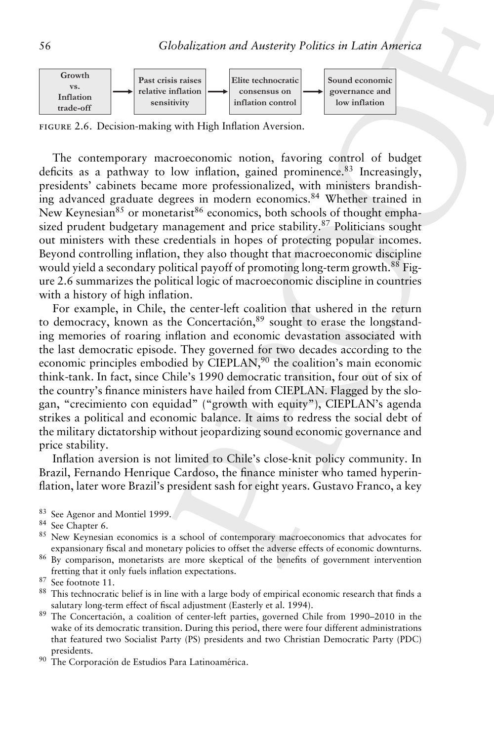Growth vs. Inflation trade-off → Past crisis raises relative inflation sensitivity → Elite technocratic consensus on inflation control → Sound economic governance and low inflation

FIGURE 2.6. Decision-making with High Inflation Aversion.

The contemporary macroeconomic notion, favoring control of budget deficits as a pathway to low inflation, gained prominence.[83] Increasingly, presidents' cabinets became more professionalized, with ministers brandishing advanced graduate degrees in modern economics.[84] Whether trained in New Keynesian[85] or monetarist[86] economics, both schools of thought emphasized prudent budgetary management and price stability.[87] Politicians sought out ministers with these credentials in hopes of protecting popular incomes. Beyond controlling inflation, they also thought that macroeconomic discipline would yield a secondary political payoff of promoting long-term growth.[88] Figure 2.6 summarizes the political logic of macroeconomic discipline in countries with a history of high inflation.

For example, in Chile, the center-left coalition that ushered in the return to democracy, known as the Concertación,[89] sought to erase the longstanding memories of roaring inflation and economic devastation associated with the last democratic episode. They governed for two decades according to the economic principles embodied by CIEPLAN,[90] the coalition's main economic think-tank. In fact, since Chile's 1990 democratic transition, four out of six of the country's finance ministers have hailed from CIEPLAN. Flagged by the slogan, "crecimiento con equidad" ("growth with equity"), CIEPLAN's agenda strikes a political and economic balance. It aims to redress the social debt of the military dictatorship without jeopardizing sound economic governance and price stability.

Inflation aversion is not limited to Chile's close-knit policy community. In Brazil, Fernando Henrique Cardoso, the finance minister who tamed hyperinflation, later wore Brazil's president sash for eight years. Gustavo Franco, a key

[83] See Agenor and Montiel 1999.

[84] See Chapter 6.

[85] New Keynesian economics is a school of contemporary macroeconomics that advocates for expansionary fiscal and monetary policies to offset the adverse effects of economic downturns.

[86] By comparison, monetarists are more skeptical of the benefits of government intervention fretting that it only fuels inflation expectations.

[87] See footnote 11.

[88] This technocratic belief is in line with a large body of empirical economic research that finds a salutary long-term effect of fiscal adjustment (Easterly et al. 1994).

[89] The Concertación, a coalition of center-left parties, governed Chile from 1990–2010 in the wake of its democratic transition. During this period, there were four different administrations that featured two Socialist Party (PS) presidents and two Christian Democratic Party (PDC) presidents.

[90] The Corporación de Estudios Para Latinoamérica.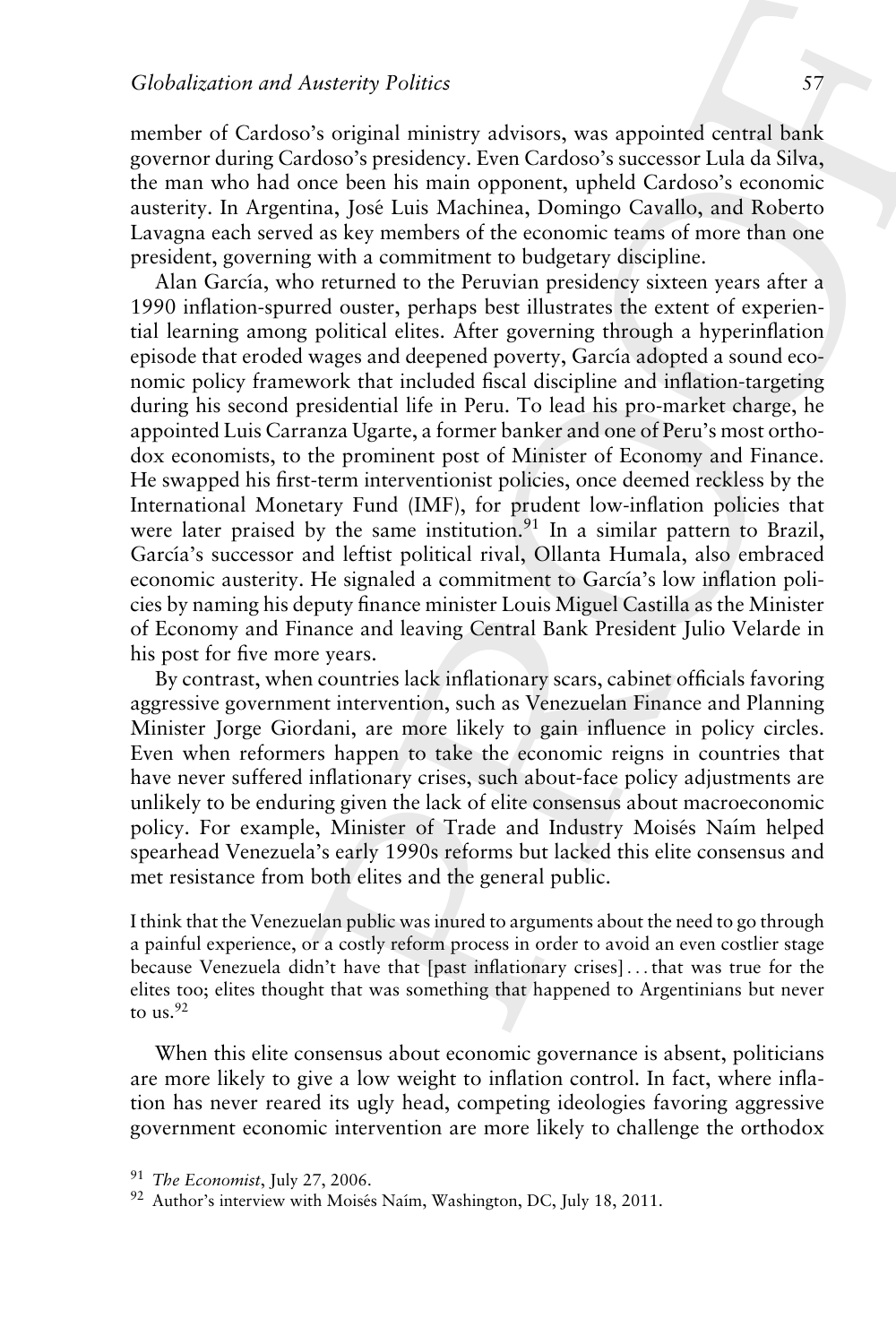member of Cardoso's original ministry advisors, was appointed central bank governor during Cardoso's presidency. Even Cardoso's successor Lula da Silva, the man who had once been his main opponent, upheld Cardoso's economic austerity. In Argentina, José Luis Machinea, Domingo Cavallo, and Roberto Lavagna each served as key members of the economic teams of more than one president, governing with a commitment to budgetary discipline.

Alan García, who returned to the Peruvian presidency sixteen years after a 1990 inflation-spurred ouster, perhaps best illustrates the extent of experiential learning among political elites. After governing through a hyperinflation episode that eroded wages and deepened poverty, García adopted a sound economic policy framework that included fiscal discipline and inflation-targeting during his second presidential life in Peru. To lead his pro-market charge, he appointed Luis Carranza Ugarte, a former banker and one of Peru's most orthodox economists, to the prominent post of Minister of Economy and Finance. He swapped his first-term interventionist policies, once deemed reckless by the International Monetary Fund (IMF), for prudent low-inflation policies that were later praised by the same institution.[91] In a similar pattern to Brazil, García's successor and leftist political rival, Ollanta Humala, also embraced economic austerity. He signaled a commitment to García's low inflation policies by naming his deputy finance minister Louis Miguel Castilla as the Minister of Economy and Finance and leaving Central Bank President Julio Velarde in his post for five more years.

By contrast, when countries lack inflationary scars, cabinet officials favoring aggressive government intervention, such as Venezuelan Finance and Planning Minister Jorge Giordani, are more likely to gain influence in policy circles. Even when reformers happen to take the economic reigns in countries that have never suffered inflationary crises, such about-face policy adjustments are unlikely to be enduring given the lack of elite consensus about macroeconomic policy. For example, Minister of Trade and Industry Moisés Naím helped spearhead Venezuela's early 1990s reforms but lacked this elite consensus and met resistance from both elites and the general public.

> I think that the Venezuelan public was inured to arguments about the need to go through a painful experience, or a costly reform process in order to avoid an even costlier stage because Venezuela didn't have that [past inflationary crises] . . . that was true for the elites too; elites thought that was something that happened to Argentinians but never to us.[92]

When this elite consensus about economic governance is absent, politicians are more likely to give a low weight to inflation control. In fact, where inflation has never reared its ugly head, competing ideologies favoring aggressive government economic intervention are more likely to challenge the orthodox

[91] *The Economist*, July 27, 2006.

[92] Author's interview with Moisés Naím, Washington, DC, July 18, 2011.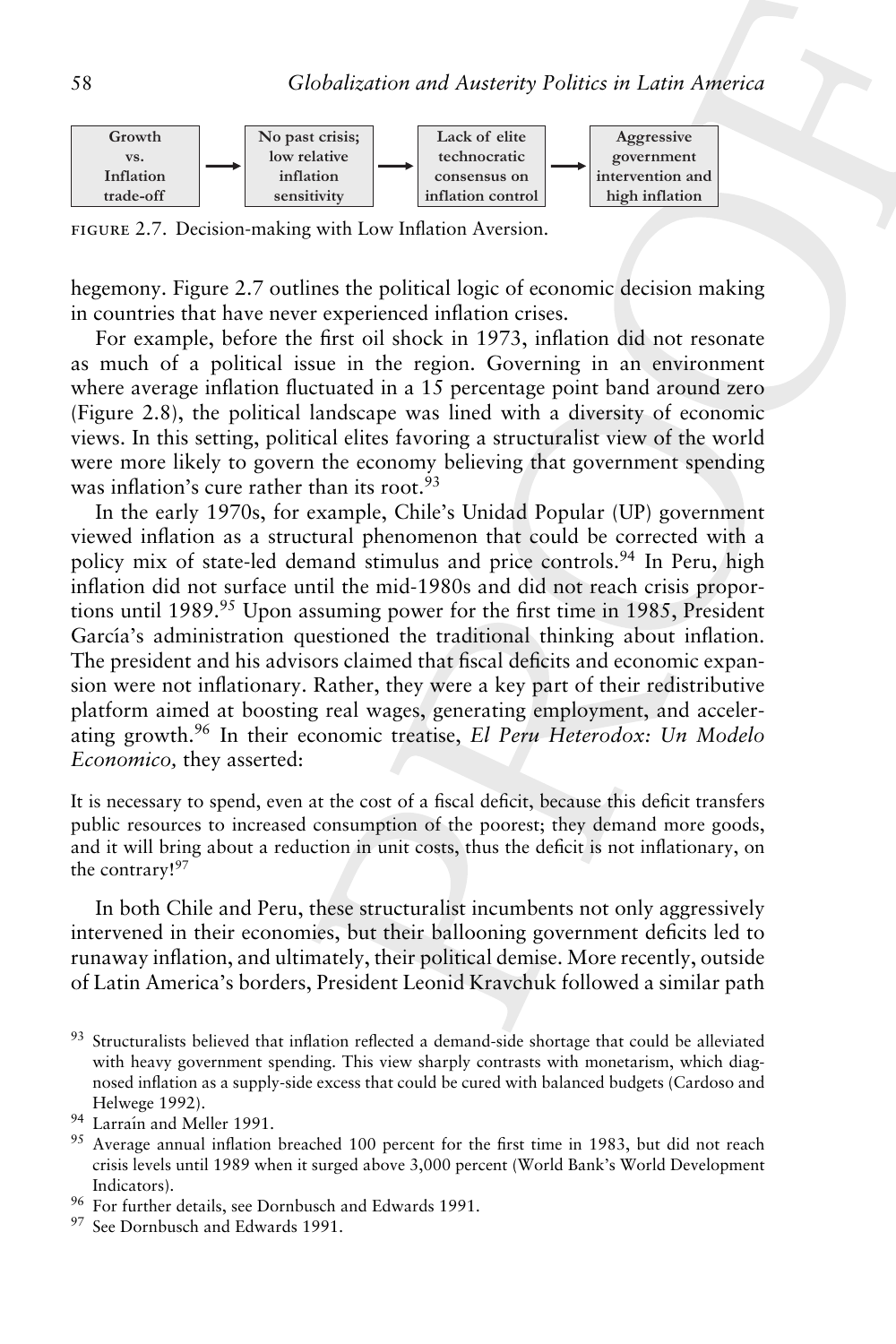| Growth vs. Inflation trade-off | → | No past crisis; low relative inflation sensitivity | → | Lack of elite technocratic consensus on inflation control | → | Aggressive government intervention and high inflation |
|---|---|---|---|---|---|---|

FIGURE 2.7. Decision-making with Low Inflation Aversion.

hegemony. Figure 2.7 outlines the political logic of economic decision making in countries that have never experienced inflation crises.

For example, before the first oil shock in 1973, inflation did not resonate as much of a political issue in the region. Governing in an environment where average inflation fluctuated in a 15 percentage point band around zero (Figure 2.8), the political landscape was lined with a diversity of economic views. In this setting, political elites favoring a structuralist view of the world were more likely to govern the economy believing that government spending was inflation's cure rather than its root.[93]

In the early 1970s, for example, Chile's Unidad Popular (UP) government viewed inflation as a structural phenomenon that could be corrected with a policy mix of state-led demand stimulus and price controls.[94] In Peru, high inflation did not surface until the mid-1980s and did not reach crisis proportions until 1989.[95] Upon assuming power for the first time in 1985, President García's administration questioned the traditional thinking about inflation. The president and his advisors claimed that fiscal deficits and economic expansion were not inflationary. Rather, they were a key part of their redistributive platform aimed at boosting real wages, generating employment, and accelerating growth.[96] In their economic treatise, *El Peru Heterodox: Un Modelo Economico,* they asserted:

> It is necessary to spend, even at the cost of a fiscal deficit, because this deficit transfers public resources to increased consumption of the poorest; they demand more goods, and it will bring about a reduction in unit costs, thus the deficit is not inflationary, on the contrary![97]

In both Chile and Peru, these structuralist incumbents not only aggressively intervened in their economies, but their ballooning government deficits led to runaway inflation, and ultimately, their political demise. More recently, outside of Latin America's borders, President Leonid Kravchuk followed a similar path

[93] Structuralists believed that inflation reflected a demand-side shortage that could be alleviated with heavy government spending. This view sharply contrasts with monetarism, which diagnosed inflation as a supply-side excess that could be cured with balanced budgets (Cardoso and Helwege 1992).

[94] Larraín and Meller 1991.

[95] Average annual inflation breached 100 percent for the first time in 1983, but did not reach crisis levels until 1989 when it surged above 3,000 percent (World Bank's World Development Indicators).

[96] For further details, see Dornbusch and Edwards 1991.

[97] See Dornbusch and Edwards 1991.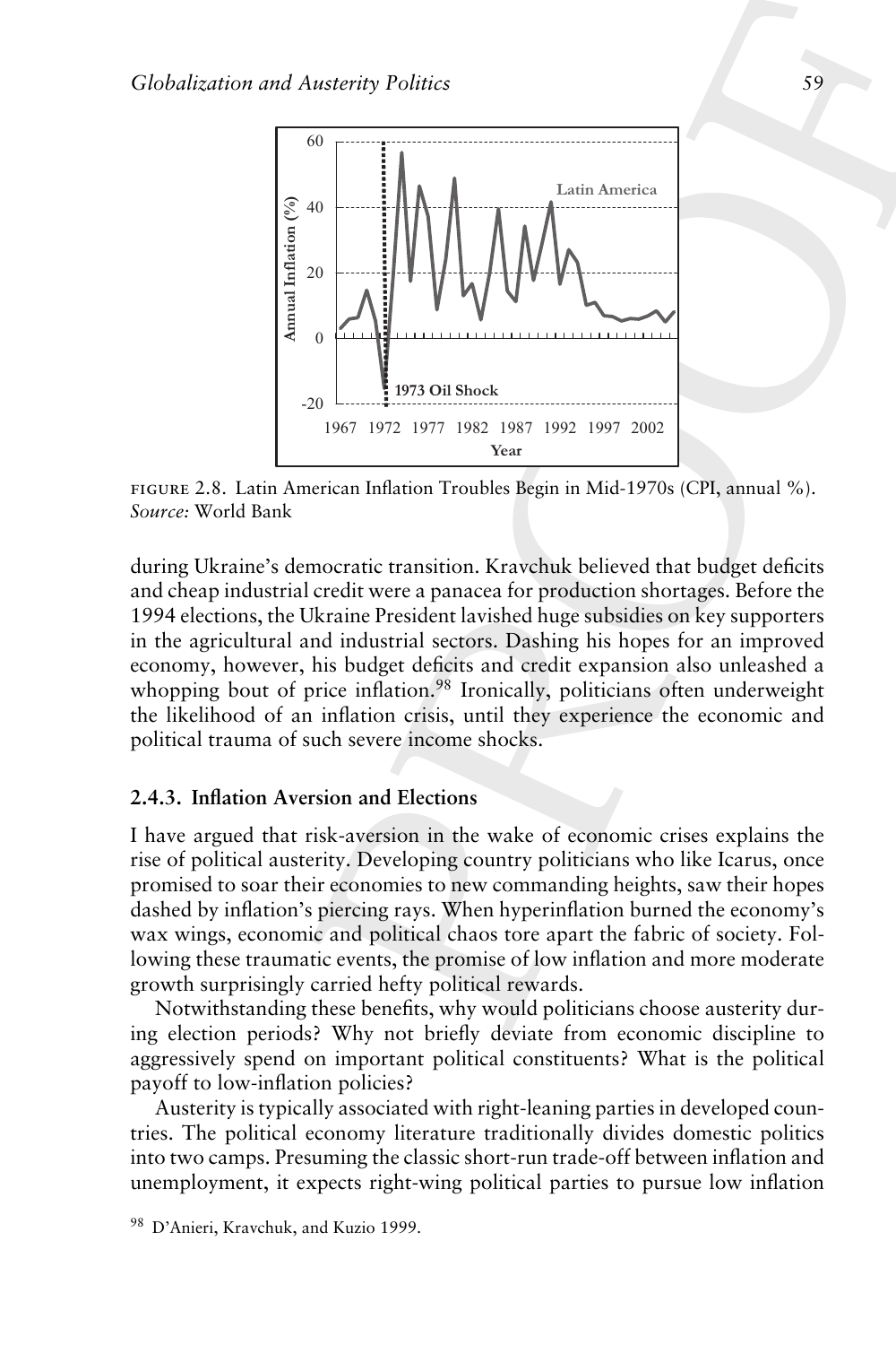FIGURE 2.8. Latin American Inflation Troubles Begin in Mid-1970s (CPI, annual %). *Source:* World Bank

during Ukraine's democratic transition. Kravchuk believed that budget deficits and cheap industrial credit were a panacea for production shortages. Before the 1994 elections, the Ukraine President lavished huge subsidies on key supporters in the agricultural and industrial sectors. Dashing his hopes for an improved economy, however, his budget deficits and credit expansion also unleashed a whopping bout of price inflation.[98] Ironically, politicians often underweight the likelihood of an inflation crisis, until they experience the economic and political trauma of such severe income shocks.

### 2.4.3. Inflation Aversion and Elections

I have argued that risk-aversion in the wake of economic crises explains the rise of political austerity. Developing country politicians who like Icarus, once promised to soar their economies to new commanding heights, saw their hopes dashed by inflation's piercing rays. When hyperinflation burned the economy's wax wings, economic and political chaos tore apart the fabric of society. Following these traumatic events, the promise of low inflation and more moderate growth surprisingly carried hefty political rewards.

Notwithstanding these benefits, why would politicians choose austerity during election periods? Why not briefly deviate from economic discipline to aggressively spend on important political constituents? What is the political payoff to low-inflation policies?

Austerity is typically associated with right-leaning parties in developed countries. The political economy literature traditionally divides domestic politics into two camps. Presuming the classic short-run trade-off between inflation and unemployment, it expects right-wing political parties to pursue low inflation

[98] D'Anieri, Kravchuk, and Kuzio 1999.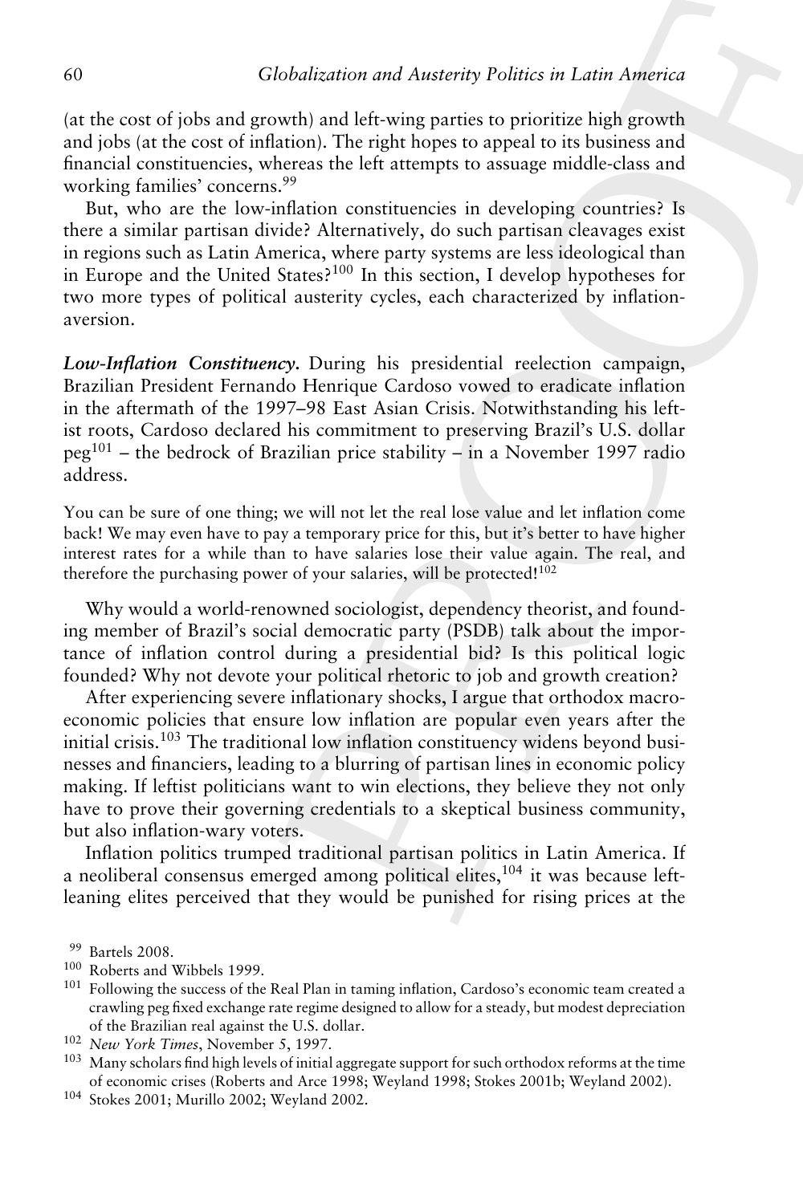(at the cost of jobs and growth) and left-wing parties to prioritize high growth and jobs (at the cost of inflation). The right hopes to appeal to its business and financial constituencies, whereas the left attempts to assuage middle-class and working families' concerns.[99]

But, who are the low-inflation constituencies in developing countries? Is there a similar partisan divide? Alternatively, do such partisan cleavages exist in regions such as Latin America, where party systems are less ideological than in Europe and the United States?[100] In this section, I develop hypotheses for two more types of political austerity cycles, each characterized by inflation-aversion.

***Low-Inflation Constituency.*** During his presidential reelection campaign, Brazilian President Fernando Henrique Cardoso vowed to eradicate inflation in the aftermath of the 1997–98 East Asian Crisis. Notwithstanding his leftist roots, Cardoso declared his commitment to preserving Brazil's U.S. dollar peg[101] – the bedrock of Brazilian price stability – in a November 1997 radio address.

> You can be sure of one thing; we will not let the real lose value and let inflation come back! We may even have to pay a temporary price for this, but it's better to have higher interest rates for a while than to have salaries lose their value again. The real, and therefore the purchasing power of your salaries, will be protected![102]

Why would a world-renowned sociologist, dependency theorist, and founding member of Brazil's social democratic party (PSDB) talk about the importance of inflation control during a presidential bid? Is this political logic founded? Why not devote your political rhetoric to job and growth creation?

After experiencing severe inflationary shocks, I argue that orthodox macroeconomic policies that ensure low inflation are popular even years after the initial crisis.[103] The traditional low inflation constituency widens beyond businesses and financiers, leading to a blurring of partisan lines in economic policy making. If leftist politicians want to win elections, they believe they not only have to prove their governing credentials to a skeptical business community, but also inflation-wary voters.

Inflation politics trumped traditional partisan politics in Latin America. If a neoliberal consensus emerged among political elites,[104] it was because left-leaning elites perceived that they would be punished for rising prices at the

[99] Bartels 2008.

[100] Roberts and Wibbels 1999.

[101] Following the success of the Real Plan in taming inflation, Cardoso's economic team created a crawling peg fixed exchange rate regime designed to allow for a steady, but modest depreciation of the Brazilian real against the U.S. dollar.

[102] *New York Times*, November 5, 1997.

[103] Many scholars find high levels of initial aggregate support for such orthodox reforms at the time of economic crises (Roberts and Arce 1998; Weyland 1998; Stokes 2001b; Weyland 2002).

[104] Stokes 2001; Murillo 2002; Weyland 2002.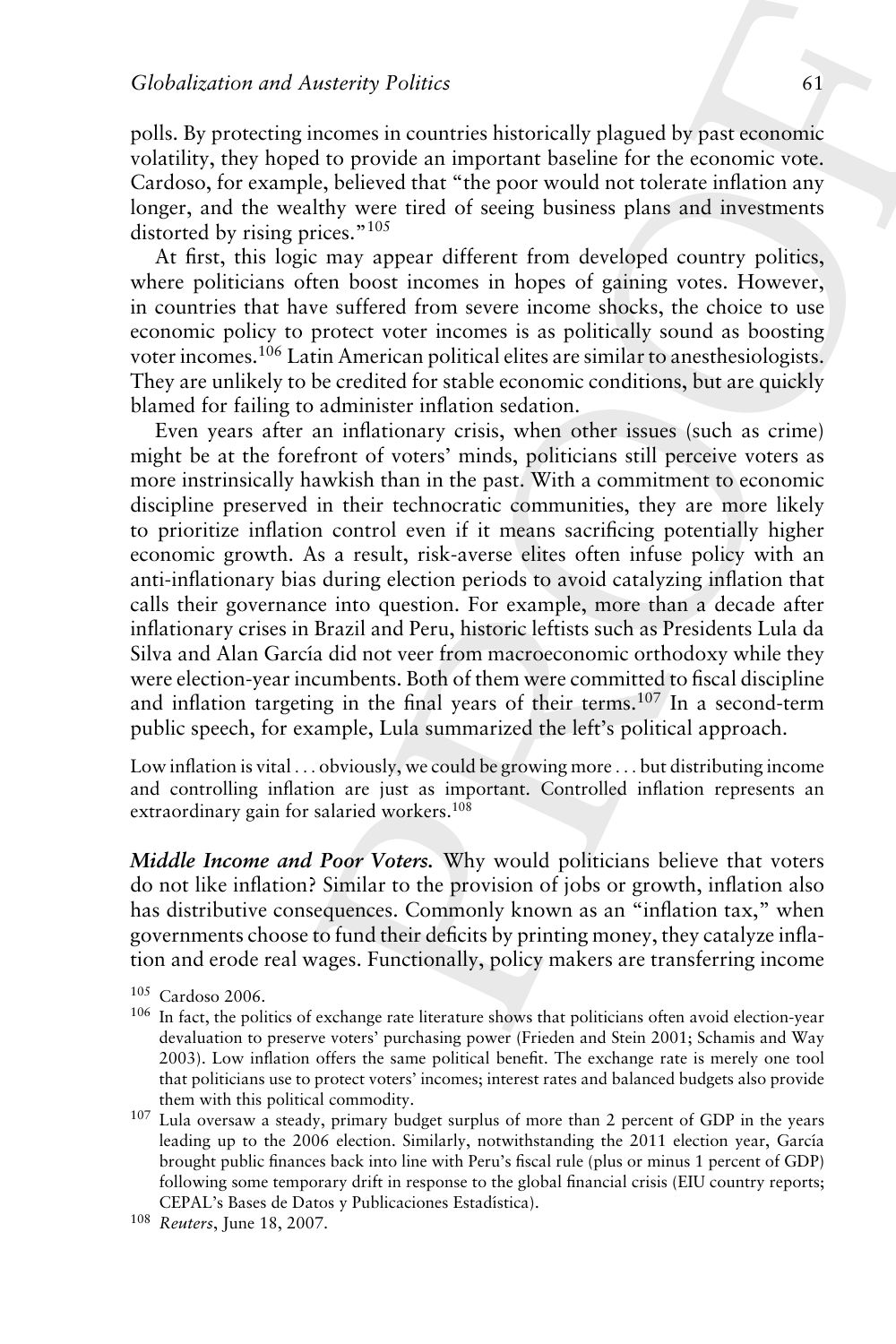polls. By protecting incomes in countries historically plagued by past economic volatility, they hoped to provide an important baseline for the economic vote. Cardoso, for example, believed that "the poor would not tolerate inflation any longer, and the wealthy were tired of seeing business plans and investments distorted by rising prices."[105]

At first, this logic may appear different from developed country politics, where politicians often boost incomes in hopes of gaining votes. However, in countries that have suffered from severe income shocks, the choice to use economic policy to protect voter incomes is as politically sound as boosting voter incomes.[106] Latin American political elites are similar to anesthesiologists. They are unlikely to be credited for stable economic conditions, but are quickly blamed for failing to administer inflation sedation.

Even years after an inflationary crisis, when other issues (such as crime) might be at the forefront of voters' minds, politicians still perceive voters as more instrinsically hawkish than in the past. With a commitment to economic discipline preserved in their technocratic communities, they are more likely to prioritize inflation control even if it means sacrificing potentially higher economic growth. As a result, risk-averse elites often infuse policy with an anti-inflationary bias during election periods to avoid catalyzing inflation that calls their governance into question. For example, more than a decade after inflationary crises in Brazil and Peru, historic leftists such as Presidents Lula da Silva and Alan García did not veer from macroeconomic orthodoxy while they were election-year incumbents. Both of them were committed to fiscal discipline and inflation targeting in the final years of their terms.[107] In a second-term public speech, for example, Lula summarized the left's political approach.

> Low inflation is vital ... obviously, we could be growing more ... but distributing income and controlling inflation are just as important. Controlled inflation represents an extraordinary gain for salaried workers.[108]

***Middle Income and Poor Voters.*** Why would politicians believe that voters do not like inflation? Similar to the provision of jobs or growth, inflation also has distributive consequences. Commonly known as an "inflation tax," when governments choose to fund their deficits by printing money, they catalyze inflation and erode real wages. Functionally, policy makers are transferring income

---

[105] Cardoso 2006.

[106] In fact, the politics of exchange rate literature shows that politicians often avoid election-year devaluation to preserve voters' purchasing power (Frieden and Stein 2001; Schamis and Way 2003). Low inflation offers the same political benefit. The exchange rate is merely one tool that politicians use to protect voters' incomes; interest rates and balanced budgets also provide them with this political commodity.

[107] Lula oversaw a steady, primary budget surplus of more than 2 percent of GDP in the years leading up to the 2006 election. Similarly, notwithstanding the 2011 election year, García brought public finances back into line with Peru's fiscal rule (plus or minus 1 percent of GDP) following some temporary drift in response to the global financial crisis (EIU country reports; CEPAL's Bases de Datos y Publicaciones Estadística).

[108] *Reuters*, June 18, 2007.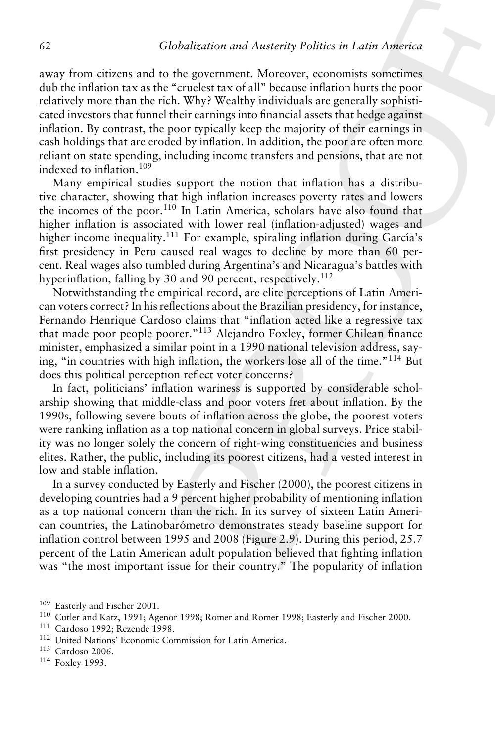away from citizens and to the government. Moreover, economists sometimes dub the inflation tax as the "cruelest tax of all" because inflation hurts the poor relatively more than the rich. Why? Wealthy individuals are generally sophisticated investors that funnel their earnings into financial assets that hedge against inflation. By contrast, the poor typically keep the majority of their earnings in cash holdings that are eroded by inflation. In addition, the poor are often more reliant on state spending, including income transfers and pensions, that are not indexed to inflation.[109]

Many empirical studies support the notion that inflation has a distributive character, showing that high inflation increases poverty rates and lowers the incomes of the poor.[110] In Latin America, scholars have also found that higher inflation is associated with lower real (inflation-adjusted) wages and higher income inequality.[111] For example, spiraling inflation during García's first presidency in Peru caused real wages to decline by more than 60 percent. Real wages also tumbled during Argentina's and Nicaragua's battles with hyperinflation, falling by 30 and 90 percent, respectively.[112]

Notwithstanding the empirical record, are elite perceptions of Latin American voters correct? In his reflections about the Brazilian presidency, for instance, Fernando Henrique Cardoso claims that "inflation acted like a regressive tax that made poor people poorer."[113] Alejandro Foxley, former Chilean finance minister, emphasized a similar point in a 1990 national television address, saying, "in countries with high inflation, the workers lose all of the time."[114] But does this political perception reflect voter concerns?

In fact, politicians' inflation wariness is supported by considerable scholarship showing that middle-class and poor voters fret about inflation. By the 1990s, following severe bouts of inflation across the globe, the poorest voters were ranking inflation as a top national concern in global surveys. Price stability was no longer solely the concern of right-wing constituencies and business elites. Rather, the public, including its poorest citizens, had a vested interest in low and stable inflation.

In a survey conducted by Easterly and Fischer (2000), the poorest citizens in developing countries had a 9 percent higher probability of mentioning inflation as a top national concern than the rich. In its survey of sixteen Latin American countries, the Latinobarómetro demonstrates steady baseline support for inflation control between 1995 and 2008 (Figure 2.9). During this period, 25.7 percent of the Latin American adult population believed that fighting inflation was "the most important issue for their country." The popularity of inflation

---

[109] Easterly and Fischer 2001.

[110] Cutler and Katz, 1991; Agenor 1998; Romer and Romer 1998; Easterly and Fischer 2000.

[111] Cardoso 1992; Rezende 1998.

[112] United Nations' Economic Commission for Latin America.

[113] Cardoso 2006.

[114] Foxley 1993.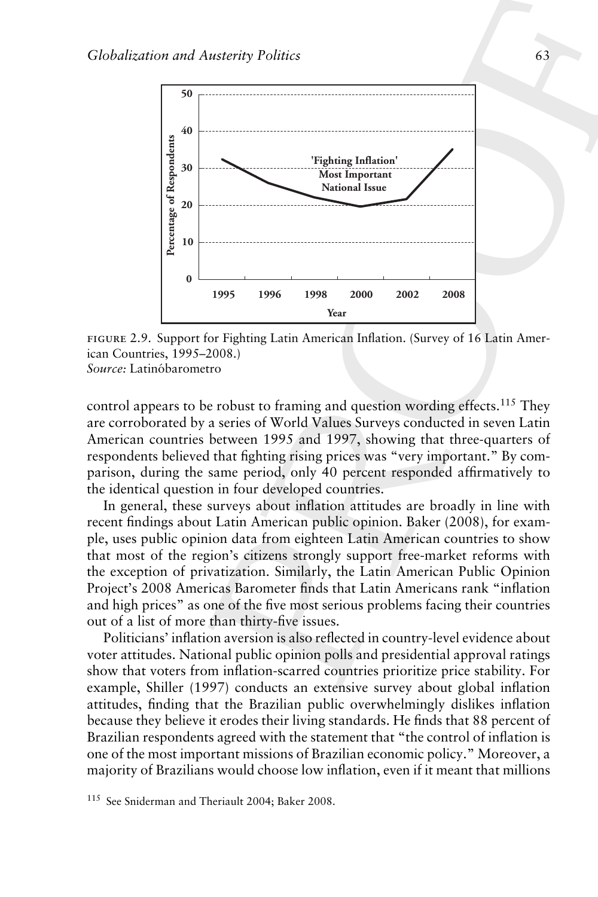FIGURE 2.9. Support for Fighting Latin American Inflation. (Survey of 16 Latin American Countries, 1995–2008.)
*Source:* Latinóbarometro

control appears to be robust to framing and question wording effects.[115] They are corroborated by a series of World Values Surveys conducted in seven Latin American countries between 1995 and 1997, showing that three-quarters of respondents believed that fighting rising prices was "very important." By comparison, during the same period, only 40 percent responded affirmatively to the identical question in four developed countries.

In general, these surveys about inflation attitudes are broadly in line with recent findings about Latin American public opinion. Baker (2008), for example, uses public opinion data from eighteen Latin American countries to show that most of the region's citizens strongly support free-market reforms with the exception of privatization. Similarly, the Latin American Public Opinion Project's 2008 Americas Barometer finds that Latin Americans rank "inflation and high prices" as one of the five most serious problems facing their countries out of a list of more than thirty-five issues.

Politicians' inflation aversion is also reflected in country-level evidence about voter attitudes. National public opinion polls and presidential approval ratings show that voters from inflation-scarred countries prioritize price stability. For example, Shiller (1997) conducts an extensive survey about global inflation attitudes, finding that the Brazilian public overwhelmingly dislikes inflation because they believe it erodes their living standards. He finds that 88 percent of Brazilian respondents agreed with the statement that "the control of inflation is one of the most important missions of Brazilian economic policy." Moreover, a majority of Brazilians would choose low inflation, even if it meant that millions

[115] See Sniderman and Theriault 2004; Baker 2008.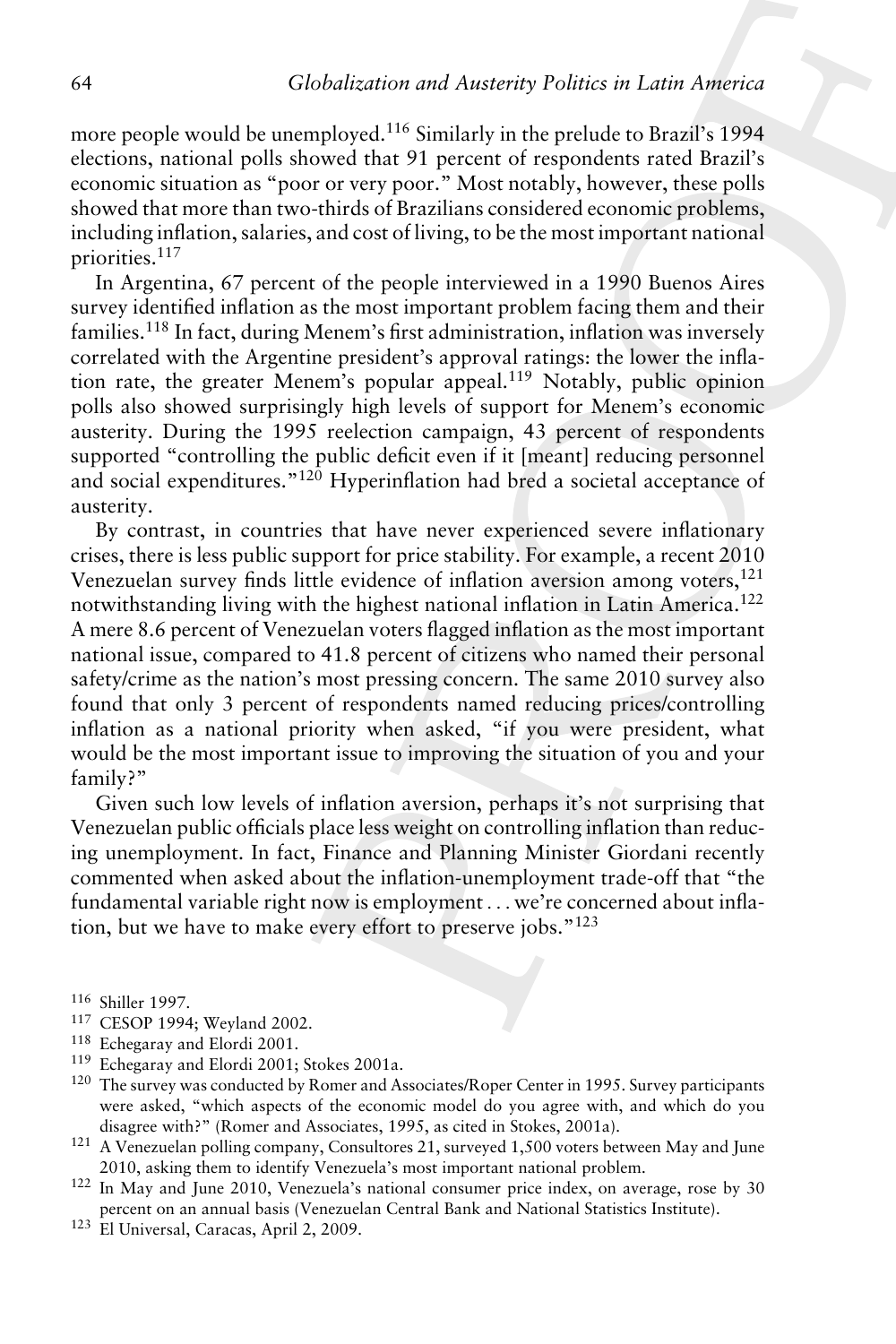more people would be unemployed.[116] Similarly in the prelude to Brazil's 1994 elections, national polls showed that 91 percent of respondents rated Brazil's economic situation as "poor or very poor." Most notably, however, these polls showed that more than two-thirds of Brazilians considered economic problems, including inflation, salaries, and cost of living, to be the most important national priorities.[117]

In Argentina, 67 percent of the people interviewed in a 1990 Buenos Aires survey identified inflation as the most important problem facing them and their families.[118] In fact, during Menem's first administration, inflation was inversely correlated with the Argentine president's approval ratings: the lower the inflation rate, the greater Menem's popular appeal.[119] Notably, public opinion polls also showed surprisingly high levels of support for Menem's economic austerity. During the 1995 reelection campaign, 43 percent of respondents supported "controlling the public deficit even if it [meant] reducing personnel and social expenditures."[120] Hyperinflation had bred a societal acceptance of austerity.

By contrast, in countries that have never experienced severe inflationary crises, there is less public support for price stability. For example, a recent 2010 Venezuelan survey finds little evidence of inflation aversion among voters,[121] notwithstanding living with the highest national inflation in Latin America.[122] A mere 8.6 percent of Venezuelan voters flagged inflation as the most important national issue, compared to 41.8 percent of citizens who named their personal safety/crime as the nation's most pressing concern. The same 2010 survey also found that only 3 percent of respondents named reducing prices/controlling inflation as a national priority when asked, "if you were president, what would be the most important issue to improving the situation of you and your family?"

Given such low levels of inflation aversion, perhaps it's not surprising that Venezuelan public officials place less weight on controlling inflation than reducing unemployment. In fact, Finance and Planning Minister Giordani recently commented when asked about the inflation-unemployment trade-off that "the fundamental variable right now is employment . . . we're concerned about inflation, but we have to make every effort to preserve jobs."[123]

---

[116] Shiller 1997.

[117] CESOP 1994; Weyland 2002.

[118] Echegaray and Elordi 2001.

[119] Echegaray and Elordi 2001; Stokes 2001a.

[120] The survey was conducted by Romer and Associates/Roper Center in 1995. Survey participants were asked, "which aspects of the economic model do you agree with, and which do you disagree with?" (Romer and Associates, 1995, as cited in Stokes, 2001a).

[121] A Venezuelan polling company, Consultores 21, surveyed 1,500 voters between May and June 2010, asking them to identify Venezuela's most important national problem.

[122] In May and June 2010, Venezuela's national consumer price index, on average, rose by 30 percent on an annual basis (Venezuelan Central Bank and National Statistics Institute).

[123] El Universal, Caracas, April 2, 2009.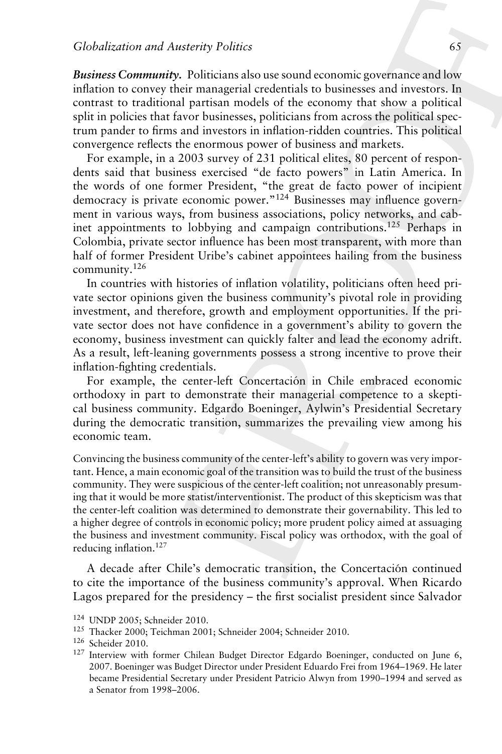***Business Community.*** Politicians also use sound economic governance and low inflation to convey their managerial credentials to businesses and investors. In contrast to traditional partisan models of the economy that show a political split in policies that favor businesses, politicians from across the political spectrum pander to firms and investors in inflation-ridden countries. This political convergence reflects the enormous power of business and markets.

For example, in a 2003 survey of 231 political elites, 80 percent of respondents said that business exercised "de facto powers" in Latin America. In the words of one former President, "the great de facto power of incipient democracy is private economic power."[124] Businesses may influence government in various ways, from business associations, policy networks, and cabinet appointments to lobbying and campaign contributions.[125] Perhaps in Colombia, private sector influence has been most transparent, with more than half of former President Uribe's cabinet appointees hailing from the business community.[126]

In countries with histories of inflation volatility, politicians often heed private sector opinions given the business community's pivotal role in providing investment, and therefore, growth and employment opportunities. If the private sector does not have confidence in a government's ability to govern the economy, business investment can quickly falter and lead the economy adrift. As a result, left-leaning governments possess a strong incentive to prove their inflation-fighting credentials.

For example, the center-left Concertación in Chile embraced economic orthodoxy in part to demonstrate their managerial competence to a skeptical business community. Edgardo Boeninger, Aylwin's Presidential Secretary during the democratic transition, summarizes the prevailing view among his economic team.

> Convincing the business community of the center-left's ability to govern was very important. Hence, a main economic goal of the transition was to build the trust of the business community. They were suspicious of the center-left coalition; not unreasonably presuming that it would be more statist/interventionist. The product of this skepticism was that the center-left coalition was determined to demonstrate their governability. This led to a higher degree of controls in economic policy; more prudent policy aimed at assuaging the business and investment community. Fiscal policy was orthodox, with the goal of reducing inflation.[127]

A decade after Chile's democratic transition, the Concertación continued to cite the importance of the business community's approval. When Ricardo Lagos prepared for the presidency – the first socialist president since Salvador

---

[124] UNDP 2005; Schneider 2010.

[125] Thacker 2000; Teichman 2001; Schneider 2004; Schneider 2010.

[126] Scheider 2010.

[127] Interview with former Chilean Budget Director Edgardo Boeninger, conducted on June 6, 2007. Boeninger was Budget Director under President Eduardo Frei from 1964–1969. He later became Presidential Secretary under President Patricio Alwyn from 1990–1994 and served as a Senator from 1998–2006.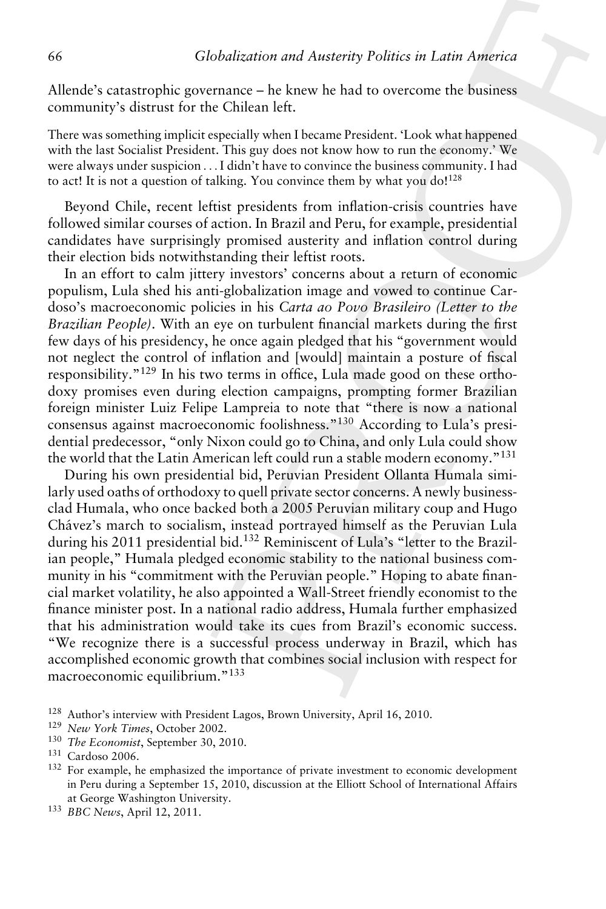Allende's catastrophic governance – he knew he had to overcome the business community's distrust for the Chilean left.

> There was something implicit especially when I became President. 'Look what happened with the last Socialist President. This guy does not know how to run the economy.' We were always under suspicion . . . I didn't have to convince the business community. I had to act! It is not a question of talking. You convince them by what you do![128]

Beyond Chile, recent leftist presidents from inflation-crisis countries have followed similar courses of action. In Brazil and Peru, for example, presidential candidates have surprisingly promised austerity and inflation control during their election bids notwithstanding their leftist roots.

In an effort to calm jittery investors' concerns about a return of economic populism, Lula shed his anti-globalization image and vowed to continue Cardoso's macroeconomic policies in his *Carta ao Povo Brasileiro (Letter to the Brazilian People)*. With an eye on turbulent financial markets during the first few days of his presidency, he once again pledged that his "government would not neglect the control of inflation and [would] maintain a posture of fiscal responsibility."[129] In his two terms in office, Lula made good on these orthodoxy promises even during election campaigns, prompting former Brazilian foreign minister Luiz Felipe Lampreia to note that "there is now a national consensus against macroeconomic foolishness."[130] According to Lula's presidential predecessor, "only Nixon could go to China, and only Lula could show the world that the Latin American left could run a stable modern economy."[131]

During his own presidential bid, Peruvian President Ollanta Humala similarly used oaths of orthodoxy to quell private sector concerns. A newly business-clad Humala, who once backed both a 2005 Peruvian military coup and Hugo Chávez's march to socialism, instead portrayed himself as the Peruvian Lula during his 2011 presidential bid.[132] Reminiscent of Lula's "letter to the Brazilian people," Humala pledged economic stability to the national business community in his "commitment with the Peruvian people." Hoping to abate financial market volatility, he also appointed a Wall-Street friendly economist to the finance minister post. In a national radio address, Humala further emphasized that his administration would take its cues from Brazil's economic success. "We recognize there is a successful process underway in Brazil, which has accomplished economic growth that combines social inclusion with respect for macroeconomic equilibrium."[133]

---

[128] Author's interview with President Lagos, Brown University, April 16, 2010.

[129] *New York Times*, October 2002.

[130] *The Economist*, September 30, 2010.

[131] Cardoso 2006.

[132] For example, he emphasized the importance of private investment to economic development in Peru during a September 15, 2010, discussion at the Elliott School of International Affairs at George Washington University.

[133] *BBC News*, April 12, 2011.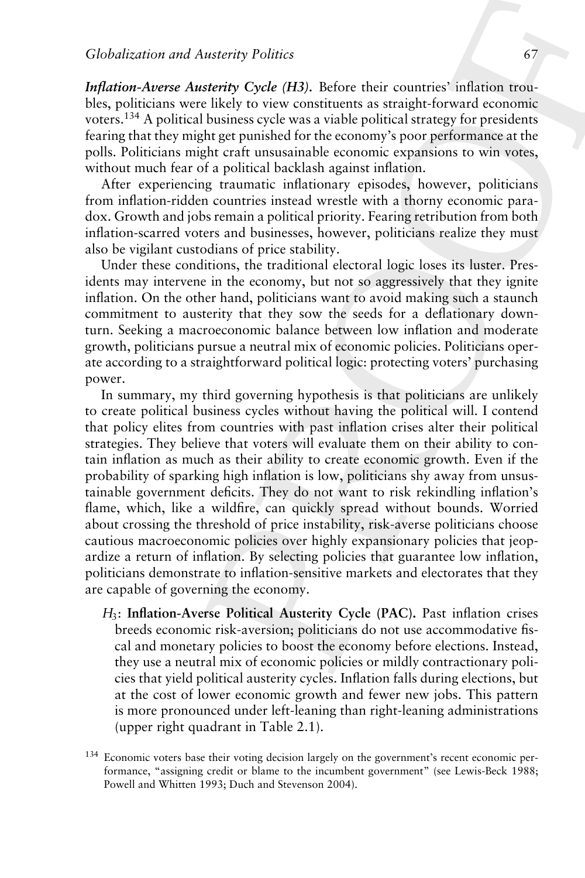***Inflation-Averse Austerity Cycle (H3).*** Before their countries' inflation troubles, politicians were likely to view constituents as straight-forward economic voters.[134] A political business cycle was a viable political strategy for presidents fearing that they might get punished for the economy's poor performance at the polls. Politicians might craft unsusainable economic expansions to win votes, without much fear of a political backlash against inflation.

After experiencing traumatic inflationary episodes, however, politicians from inflation-ridden countries instead wrestle with a thorny economic paradox. Growth and jobs remain a political priority. Fearing retribution from both inflation-scarred voters and businesses, however, politicians realize they must also be vigilant custodians of price stability.

Under these conditions, the traditional electoral logic loses its luster. Presidents may intervene in the economy, but not so aggressively that they ignite inflation. On the other hand, politicians want to avoid making such a staunch commitment to austerity that they sow the seeds for a deflationary downturn. Seeking a macroeconomic balance between low inflation and moderate growth, politicians pursue a neutral mix of economic policies. Politicians operate according to a straightforward political logic: protecting voters' purchasing power.

In summary, my third governing hypothesis is that politicians are unlikely to create political business cycles without having the political will. I contend that policy elites from countries with past inflation crises alter their political strategies. They believe that voters will evaluate them on their ability to contain inflation as much as their ability to create economic growth. Even if the probability of sparking high inflation is low, politicians shy away from unsustainable government deficits. They do not want to risk rekindling inflation's flame, which, like a wildfire, can quickly spread without bounds. Worried about crossing the threshold of price instability, risk-averse politicians choose cautious macroeconomic policies over highly expansionary policies that jeopardize a return of inflation. By selecting policies that guarantee low inflation, politicians demonstrate to inflation-sensitive markets and electorates that they are capable of governing the economy.

> $H_3$: **Inflation-Averse Political Austerity Cycle (PAC).** Past inflation crises breeds economic risk-aversion; politicians do not use accommodative fiscal and monetary policies to boost the economy before elections. Instead, they use a neutral mix of economic policies or mildly contractionary policies that yield political austerity cycles. Inflation falls during elections, but at the cost of lower economic growth and fewer new jobs. This pattern is more pronounced under left-leaning than right-leaning administrations (upper right quadrant in Table 2.1).

[134] Economic voters base their voting decision largely on the government's recent economic performance, "assigning credit or blame to the incumbent government" (see Lewis-Beck 1988; Powell and Whitten 1993; Duch and Stevenson 2004).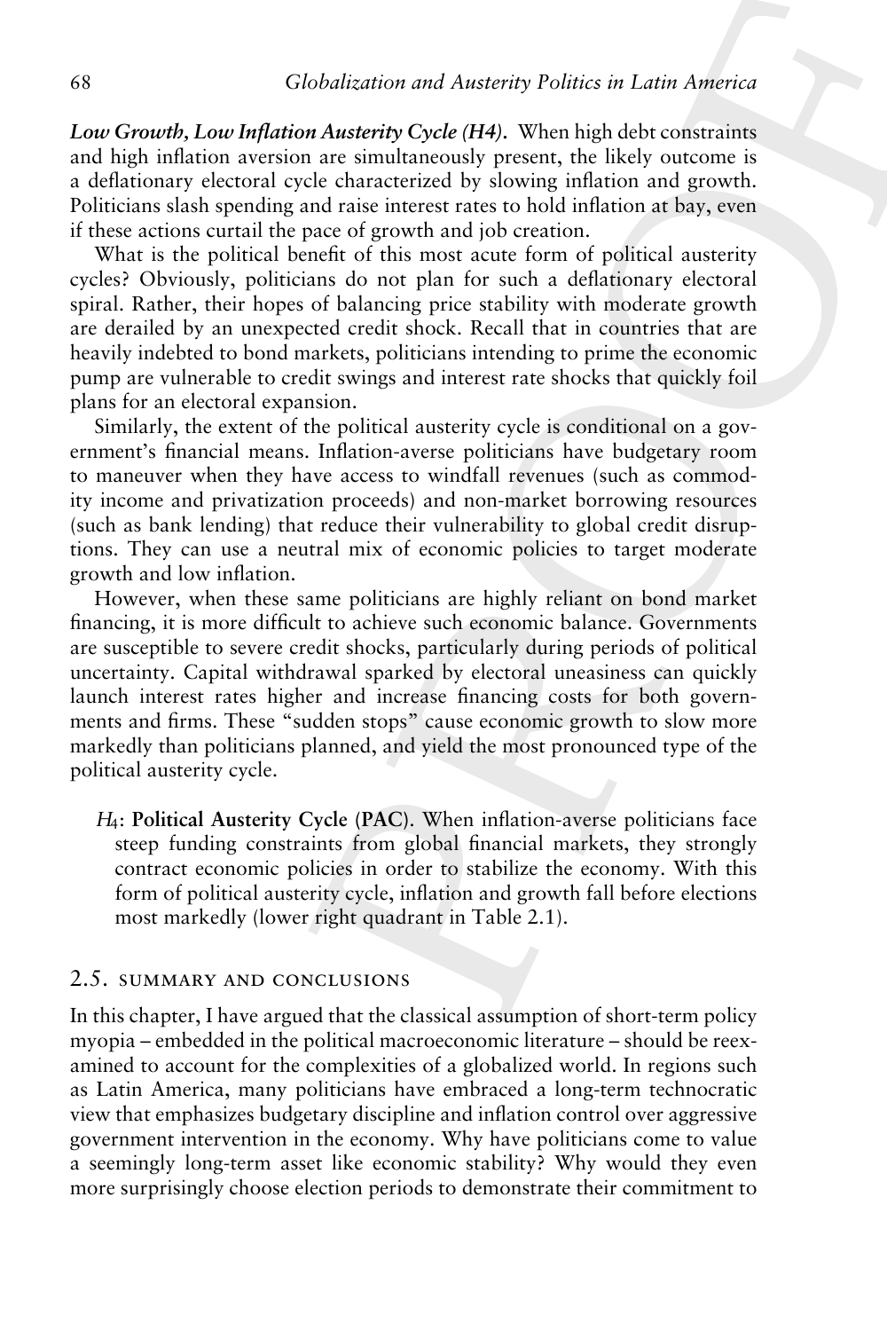***Low Growth, Low Inflation Austerity Cycle (H4).*** When high debt constraints and high inflation aversion are simultaneously present, the likely outcome is a deflationary electoral cycle characterized by slowing inflation and growth. Politicians slash spending and raise interest rates to hold inflation at bay, even if these actions curtail the pace of growth and job creation.

What is the political benefit of this most acute form of political austerity cycles? Obviously, politicians do not plan for such a deflationary electoral spiral. Rather, their hopes of balancing price stability with moderate growth are derailed by an unexpected credit shock. Recall that in countries that are heavily indebted to bond markets, politicians intending to prime the economic pump are vulnerable to credit swings and interest rate shocks that quickly foil plans for an electoral expansion.

Similarly, the extent of the political austerity cycle is conditional on a government's financial means. Inflation-averse politicians have budgetary room to maneuver when they have access to windfall revenues (such as commodity income and privatization proceeds) and non-market borrowing resources (such as bank lending) that reduce their vulnerability to global credit disruptions. They can use a neutral mix of economic policies to target moderate growth and low inflation.

However, when these same politicians are highly reliant on bond market financing, it is more difficult to achieve such economic balance. Governments are susceptible to severe credit shocks, particularly during periods of political uncertainty. Capital withdrawal sparked by electoral uneasiness can quickly launch interest rates higher and increase financing costs for both governments and firms. These "sudden stops" cause economic growth to slow more markedly than politicians planned, and yield the most pronounced type of the political austerity cycle.

> *$H_4$*: **Political Austerity Cycle (PAC).** When inflation-averse politicians face steep funding constraints from global financial markets, they strongly contract economic policies in order to stabilize the economy. With this form of political austerity cycle, inflation and growth fall before elections most markedly (lower right quadrant in Table 2.1).

## 2.5. SUMMARY AND CONCLUSIONS

In this chapter, I have argued that the classical assumption of short-term policy myopia – embedded in the political macroeconomic literature – should be reexamined to account for the complexities of a globalized world. In regions such as Latin America, many politicians have embraced a long-term technocratic view that emphasizes budgetary discipline and inflation control over aggressive government intervention in the economy. Why have politicians come to value a seemingly long-term asset like economic stability? Why would they even more surprisingly choose election periods to demonstrate their commitment to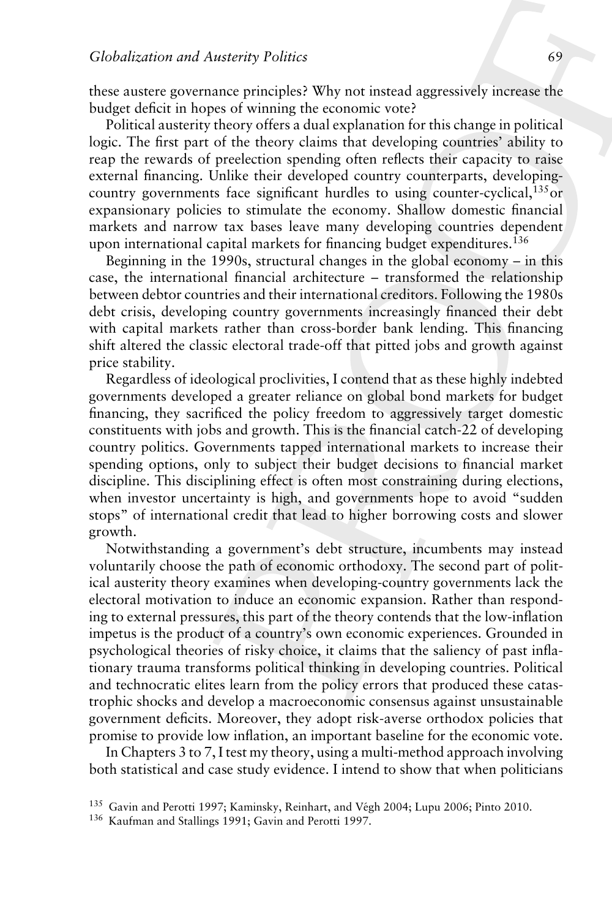these austere governance principles? Why not instead aggressively increase the budget deficit in hopes of winning the economic vote?

Political austerity theory offers a dual explanation for this change in political logic. The first part of the theory claims that developing countries' ability to reap the rewards of preelection spending often reflects their capacity to raise external financing. Unlike their developed country counterparts, developing-country governments face significant hurdles to using counter-cyclical,[135] or expansionary policies to stimulate the economy. Shallow domestic financial markets and narrow tax bases leave many developing countries dependent upon international capital markets for financing budget expenditures.[136]

Beginning in the 1990s, structural changes in the global economy – in this case, the international financial architecture – transformed the relationship between debtor countries and their international creditors. Following the 1980s debt crisis, developing country governments increasingly financed their debt with capital markets rather than cross-border bank lending. This financing shift altered the classic electoral trade-off that pitted jobs and growth against price stability.

Regardless of ideological proclivities, I contend that as these highly indebted governments developed a greater reliance on global bond markets for budget financing, they sacrificed the policy freedom to aggressively target domestic constituents with jobs and growth. This is the financial catch-22 of developing country politics. Governments tapped international markets to increase their spending options, only to subject their budget decisions to financial market discipline. This disciplining effect is often most constraining during elections, when investor uncertainty is high, and governments hope to avoid "sudden stops" of international credit that lead to higher borrowing costs and slower growth.

Notwithstanding a government's debt structure, incumbents may instead voluntarily choose the path of economic orthodoxy. The second part of political austerity theory examines when developing-country governments lack the electoral motivation to induce an economic expansion. Rather than responding to external pressures, this part of the theory contends that the low-inflation impetus is the product of a country's own economic experiences. Grounded in psychological theories of risky choice, it claims that the saliency of past inflationary trauma transforms political thinking in developing countries. Political and technocratic elites learn from the policy errors that produced these catastrophic shocks and develop a macroeconomic consensus against unsustainable government deficits. Moreover, they adopt risk-averse orthodox policies that promise to provide low inflation, an important baseline for the economic vote.

In Chapters 3 to 7, I test my theory, using a multi-method approach involving both statistical and case study evidence. I intend to show that when politicians

[135] Gavin and Perotti 1997; Kaminsky, Reinhart, and Végh 2004; Lupu 2006; Pinto 2010.

[136] Kaufman and Stallings 1991; Gavin and Perotti 1997.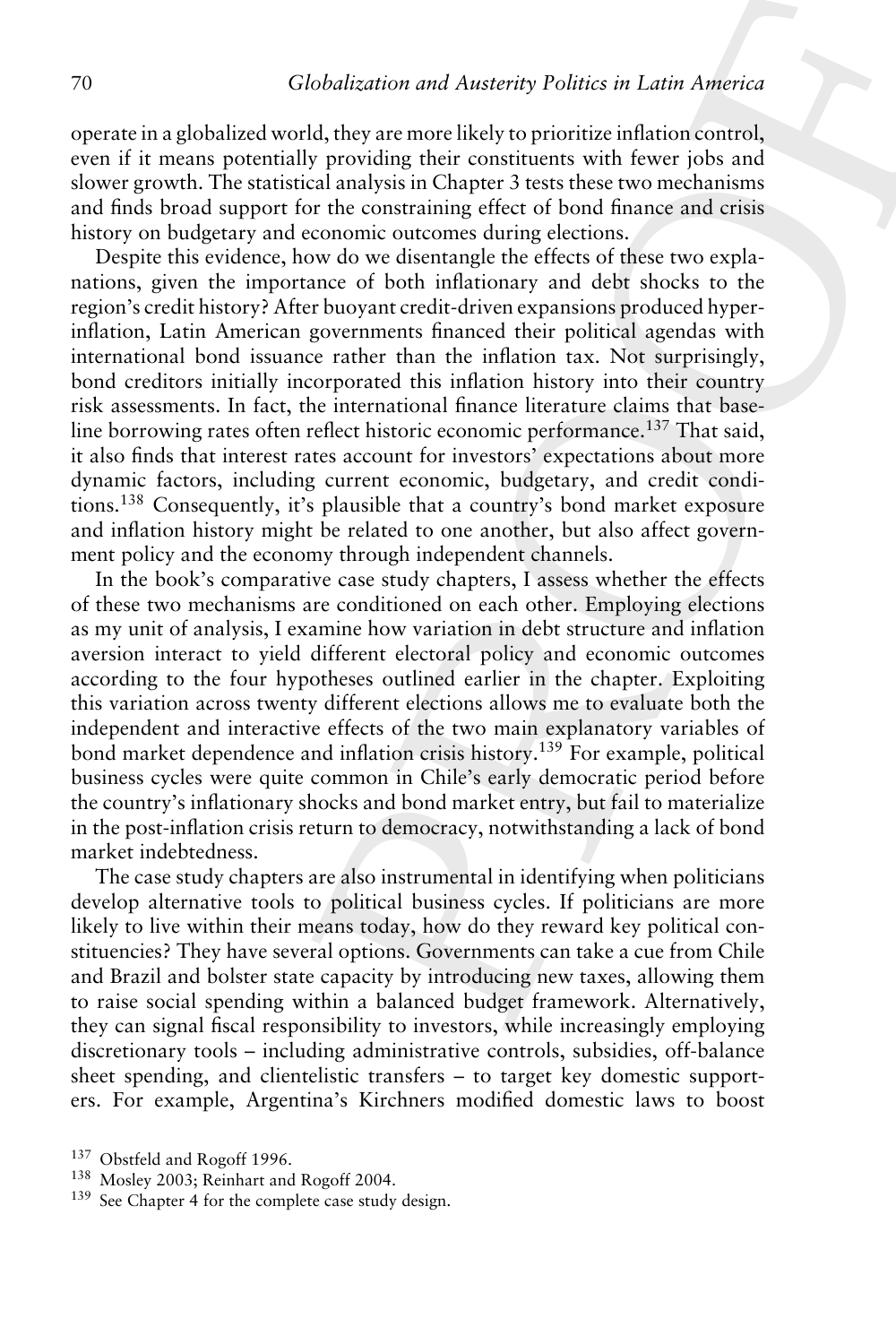operate in a globalized world, they are more likely to prioritize inflation control, even if it means potentially providing their constituents with fewer jobs and slower growth. The statistical analysis in Chapter 3 tests these two mechanisms and finds broad support for the constraining effect of bond finance and crisis history on budgetary and economic outcomes during elections.

Despite this evidence, how do we disentangle the effects of these two explanations, given the importance of both inflationary and debt shocks to the region's credit history? After buoyant credit-driven expansions produced hyperinflation, Latin American governments financed their political agendas with international bond issuance rather than the inflation tax. Not surprisingly, bond creditors initially incorporated this inflation history into their country risk assessments. In fact, the international finance literature claims that baseline borrowing rates often reflect historic economic performance.[137] That said, it also finds that interest rates account for investors' expectations about more dynamic factors, including current economic, budgetary, and credit conditions.[138] Consequently, it's plausible that a country's bond market exposure and inflation history might be related to one another, but also affect government policy and the economy through independent channels.

In the book's comparative case study chapters, I assess whether the effects of these two mechanisms are conditioned on each other. Employing elections as my unit of analysis, I examine how variation in debt structure and inflation aversion interact to yield different electoral policy and economic outcomes according to the four hypotheses outlined earlier in the chapter. Exploiting this variation across twenty different elections allows me to evaluate both the independent and interactive effects of the two main explanatory variables of bond market dependence and inflation crisis history.[139] For example, political business cycles were quite common in Chile's early democratic period before the country's inflationary shocks and bond market entry, but fail to materialize in the post-inflation crisis return to democracy, notwithstanding a lack of bond market indebtedness.

The case study chapters are also instrumental in identifying when politicians develop alternative tools to political business cycles. If politicians are more likely to live within their means today, how do they reward key political constituencies? They have several options. Governments can take a cue from Chile and Brazil and bolster state capacity by introducing new taxes, allowing them to raise social spending within a balanced budget framework. Alternatively, they can signal fiscal responsibility to investors, while increasingly employing discretionary tools – including administrative controls, subsidies, off-balance sheet spending, and clientelistic transfers – to target key domestic supporters. For example, Argentina's Kirchners modified domestic laws to boost

[137] Obstfeld and Rogoff 1996.

[138] Mosley 2003; Reinhart and Rogoff 2004.

[139] See Chapter 4 for the complete case study design.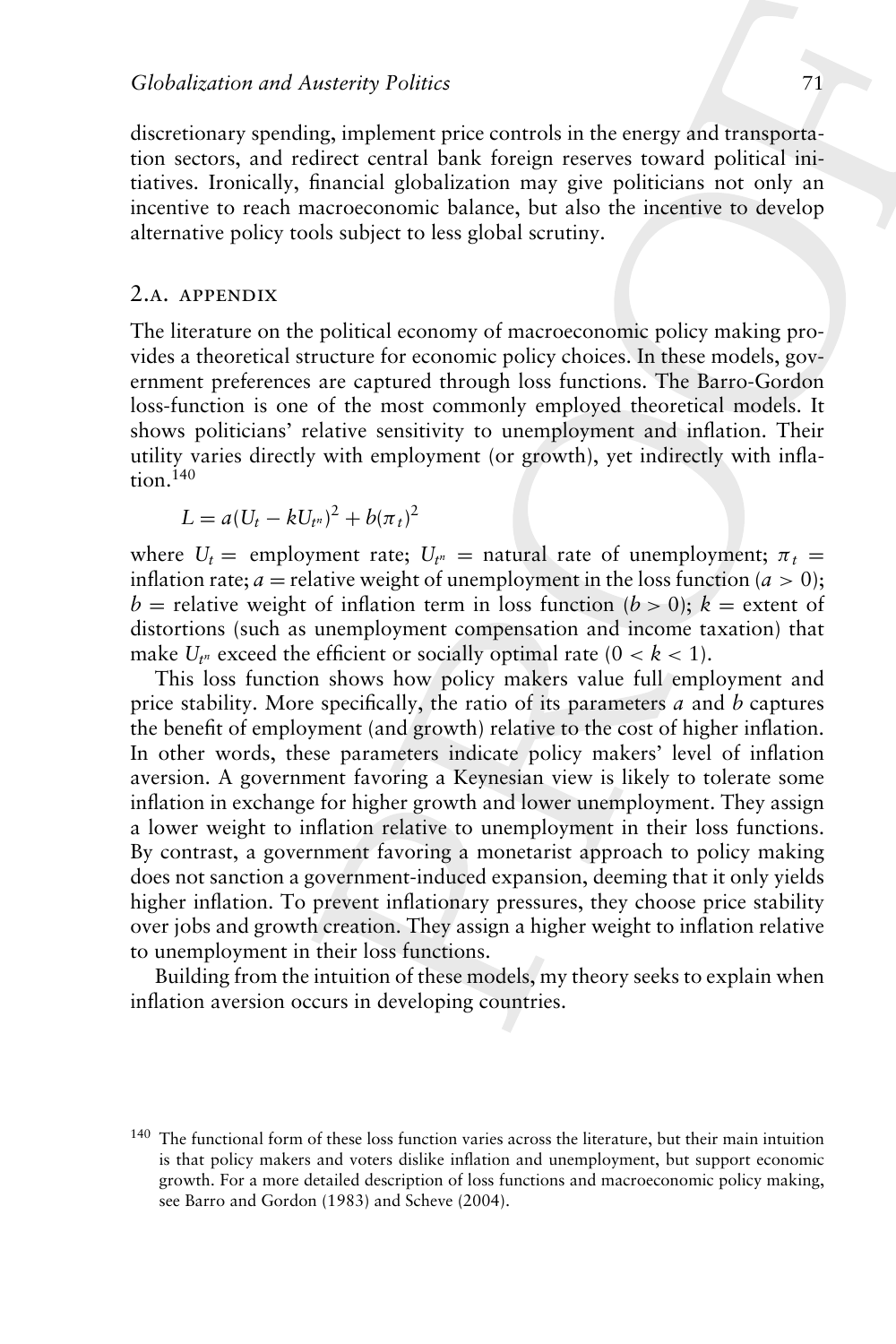discretionary spending, implement price controls in the energy and transportation sectors, and redirect central bank foreign reserves toward political initiatives. Ironically, financial globalization may give politicians not only an incentive to reach macroeconomic balance, but also the incentive to develop alternative policy tools subject to less global scrutiny.

## 2.A. APPENDIX

The literature on the political economy of macroeconomic policy making provides a theoretical structure for economic policy choices. In these models, government preferences are captured through loss functions. The Barro-Gordon loss-function is one of the most commonly employed theoretical models. It shows politicians' relative sensitivity to unemployment and inflation. Their utility varies directly with employment (or growth), yet indirectly with inflation.[140]

$$L = a(U_t - kU_{t^n})^2 + b(\pi_t)^2$$

where $U_t =$ employment rate; $U_{t^n} =$ natural rate of unemployment; $\pi_t =$ inflation rate; $a =$ relative weight of unemployment in the loss function ($a > 0$); $b =$ relative weight of inflation term in loss function ($b > 0$); $k =$ extent of distortions (such as unemployment compensation and income taxation) that make $U_{t^n}$ exceed the efficient or socially optimal rate ($0 < k < 1$).

This loss function shows how policy makers value full employment and price stability. More specifically, the ratio of its parameters $a$ and $b$ captures the benefit of employment (and growth) relative to the cost of higher inflation. In other words, these parameters indicate policy makers' level of inflation aversion. A government favoring a Keynesian view is likely to tolerate some inflation in exchange for higher growth and lower unemployment. They assign a lower weight to inflation relative to unemployment in their loss functions. By contrast, a government favoring a monetarist approach to policy making does not sanction a government-induced expansion, deeming that it only yields higher inflation. To prevent inflationary pressures, they choose price stability over jobs and growth creation. They assign a higher weight to inflation relative to unemployment in their loss functions.

Building from the intuition of these models, my theory seeks to explain when inflation aversion occurs in developing countries.

[140] The functional form of these loss function varies across the literature, but their main intuition is that policy makers and voters dislike inflation and unemployment, but support economic growth. For a more detailed description of loss functions and macroeconomic policy making, see Barro and Gordon (1983) and Scheve (2004).